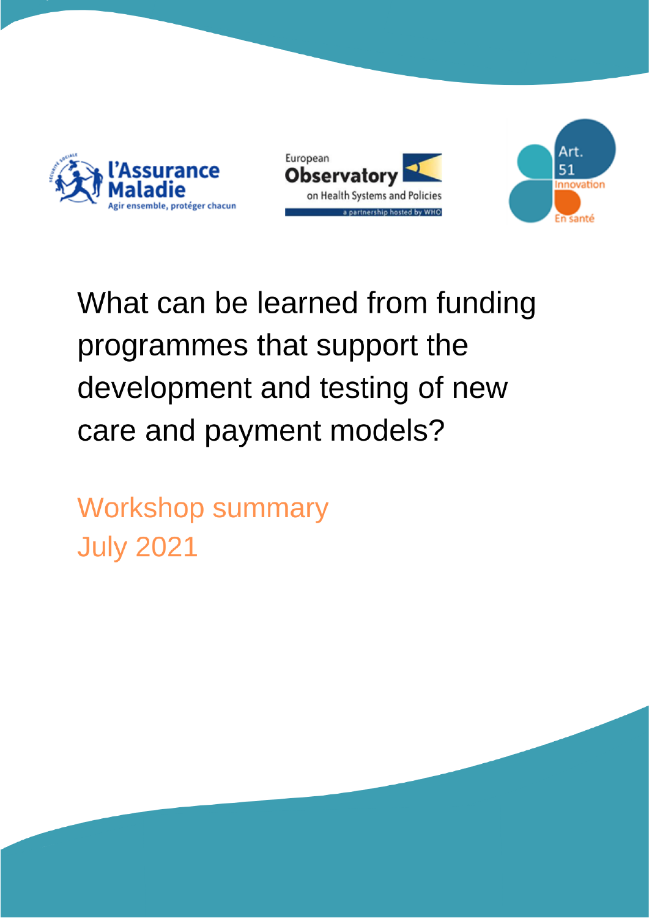# What can be learned from funding programmes that support the development and testing of new care and payment models?

Workshop summary
July 2021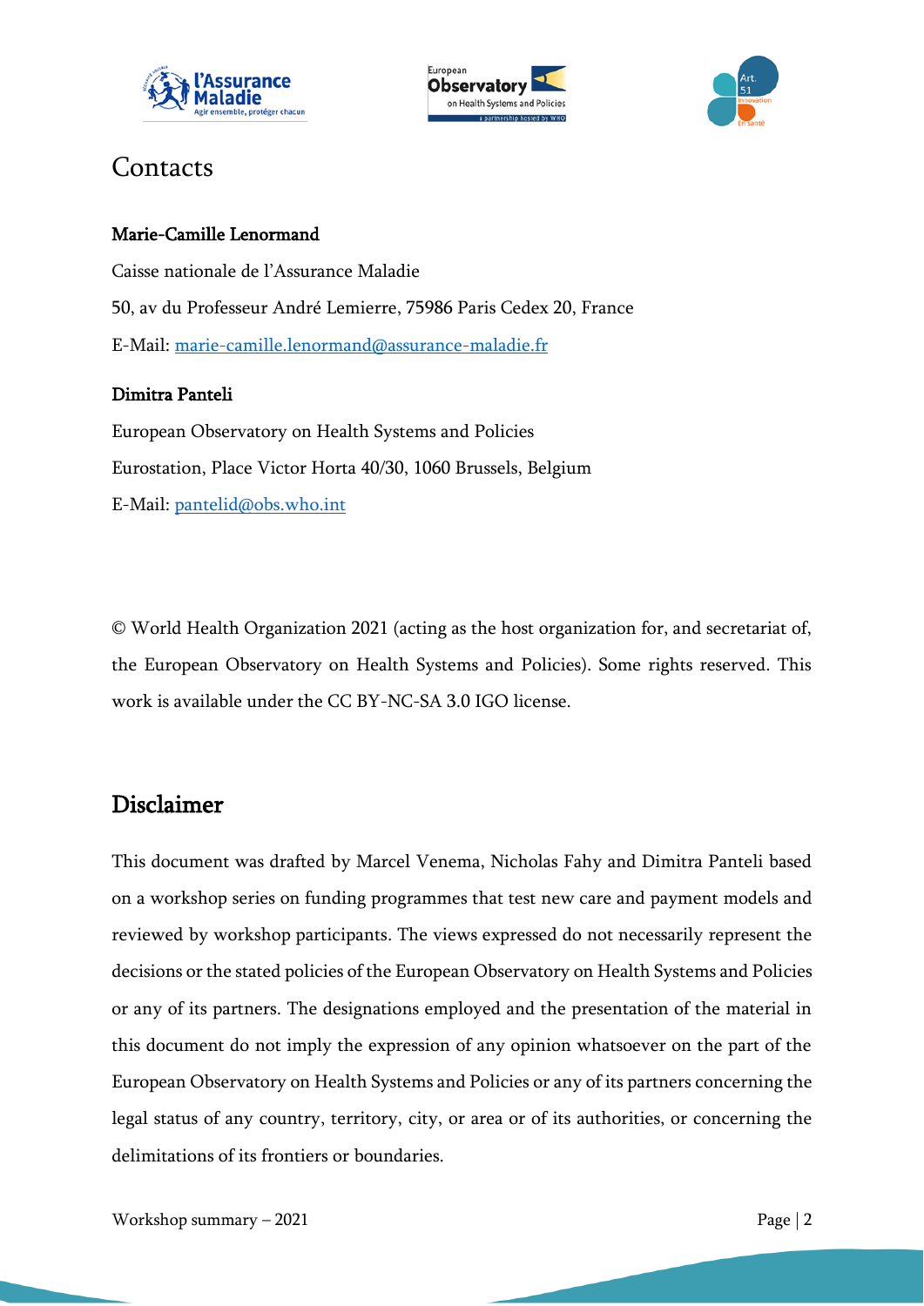# Contacts

**Marie-Camille Lenormand**

Caisse nationale de l'Assurance Maladie

50, av du Professeur André Lemierre, 75986 Paris Cedex 20, France

E-Mail: marie-camille.lenormand@assurance-maladie.fr

**Dimitra Panteli**

European Observatory on Health Systems and Policies

Eurostation, Place Victor Horta 40/30, 1060 Brussels, Belgium

E-Mail: pantelid@obs.who.int

© World Health Organization 2021 (acting as the host organization for, and secretariat of, the European Observatory on Health Systems and Policies). Some rights reserved. This work is available under the CC BY-NC-SA 3.0 IGO license.

## Disclaimer

This document was drafted by Marcel Venema, Nicholas Fahy and Dimitra Panteli based on a workshop series on funding programmes that test new care and payment models and reviewed by workshop participants. The views expressed do not necessarily represent the decisions or the stated policies of the European Observatory on Health Systems and Policies or any of its partners. The designations employed and the presentation of the material in this document do not imply the expression of any opinion whatsoever on the part of the European Observatory on Health Systems and Policies or any of its partners concerning the legal status of any country, territory, city, or area or of its authorities, or concerning the delimitations of its frontiers or boundaries.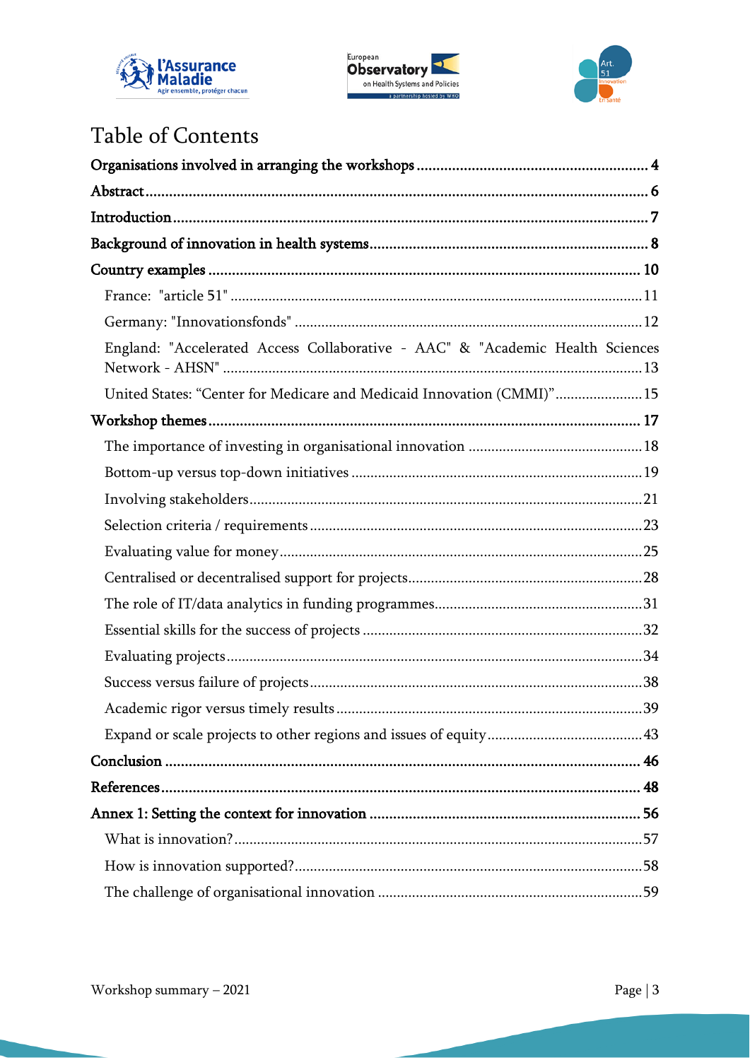# Table of Contents

**Organisations involved in arranging the workshops** .......... **4**

**Abstract** .......... **6**

**Introduction** .......... **7**

**Background of innovation in health systems** .......... **8**

**Country examples** .......... **10**

- France: "article 51" .......... 11
- Germany: "Innovationsfonds" .......... 12
- England: "Accelerated Access Collaborative - AAC" & "Academic Health Sciences Network - AHSN" .......... 13
- United States: "Center for Medicare and Medicaid Innovation (CMMI)" .......... 15

**Workshop themes** .......... **17**

- The importance of investing in organisational innovation .......... 18
- Bottom-up versus top-down initiatives .......... 19
- Involving stakeholders .......... 21
- Selection criteria / requirements .......... 23
- Evaluating value for money .......... 25
- Centralised or decentralised support for projects .......... 28
- The role of IT/data analytics in funding programmes .......... 31
- Essential skills for the success of projects .......... 32
- Evaluating projects .......... 34
- Success versus failure of projects .......... 38
- Academic rigor versus timely results .......... 39
- Expand or scale projects to other regions and issues of equity .......... 43

**Conclusion** .......... **46**

**References** .......... **48**

**Annex 1: Setting the context for innovation** .......... **56**

- What is innovation? .......... 57
- How is innovation supported? .......... 58
- The challenge of organisational innovation .......... 59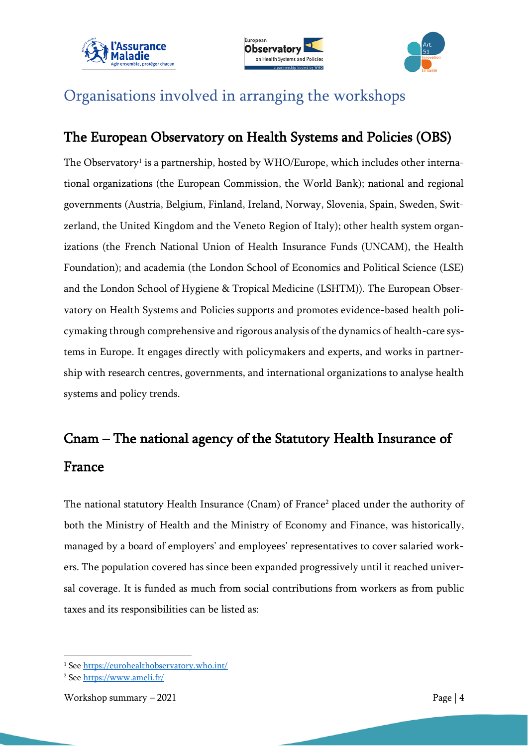# Organisations involved in arranging the workshops

## The European Observatory on Health Systems and Policies (OBS)

The Observatory[1] is a partnership, hosted by WHO/Europe, which includes other international organizations (the European Commission, the World Bank); national and regional governments (Austria, Belgium, Finland, Ireland, Norway, Slovenia, Spain, Sweden, Switzerland, the United Kingdom and the Veneto Region of Italy); other health system organizations (the French National Union of Health Insurance Funds (UNCAM), the Health Foundation); and academia (the London School of Economics and Political Science (LSE) and the London School of Hygiene & Tropical Medicine (LSHTM)). The European Observatory on Health Systems and Policies supports and promotes evidence-based health policymaking through comprehensive and rigorous analysis of the dynamics of health-care systems in Europe. It engages directly with policymakers and experts, and works in partnership with research centres, governments, and international organizations to analyse health systems and policy trends.

## Cnam – The national agency of the Statutory Health Insurance of France

The national statutory Health Insurance (Cnam) of France[2] placed under the authority of both the Ministry of Health and the Ministry of Economy and Finance, was historically, managed by a board of employers' and employees' representatives to cover salaried workers. The population covered has since been expanded progressively until it reached universal coverage. It is funded as much from social contributions from workers as from public taxes and its responsibilities can be listed as:

[1] See https://eurohealthobservatory.who.int/

[2] See https://www.ameli.fr/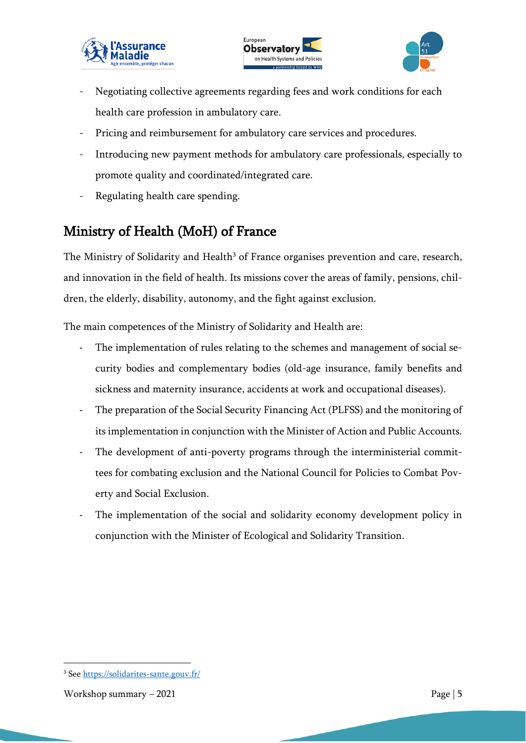- Negotiating collective agreements regarding fees and work conditions for each health care profession in ambulatory care.
- Pricing and reimbursement for ambulatory care services and procedures.
- Introducing new payment methods for ambulatory care professionals, especially to promote quality and coordinated/integrated care.
- Regulating health care spending.

## Ministry of Health (MoH) of France

The Ministry of Solidarity and Health[3] of France organises prevention and care, research, and innovation in the field of health. Its missions cover the areas of family, pensions, children, the elderly, disability, autonomy, and the fight against exclusion.

The main competences of the Ministry of Solidarity and Health are:

- The implementation of rules relating to the schemes and management of social security bodies and complementary bodies (old-age insurance, family benefits and sickness and maternity insurance, accidents at work and occupational diseases).
- The preparation of the Social Security Financing Act (PLFSS) and the monitoring of its implementation in conjunction with the Minister of Action and Public Accounts.
- The development of anti-poverty programs through the interministerial committees for combating exclusion and the National Council for Policies to Combat Poverty and Social Exclusion.
- The implementation of the social and solidarity economy development policy in conjunction with the Minister of Ecological and Solidarity Transition.

[3] See https://solidarites-sante.gouv.fr/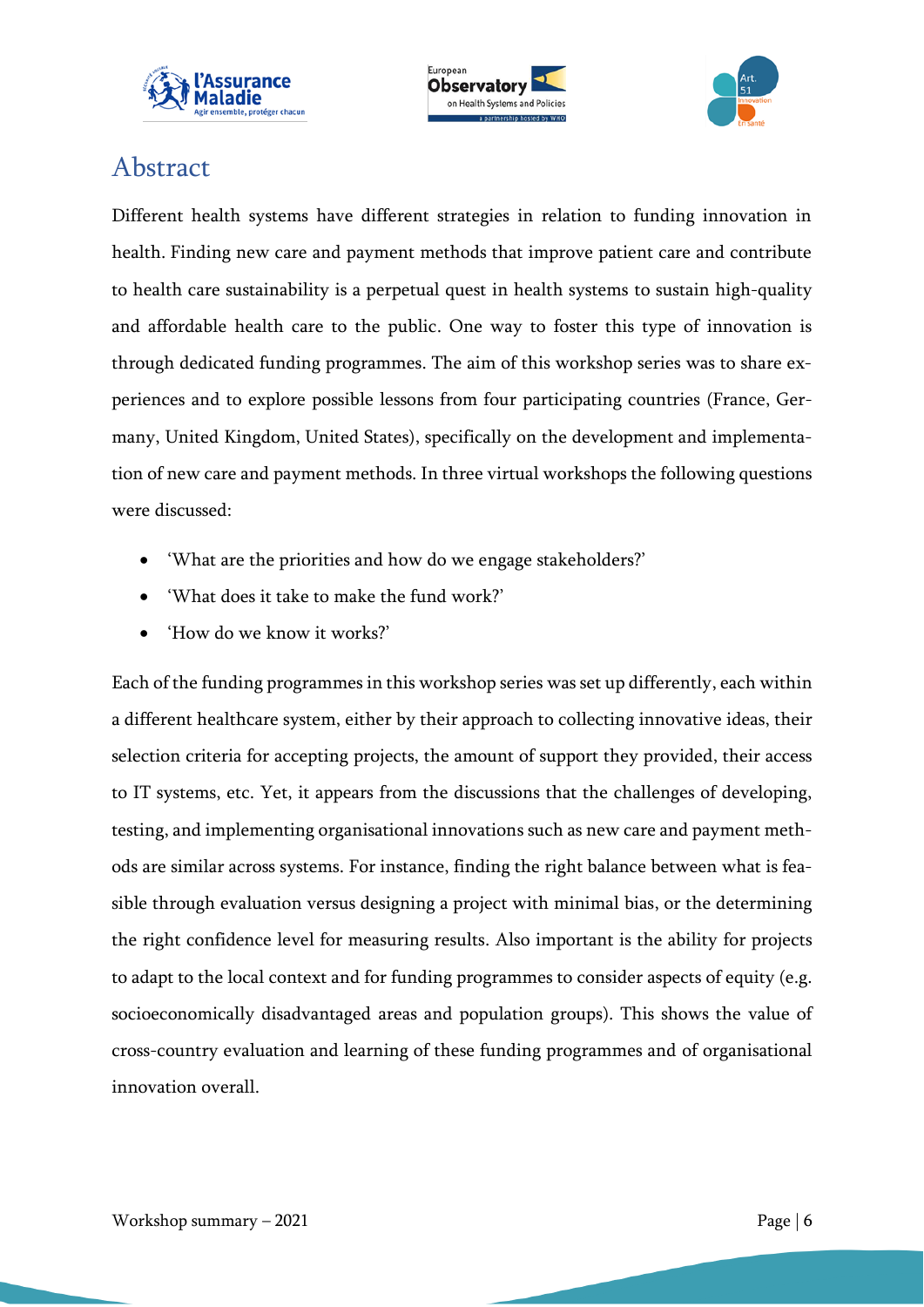# Abstract

Different health systems have different strategies in relation to funding innovation in health. Finding new care and payment methods that improve patient care and contribute to health care sustainability is a perpetual quest in health systems to sustain high-quality and affordable health care to the public. One way to foster this type of innovation is through dedicated funding programmes. The aim of this workshop series was to share experiences and to explore possible lessons from four participating countries (France, Germany, United Kingdom, United States), specifically on the development and implementation of new care and payment methods. In three virtual workshops the following questions were discussed:

- 'What are the priorities and how do we engage stakeholders?'
- 'What does it take to make the fund work?'
- 'How do we know it works?'

Each of the funding programmes in this workshop series was set up differently, each within a different healthcare system, either by their approach to collecting innovative ideas, their selection criteria for accepting projects, the amount of support they provided, their access to IT systems, etc. Yet, it appears from the discussions that the challenges of developing, testing, and implementing organisational innovations such as new care and payment methods are similar across systems. For instance, finding the right balance between what is feasible through evaluation versus designing a project with minimal bias, or the determining the right confidence level for measuring results. Also important is the ability for projects to adapt to the local context and for funding programmes to consider aspects of equity (e.g. socioeconomically disadvantaged areas and population groups). This shows the value of cross-country evaluation and learning of these funding programmes and of organisational innovation overall.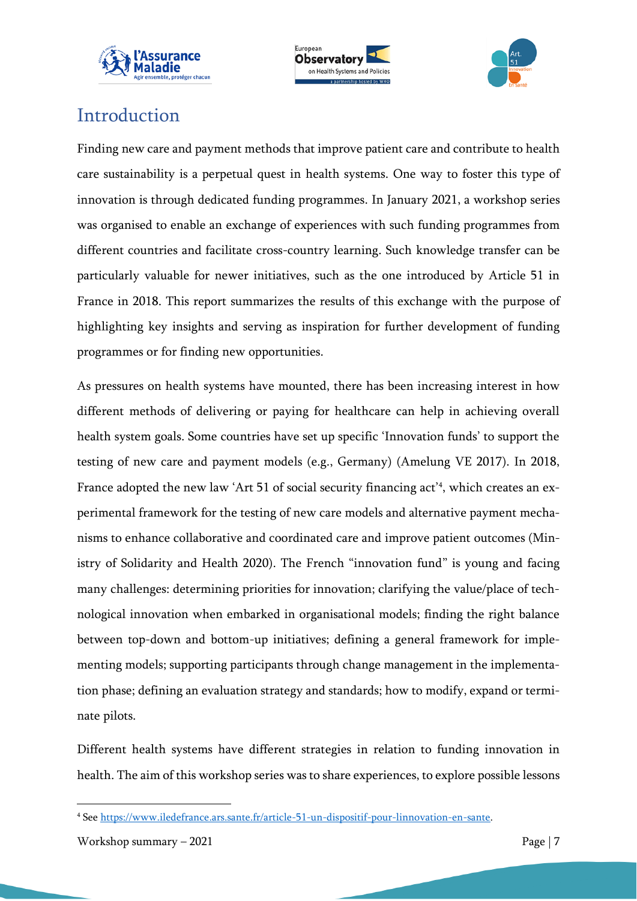# Introduction

Finding new care and payment methods that improve patient care and contribute to health care sustainability is a perpetual quest in health systems. One way to foster this type of innovation is through dedicated funding programmes. In January 2021, a workshop series was organised to enable an exchange of experiences with such funding programmes from different countries and facilitate cross-country learning. Such knowledge transfer can be particularly valuable for newer initiatives, such as the one introduced by Article 51 in France in 2018. This report summarizes the results of this exchange with the purpose of highlighting key insights and serving as inspiration for further development of funding programmes or for finding new opportunities.

As pressures on health systems have mounted, there has been increasing interest in how different methods of delivering or paying for healthcare can help in achieving overall health system goals. Some countries have set up specific 'Innovation funds' to support the testing of new care and payment models (e.g., Germany) (Amelung VE 2017). In 2018, France adopted the new law 'Art 51 of social security financing act'[4], which creates an experimental framework for the testing of new care models and alternative payment mechanisms to enhance collaborative and coordinated care and improve patient outcomes (Ministry of Solidarity and Health 2020). The French "innovation fund" is young and facing many challenges: determining priorities for innovation; clarifying the value/place of technological innovation when embarked in organisational models; finding the right balance between top-down and bottom-up initiatives; defining a general framework for implementing models; supporting participants through change management in the implementation phase; defining an evaluation strategy and standards; how to modify, expand or terminate pilots.

Different health systems have different strategies in relation to funding innovation in health. The aim of this workshop series was to share experiences, to explore possible lessons

[4] See https://www.iledefrance.ars.sante.fr/article-51-un-dispositif-pour-linnovation-en-sante.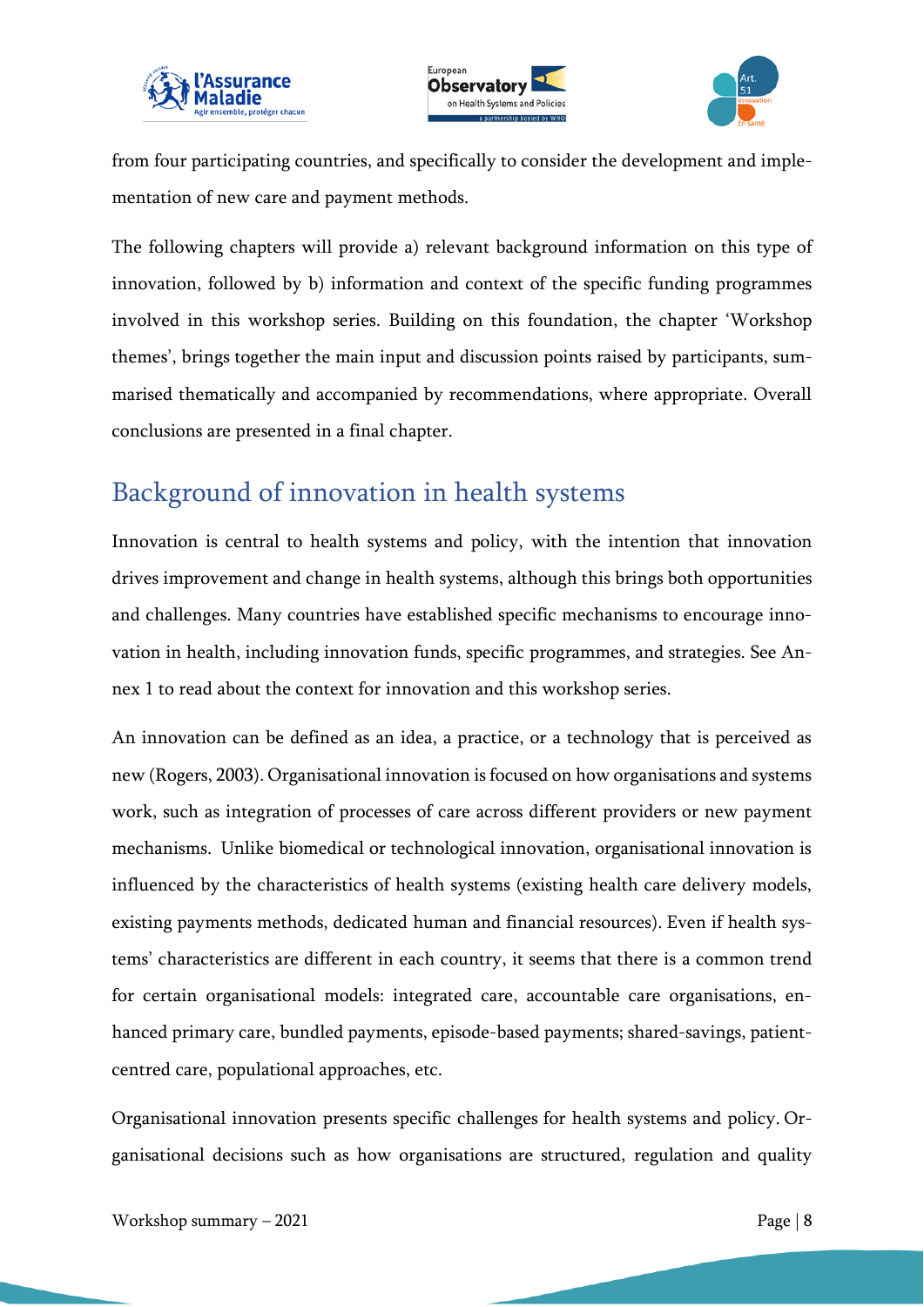from four participating countries, and specifically to consider the development and implementation of new care and payment methods.

The following chapters will provide a) relevant background information on this type of innovation, followed by b) information and context of the specific funding programmes involved in this workshop series. Building on this foundation, the chapter 'Workshop themes', brings together the main input and discussion points raised by participants, summarised thematically and accompanied by recommendations, where appropriate. Overall conclusions are presented in a final chapter.

## Background of innovation in health systems

Innovation is central to health systems and policy, with the intention that innovation drives improvement and change in health systems, although this brings both opportunities and challenges. Many countries have established specific mechanisms to encourage innovation in health, including innovation funds, specific programmes, and strategies. See Annex 1 to read about the context for innovation and this workshop series.

An innovation can be defined as an idea, a practice, or a technology that is perceived as new (Rogers, 2003). Organisational innovation is focused on how organisations and systems work, such as integration of processes of care across different providers or new payment mechanisms. Unlike biomedical or technological innovation, organisational innovation is influenced by the characteristics of health systems (existing health care delivery models, existing payments methods, dedicated human and financial resources). Even if health systems' characteristics are different in each country, it seems that there is a common trend for certain organisational models: integrated care, accountable care organisations, enhanced primary care, bundled payments, episode-based payments; shared-savings, patient-centred care, populational approaches, etc.

Organisational innovation presents specific challenges for health systems and policy. Organisational decisions such as how organisations are structured, regulation and quality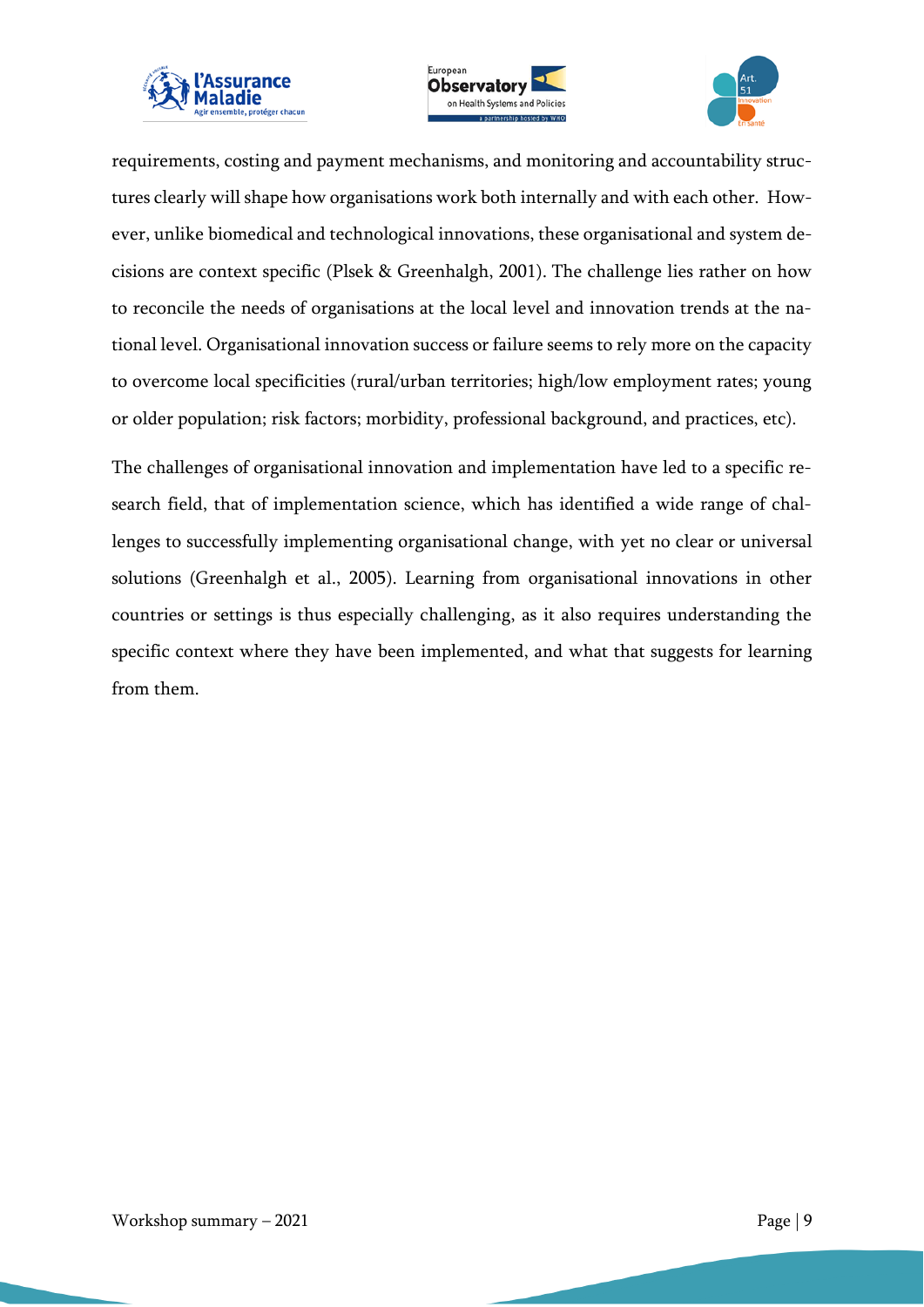requirements, costing and payment mechanisms, and monitoring and accountability structures clearly will shape how organisations work both internally and with each other. However, unlike biomedical and technological innovations, these organisational and system decisions are context specific (Plsek & Greenhalgh, 2001). The challenge lies rather on how to reconcile the needs of organisations at the local level and innovation trends at the national level. Organisational innovation success or failure seems to rely more on the capacity to overcome local specificities (rural/urban territories; high/low employment rates; young or older population; risk factors; morbidity, professional background, and practices, etc).

The challenges of organisational innovation and implementation have led to a specific research field, that of implementation science, which has identified a wide range of challenges to successfully implementing organisational change, with yet no clear or universal solutions (Greenhalgh et al., 2005). Learning from organisational innovations in other countries or settings is thus especially challenging, as it also requires understanding the specific context where they have been implemented, and what that suggests for learning from them.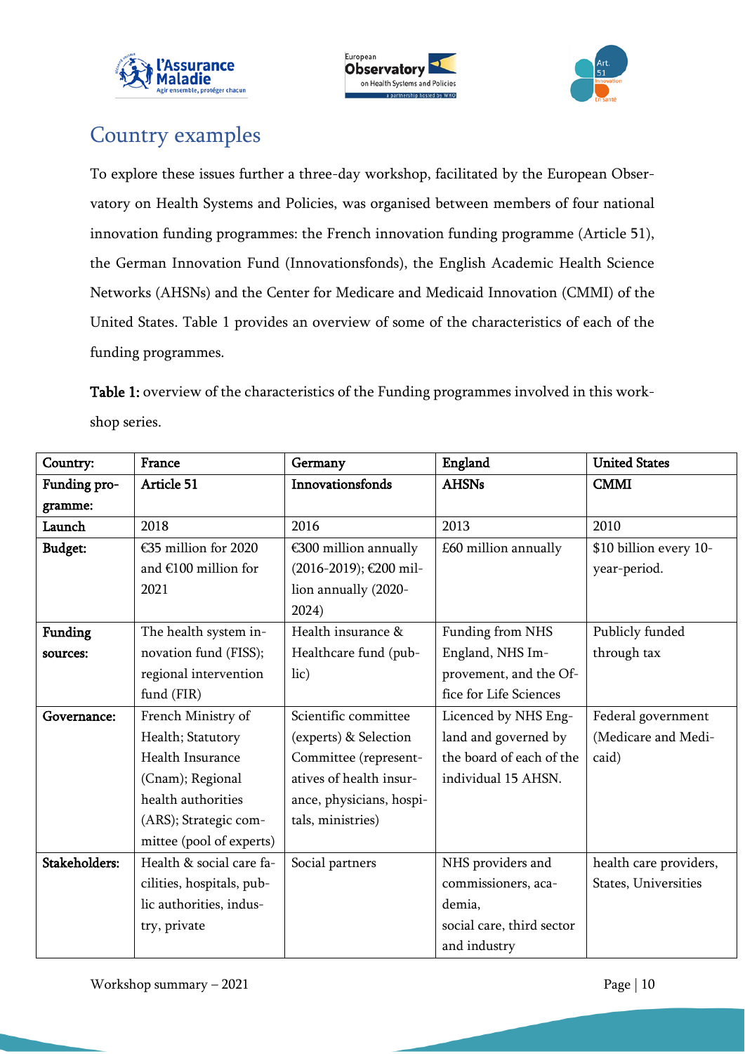## Country examples

To explore these issues further a three-day workshop, facilitated by the European Observatory on Health Systems and Policies, was organised between members of four national innovation funding programmes: the French innovation funding programme (Article 51), the German Innovation Fund (Innovationsfonds), the English Academic Health Science Networks (AHSNs) and the Center for Medicare and Medicaid Innovation (CMMI) of the United States. Table 1 provides an overview of some of the characteristics of each of the funding programmes.

**Table 1:** overview of the characteristics of the Funding programmes involved in this workshop series.

| **Country:** | **France** | **Germany** | **England** | **United States** |
|---|---|---|---|---|
| **Funding programme:** | **Article 51** | **Innovationsfonds** | **AHSNs** | **CMMI** |
| **Launch** | 2018 | 2016 | 2013 | 2010 |
| **Budget:** | €35 million for 2020 and €100 million for 2021 | €300 million annually (2016-2019); €200 million annually (2020-2024) | £60 million annually | $10 billion every 10-year-period. |
| **Funding sources:** | The health system innovation fund (FISS); regional intervention fund (FIR) | Health insurance & Healthcare fund (public) | Funding from NHS England, NHS Improvement, and the Office for Life Sciences | Publicly funded through tax |
| **Governance:** | French Ministry of Health; Statutory Health Insurance (Cnam); Regional health authorities (ARS); Strategic committee (pool of experts) | Scientific committee (experts) & Selection Committee (representatives of health insurance, physicians, hospitals, ministries) | Licenced by NHS England and governed by the board of each of the individual 15 AHSN. | Federal government (Medicare and Medicaid) |
| **Stakeholders:** | Health & social care facilities, hospitals, public authorities, industry, private | Social partners | NHS providers and commissioners, academia, social care, third sector and industry | health care providers, States, Universities |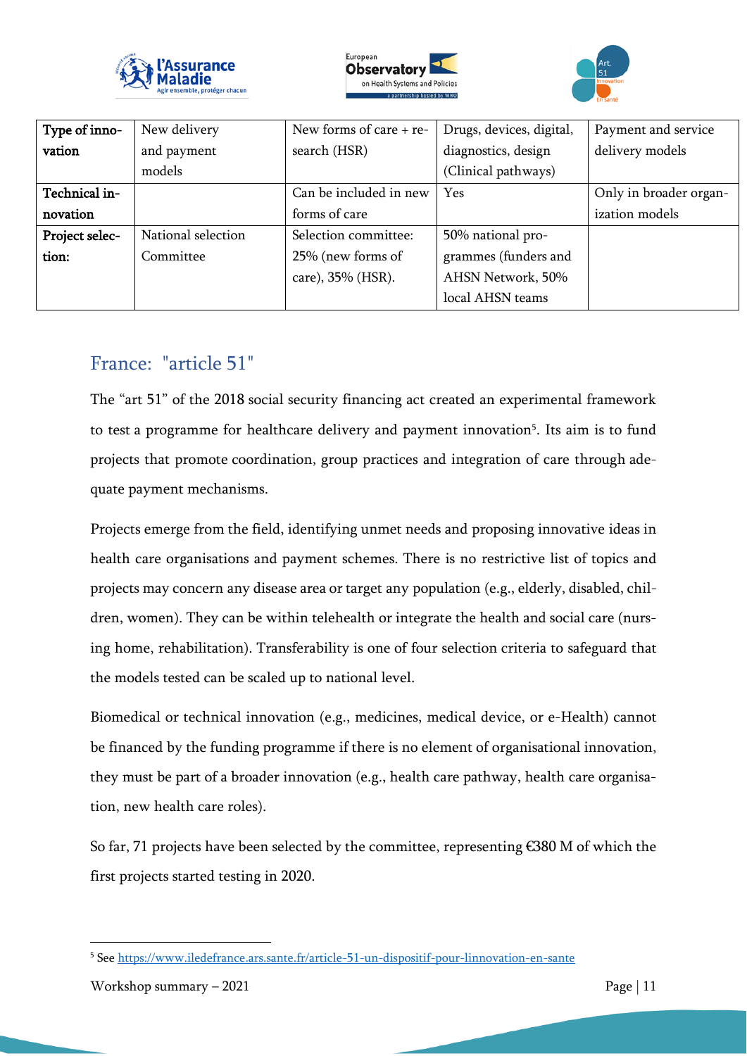| Type of innovation | New delivery and payment models | New forms of care + research (HSR) | Drugs, devices, digital, diagnostics, design (Clinical pathways) | Payment and service delivery models |
|---|---|---|---|---|
| Technical innovation | | Can be included in new forms of care | Yes | Only in broader organization models |
| Project selection: | National selection Committee | Selection committee: 25% (new forms of care), 35% (HSR). | 50% national programmes (funders and AHSN Network, 50% local AHSN teams | |

## France: "article 51"

The "art 51" of the 2018 social security financing act created an experimental framework to test a programme for healthcare delivery and payment innovation[5]. Its aim is to fund projects that promote coordination, group practices and integration of care through adequate payment mechanisms.

Projects emerge from the field, identifying unmet needs and proposing innovative ideas in health care organisations and payment schemes. There is no restrictive list of topics and projects may concern any disease area or target any population (e.g., elderly, disabled, children, women). They can be within telehealth or integrate the health and social care (nursing home, rehabilitation). Transferability is one of four selection criteria to safeguard that the models tested can be scaled up to national level.

Biomedical or technical innovation (e.g., medicines, medical device, or e-Health) cannot be financed by the funding programme if there is no element of organisational innovation, they must be part of a broader innovation (e.g., health care pathway, health care organisation, new health care roles).

So far, 71 projects have been selected by the committee, representing €380 M of which the first projects started testing in 2020.

[5] See https://www.iledefrance.ars.sante.fr/article-51-un-dispositif-pour-linnovation-en-sante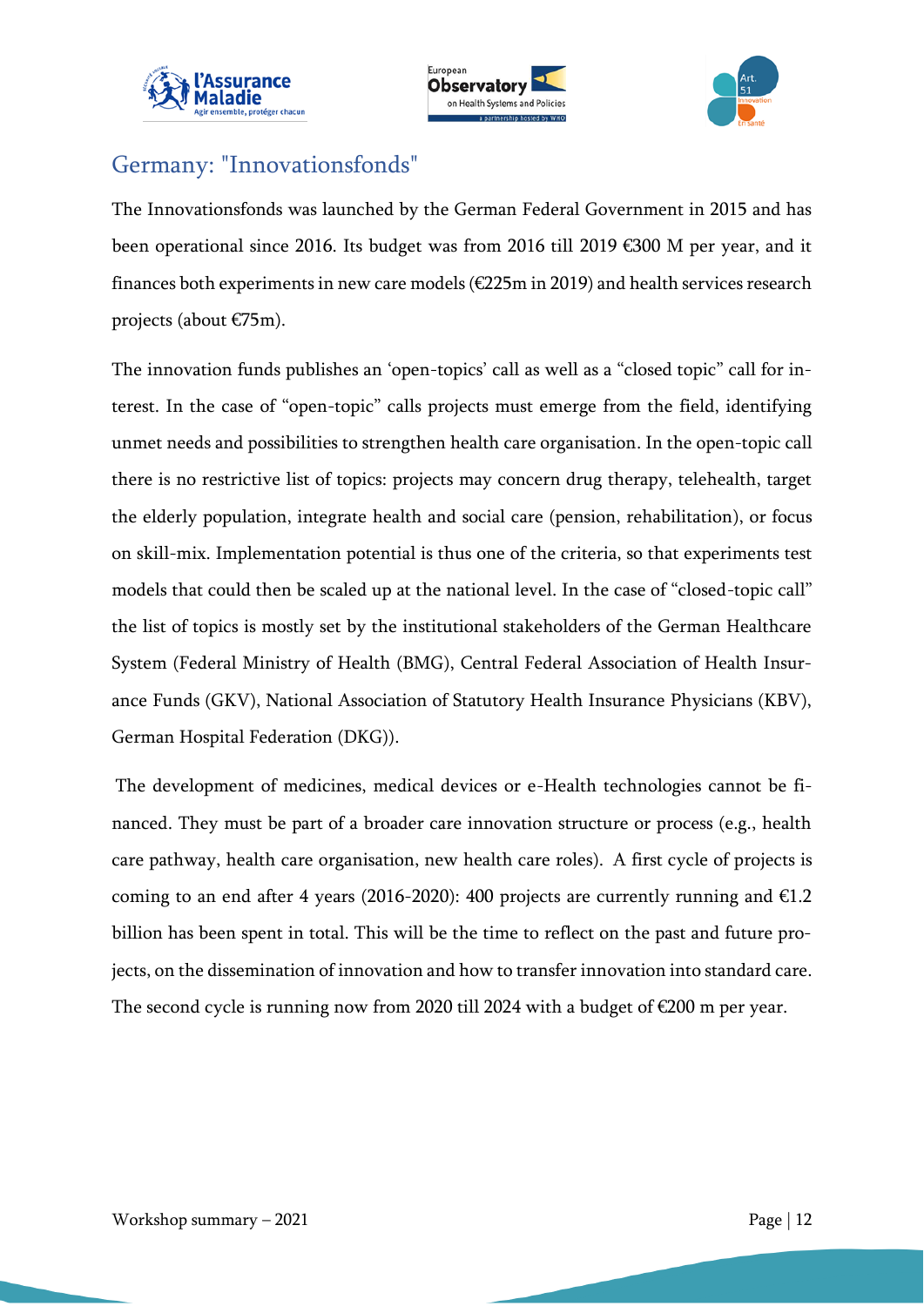## Germany: "Innovationsfonds"

The Innovationsfonds was launched by the German Federal Government in 2015 and has been operational since 2016. Its budget was from 2016 till 2019 €300 M per year, and it finances both experiments in new care models (€225m in 2019) and health services research projects (about €75m).

The innovation funds publishes an 'open-topics' call as well as a "closed topic" call for interest. In the case of "open-topic" calls projects must emerge from the field, identifying unmet needs and possibilities to strengthen health care organisation. In the open-topic call there is no restrictive list of topics: projects may concern drug therapy, telehealth, target the elderly population, integrate health and social care (pension, rehabilitation), or focus on skill-mix. Implementation potential is thus one of the criteria, so that experiments test models that could then be scaled up at the national level. In the case of "closed-topic call" the list of topics is mostly set by the institutional stakeholders of the German Healthcare System (Federal Ministry of Health (BMG), Central Federal Association of Health Insurance Funds (GKV), National Association of Statutory Health Insurance Physicians (KBV), German Hospital Federation (DKG)).

The development of medicines, medical devices or e-Health technologies cannot be financed. They must be part of a broader care innovation structure or process (e.g., health care pathway, health care organisation, new health care roles). A first cycle of projects is coming to an end after 4 years (2016-2020): 400 projects are currently running and €1.2 billion has been spent in total. This will be the time to reflect on the past and future projects, on the dissemination of innovation and how to transfer innovation into standard care. The second cycle is running now from 2020 till 2024 with a budget of €200 m per year.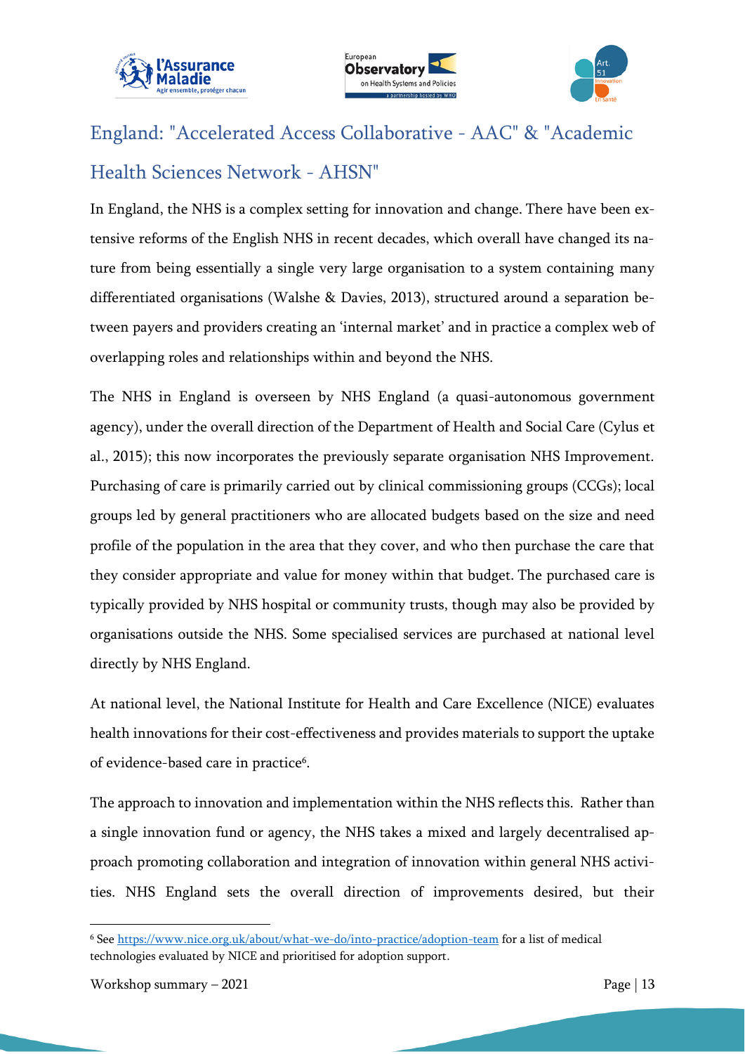## England: "Accelerated Access Collaborative - AAC" & "Academic Health Sciences Network - AHSN"

In England, the NHS is a complex setting for innovation and change. There have been extensive reforms of the English NHS in recent decades, which overall have changed its nature from being essentially a single very large organisation to a system containing many differentiated organisations (Walshe & Davies, 2013), structured around a separation between payers and providers creating an 'internal market' and in practice a complex web of overlapping roles and relationships within and beyond the NHS.

The NHS in England is overseen by NHS England (a quasi-autonomous government agency), under the overall direction of the Department of Health and Social Care (Cylus et al., 2015); this now incorporates the previously separate organisation NHS Improvement. Purchasing of care is primarily carried out by clinical commissioning groups (CCGs); local groups led by general practitioners who are allocated budgets based on the size and need profile of the population in the area that they cover, and who then purchase the care that they consider appropriate and value for money within that budget. The purchased care is typically provided by NHS hospital or community trusts, though may also be provided by organisations outside the NHS. Some specialised services are purchased at national level directly by NHS England.

At national level, the National Institute for Health and Care Excellence (NICE) evaluates health innovations for their cost-effectiveness and provides materials to support the uptake of evidence-based care in practice[6].

The approach to innovation and implementation within the NHS reflects this. Rather than a single innovation fund or agency, the NHS takes a mixed and largely decentralised approach promoting collaboration and integration of innovation within general NHS activities. NHS England sets the overall direction of improvements desired, but their

[6] See https://www.nice.org.uk/about/what-we-do/into-practice/adoption-team for a list of medical technologies evaluated by NICE and prioritised for adoption support.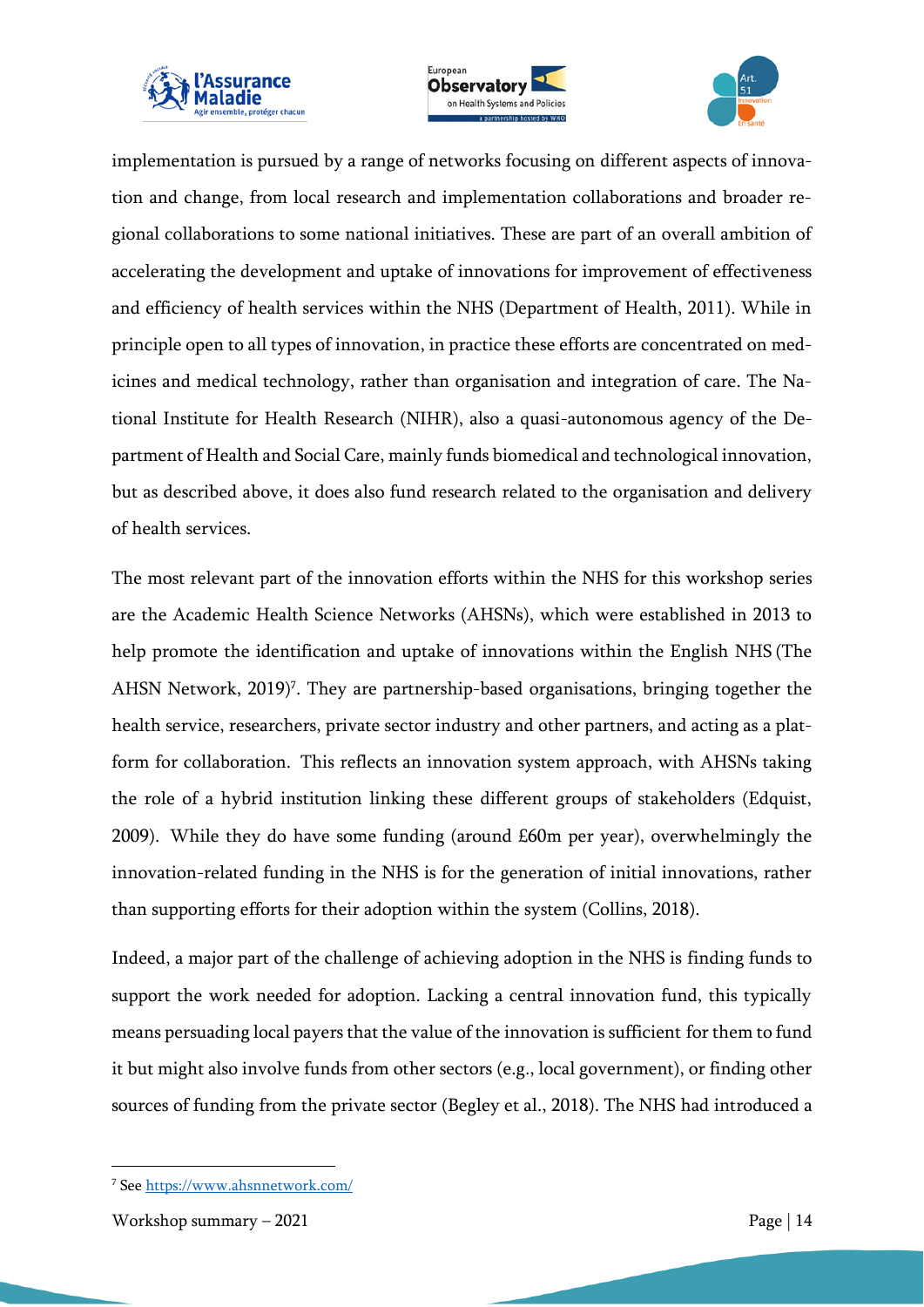implementation is pursued by a range of networks focusing on different aspects of innovation and change, from local research and implementation collaborations and broader regional collaborations to some national initiatives. These are part of an overall ambition of accelerating the development and uptake of innovations for improvement of effectiveness and efficiency of health services within the NHS (Department of Health, 2011). While in principle open to all types of innovation, in practice these efforts are concentrated on medicines and medical technology, rather than organisation and integration of care. The National Institute for Health Research (NIHR), also a quasi-autonomous agency of the Department of Health and Social Care, mainly funds biomedical and technological innovation, but as described above, it does also fund research related to the organisation and delivery of health services.

The most relevant part of the innovation efforts within the NHS for this workshop series are the Academic Health Science Networks (AHSNs), which were established in 2013 to help promote the identification and uptake of innovations within the English NHS (The AHSN Network, 2019)[7]. They are partnership-based organisations, bringing together the health service, researchers, private sector industry and other partners, and acting as a platform for collaboration. This reflects an innovation system approach, with AHSNs taking the role of a hybrid institution linking these different groups of stakeholders (Edquist, 2009). While they do have some funding (around £60m per year), overwhelmingly the innovation-related funding in the NHS is for the generation of initial innovations, rather than supporting efforts for their adoption within the system (Collins, 2018).

Indeed, a major part of the challenge of achieving adoption in the NHS is finding funds to support the work needed for adoption. Lacking a central innovation fund, this typically means persuading local payers that the value of the innovation is sufficient for them to fund it but might also involve funds from other sectors (e.g., local government), or finding other sources of funding from the private sector (Begley et al., 2018). The NHS had introduced a

[7] See https://www.ahsnnetwork.com/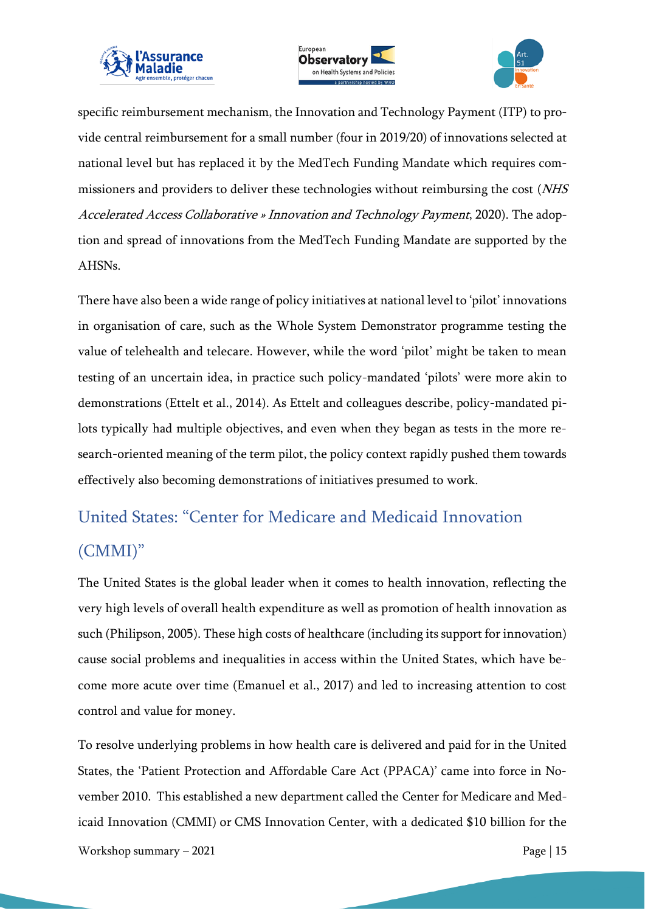specific reimbursement mechanism, the Innovation and Technology Payment (ITP) to provide central reimbursement for a small number (four in 2019/20) of innovations selected at national level but has replaced it by the MedTech Funding Mandate which requires commissioners and providers to deliver these technologies without reimbursing the cost (*NHS Accelerated Access Collaborative » Innovation and Technology Payment*, 2020). The adoption and spread of innovations from the MedTech Funding Mandate are supported by the AHSNs.

There have also been a wide range of policy initiatives at national level to 'pilot' innovations in organisation of care, such as the Whole System Demonstrator programme testing the value of telehealth and telecare. However, while the word 'pilot' might be taken to mean testing of an uncertain idea, in practice such policy-mandated 'pilots' were more akin to demonstrations (Ettelt et al., 2014). As Ettelt and colleagues describe, policy-mandated pilots typically had multiple objectives, and even when they began as tests in the more research-oriented meaning of the term pilot, the policy context rapidly pushed them towards effectively also becoming demonstrations of initiatives presumed to work.

## United States: "Center for Medicare and Medicaid Innovation (CMMI)"

The United States is the global leader when it comes to health innovation, reflecting the very high levels of overall health expenditure as well as promotion of health innovation as such (Philipson, 2005). These high costs of healthcare (including its support for innovation) cause social problems and inequalities in access within the United States, which have become more acute over time (Emanuel et al., 2017) and led to increasing attention to cost control and value for money.

To resolve underlying problems in how health care is delivered and paid for in the United States, the 'Patient Protection and Affordable Care Act (PPACA)' came into force in November 2010. This established a new department called the Center for Medicare and Medicaid Innovation (CMMI) or CMS Innovation Center, with a dedicated $10 billion for the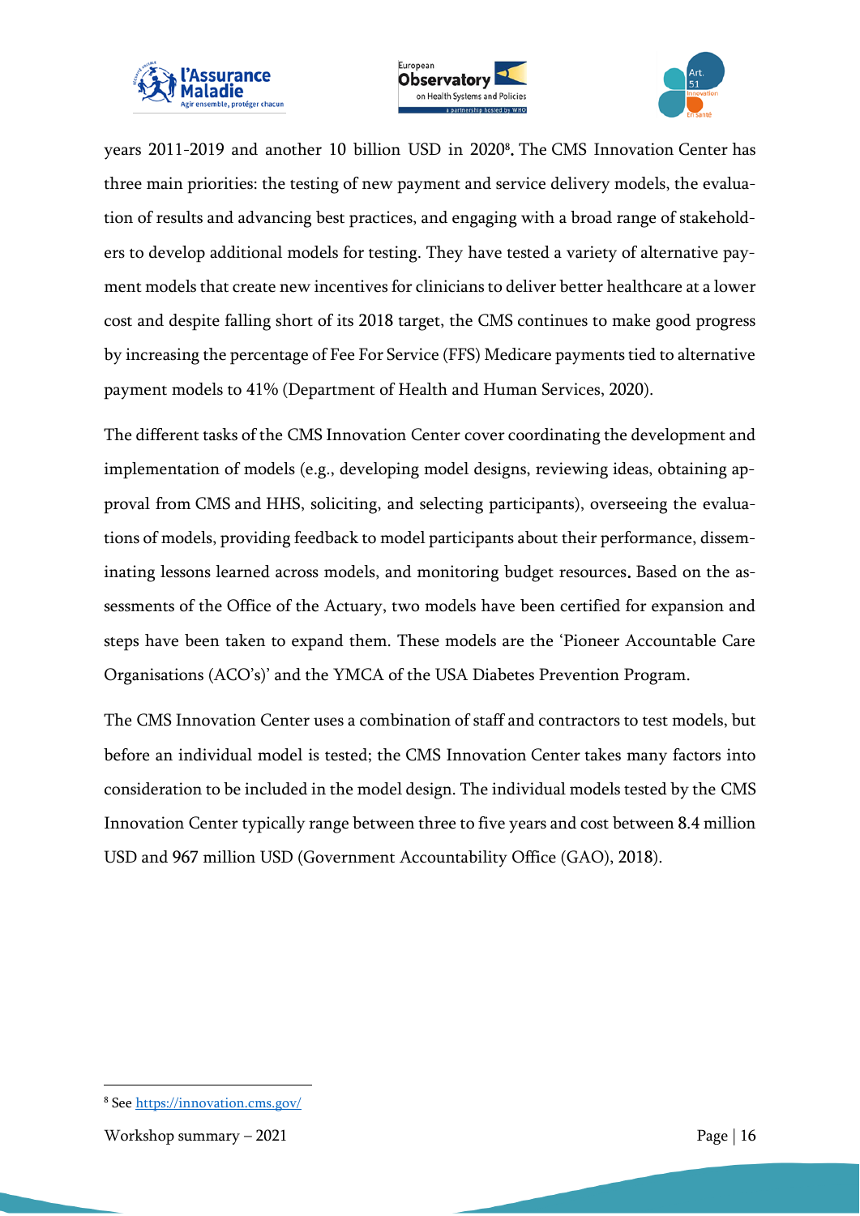years 2011-2019 and another 10 billion USD in 2020[8]. The CMS Innovation Center has three main priorities: the testing of new payment and service delivery models, the evaluation of results and advancing best practices, and engaging with a broad range of stakeholders to develop additional models for testing. They have tested a variety of alternative payment models that create new incentives for clinicians to deliver better healthcare at a lower cost and despite falling short of its 2018 target, the CMS continues to make good progress by increasing the percentage of Fee For Service (FFS) Medicare payments tied to alternative payment models to 41% (Department of Health and Human Services, 2020).

The different tasks of the CMS Innovation Center cover coordinating the development and implementation of models (e.g., developing model designs, reviewing ideas, obtaining approval from CMS and HHS, soliciting, and selecting participants), overseeing the evaluations of models, providing feedback to model participants about their performance, disseminating lessons learned across models, and monitoring budget resources. Based on the assessments of the Office of the Actuary, two models have been certified for expansion and steps have been taken to expand them. These models are the 'Pioneer Accountable Care Organisations (ACO's)' and the YMCA of the USA Diabetes Prevention Program.

The CMS Innovation Center uses a combination of staff and contractors to test models, but before an individual model is tested; the CMS Innovation Center takes many factors into consideration to be included in the model design. The individual models tested by the CMS Innovation Center typically range between three to five years and cost between 8.4 million USD and 967 million USD (Government Accountability Office (GAO), 2018).

[8] See https://innovation.cms.gov/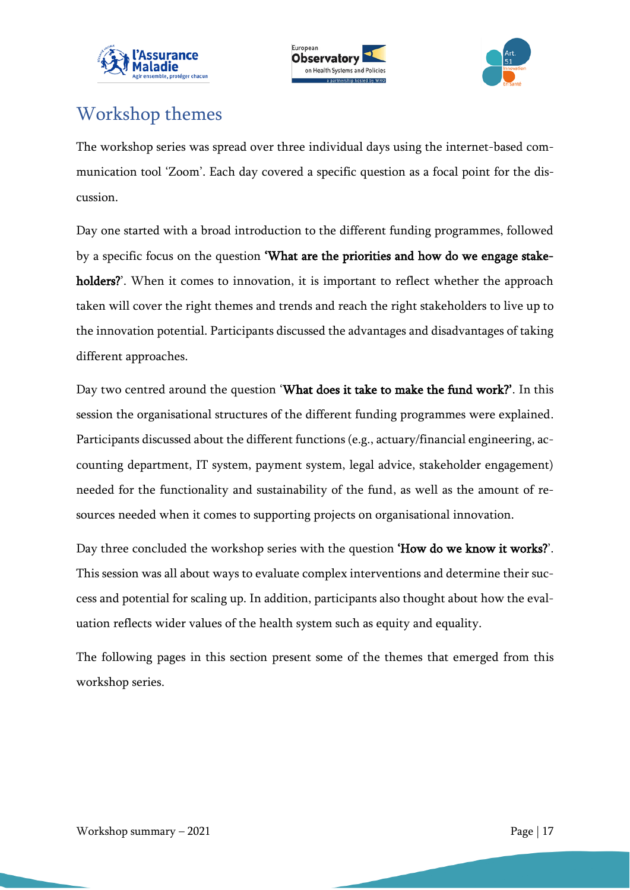# Workshop themes

The workshop series was spread over three individual days using the internet-based communication tool 'Zoom'. Each day covered a specific question as a focal point for the discussion.

Day one started with a broad introduction to the different funding programmes, followed by a specific focus on the question **'What are the priorities and how do we engage stakeholders?**'. When it comes to innovation, it is important to reflect whether the approach taken will cover the right themes and trends and reach the right stakeholders to live up to the innovation potential. Participants discussed the advantages and disadvantages of taking different approaches.

Day two centred around the question '**What does it take to make the fund work?'**. In this session the organisational structures of the different funding programmes were explained. Participants discussed about the different functions (e.g., actuary/financial engineering, accounting department, IT system, payment system, legal advice, stakeholder engagement) needed for the functionality and sustainability of the fund, as well as the amount of resources needed when it comes to supporting projects on organisational innovation.

Day three concluded the workshop series with the question **'How do we know it works?**'. This session was all about ways to evaluate complex interventions and determine their success and potential for scaling up. In addition, participants also thought about how the evaluation reflects wider values of the health system such as equity and equality.

The following pages in this section present some of the themes that emerged from this workshop series.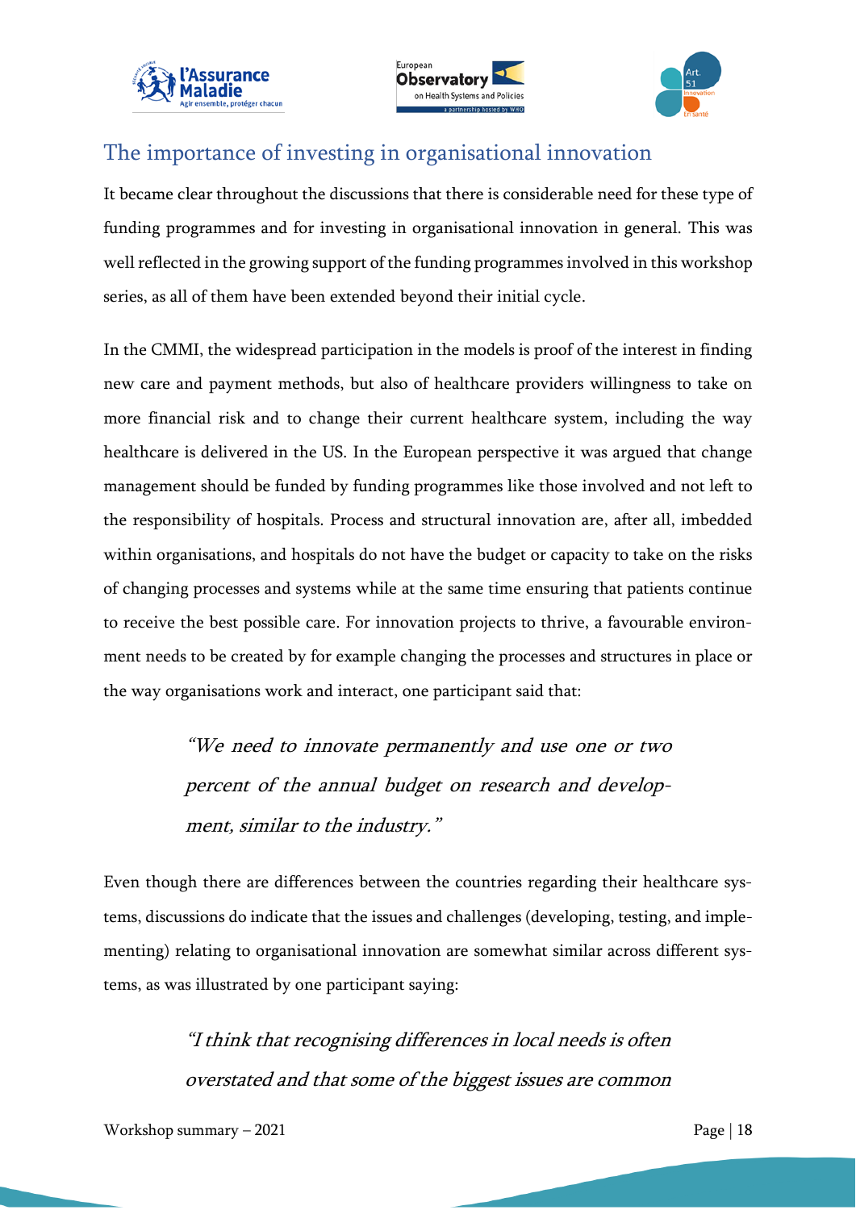## The importance of investing in organisational innovation

It became clear throughout the discussions that there is considerable need for these type of funding programmes and for investing in organisational innovation in general. This was well reflected in the growing support of the funding programmes involved in this workshop series, as all of them have been extended beyond their initial cycle.

In the CMMI, the widespread participation in the models is proof of the interest in finding new care and payment methods, but also of healthcare providers willingness to take on more financial risk and to change their current healthcare system, including the way healthcare is delivered in the US. In the European perspective it was argued that change management should be funded by funding programmes like those involved and not left to the responsibility of hospitals. Process and structural innovation are, after all, imbedded within organisations, and hospitals do not have the budget or capacity to take on the risks of changing processes and systems while at the same time ensuring that patients continue to receive the best possible care. For innovation projects to thrive, a favourable environment needs to be created by for example changing the processes and structures in place or the way organisations work and interact, one participant said that:

> *"We need to innovate permanently and use one or two percent of the annual budget on research and development, similar to the industry."*

Even though there are differences between the countries regarding their healthcare systems, discussions do indicate that the issues and challenges (developing, testing, and implementing) relating to organisational innovation are somewhat similar across different systems, as was illustrated by one participant saying:

> *"I think that recognising differences in local needs is often overstated and that some of the biggest issues are common*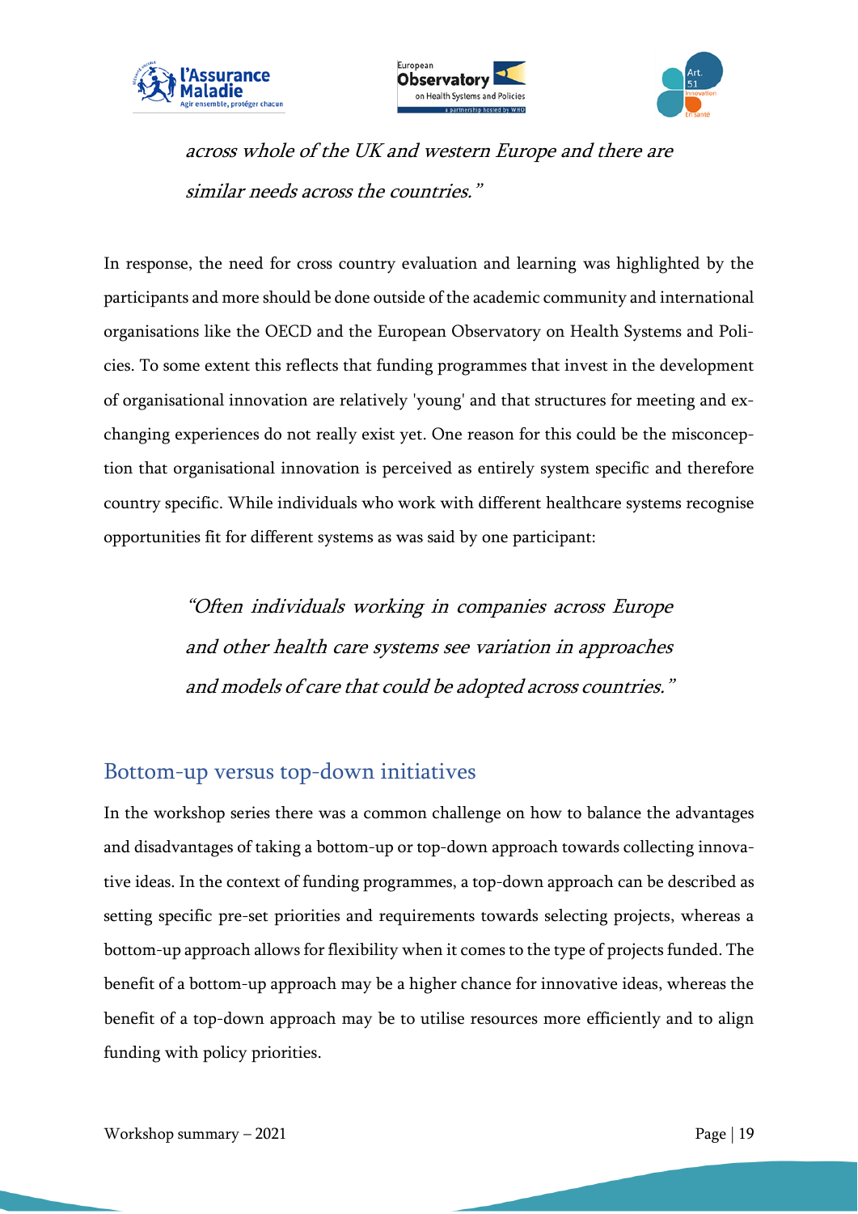*across whole of the UK and western Europe and there are similar needs across the countries."*

In response, the need for cross country evaluation and learning was highlighted by the participants and more should be done outside of the academic community and international organisations like the OECD and the European Observatory on Health Systems and Policies. To some extent this reflects that funding programmes that invest in the development of organisational innovation are relatively 'young' and that structures for meeting and exchanging experiences do not really exist yet. One reason for this could be the misconception that organisational innovation is perceived as entirely system specific and therefore country specific. While individuals who work with different healthcare systems recognise opportunities fit for different systems as was said by one participant:

> *"Often individuals working in companies across Europe and other health care systems see variation in approaches and models of care that could be adopted across countries."*

## Bottom-up versus top-down initiatives

In the workshop series there was a common challenge on how to balance the advantages and disadvantages of taking a bottom-up or top-down approach towards collecting innovative ideas. In the context of funding programmes, a top-down approach can be described as setting specific pre-set priorities and requirements towards selecting projects, whereas a bottom-up approach allows for flexibility when it comes to the type of projects funded. The benefit of a bottom-up approach may be a higher chance for innovative ideas, whereas the benefit of a top-down approach may be to utilise resources more efficiently and to align funding with policy priorities.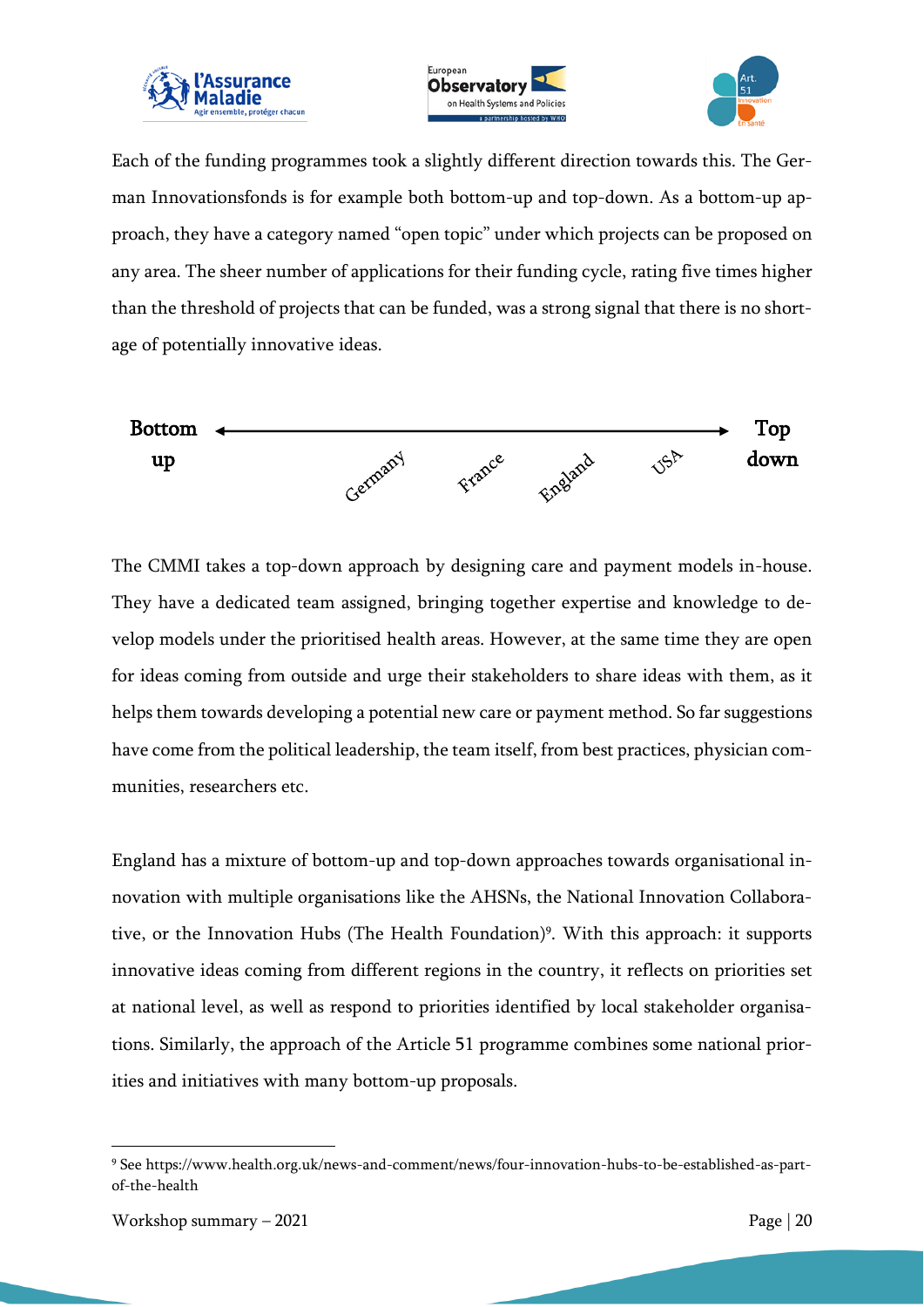Each of the funding programmes took a slightly different direction towards this. The German Innovationsfonds is for example both bottom-up and top-down. As a bottom-up approach, they have a category named "open topic" under which projects can be proposed on any area. The sheer number of applications for their funding cycle, rating five times higher than the threshold of projects that can be funded, was a strong signal that there is no shortage of potentially innovative ideas.

**Bottom up** ←――――――――――――――――――――――→ **Top down**

Germany — France — England — USA

The CMMI takes a top-down approach by designing care and payment models in-house. They have a dedicated team assigned, bringing together expertise and knowledge to develop models under the prioritised health areas. However, at the same time they are open for ideas coming from outside and urge their stakeholders to share ideas with them, as it helps them towards developing a potential new care or payment method. So far suggestions have come from the political leadership, the team itself, from best practices, physician communities, researchers etc.

England has a mixture of bottom-up and top-down approaches towards organisational innovation with multiple organisations like the AHSNs, the National Innovation Collaborative, or the Innovation Hubs (The Health Foundation)[9]. With this approach: it supports innovative ideas coming from different regions in the country, it reflects on priorities set at national level, as well as respond to priorities identified by local stakeholder organisations. Similarly, the approach of the Article 51 programme combines some national priorities and initiatives with many bottom-up proposals.

---

[9] See https://www.health.org.uk/news-and-comment/news/four-innovation-hubs-to-be-established-as-part-of-the-health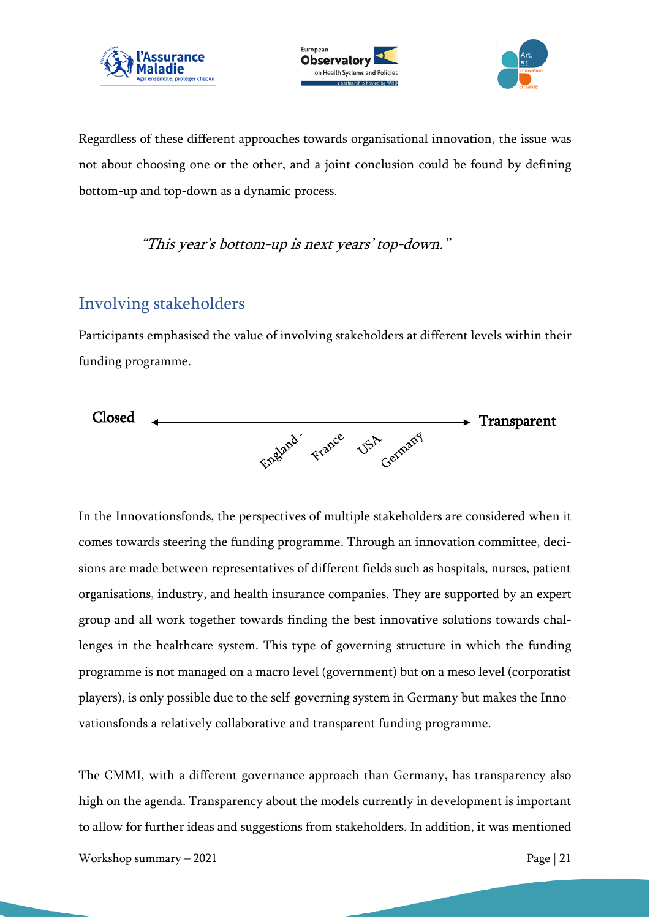Regardless of these different approaches towards organisational innovation, the issue was not about choosing one or the other, and a joint conclusion could be found by defining bottom-up and top-down as a dynamic process.

> *"This year's bottom-up is next years' top-down."*

## Involving stakeholders

Participants emphasised the value of involving stakeholders at different levels within their funding programme.

**Closed** ←——————————————→ **Transparent**

England - France USA Germany

In the Innovationsfonds, the perspectives of multiple stakeholders are considered when it comes towards steering the funding programme. Through an innovation committee, decisions are made between representatives of different fields such as hospitals, nurses, patient organisations, industry, and health insurance companies. They are supported by an expert group and all work together towards finding the best innovative solutions towards challenges in the healthcare system. This type of governing structure in which the funding programme is not managed on a macro level (government) but on a meso level (corporatist players), is only possible due to the self-governing system in Germany but makes the Innovationsfonds a relatively collaborative and transparent funding programme.

The CMMI, with a different governance approach than Germany, has transparency also high on the agenda. Transparency about the models currently in development is important to allow for further ideas and suggestions from stakeholders. In addition, it was mentioned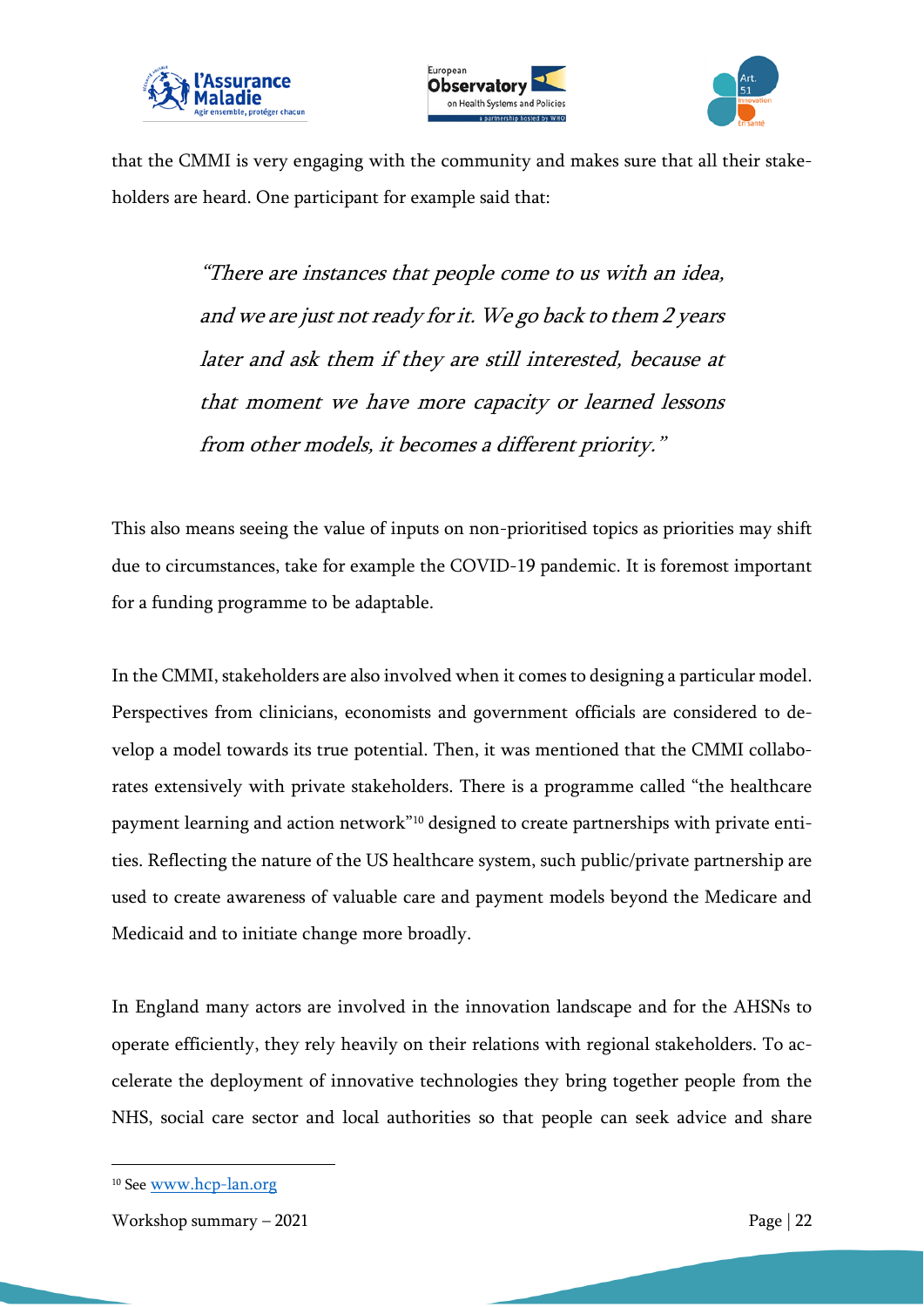that the CMMI is very engaging with the community and makes sure that all their stakeholders are heard. One participant for example said that:

> *"There are instances that people come to us with an idea, and we are just not ready for it. We go back to them 2 years later and ask them if they are still interested, because at that moment we have more capacity or learned lessons from other models, it becomes a different priority."*

This also means seeing the value of inputs on non-prioritised topics as priorities may shift due to circumstances, take for example the COVID-19 pandemic. It is foremost important for a funding programme to be adaptable.

In the CMMI, stakeholders are also involved when it comes to designing a particular model. Perspectives from clinicians, economists and government officials are considered to develop a model towards its true potential. Then, it was mentioned that the CMMI collaborates extensively with private stakeholders. There is a programme called "the healthcare payment learning and action network"[10] designed to create partnerships with private entities. Reflecting the nature of the US healthcare system, such public/private partnership are used to create awareness of valuable care and payment models beyond the Medicare and Medicaid and to initiate change more broadly.

In England many actors are involved in the innovation landscape and for the AHSNs to operate efficiently, they rely heavily on their relations with regional stakeholders. To accelerate the deployment of innovative technologies they bring together people from the NHS, social care sector and local authorities so that people can seek advice and share

[10] See www.hcp-lan.org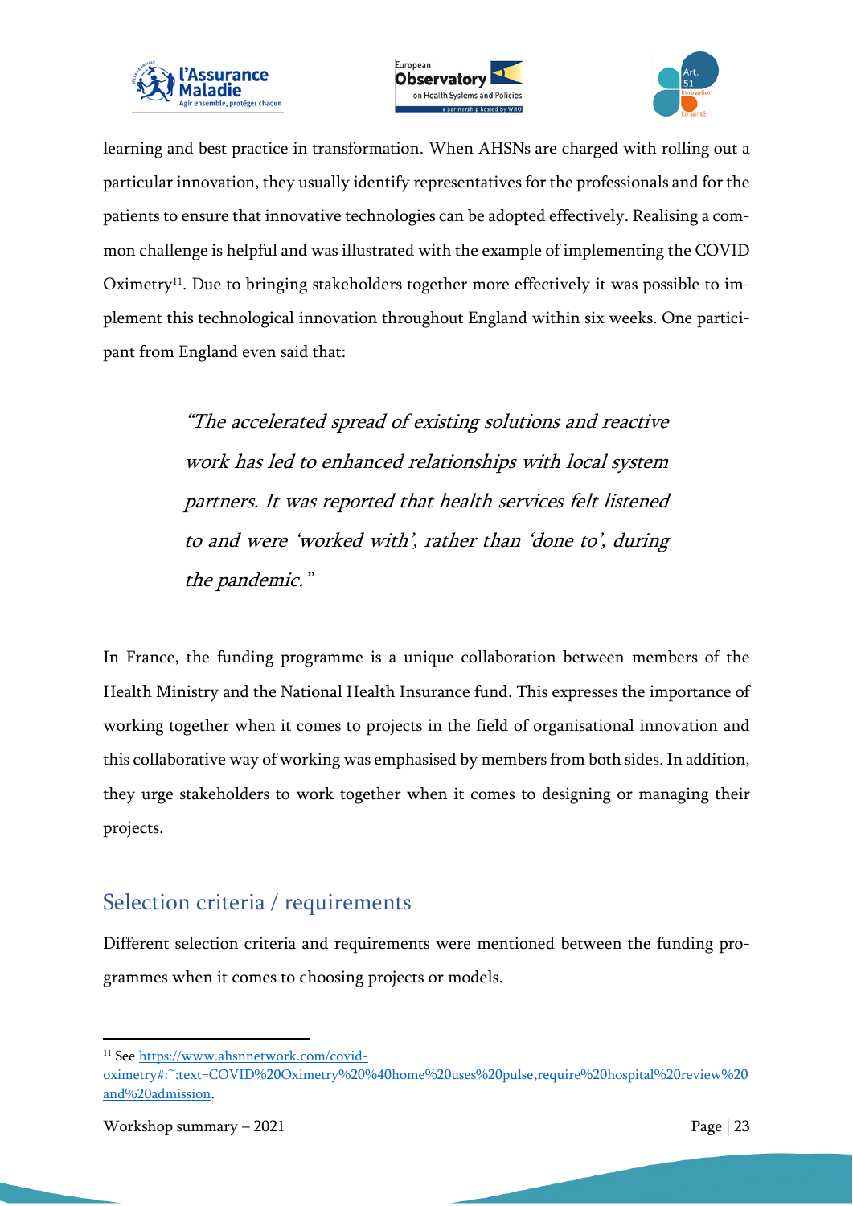learning and best practice in transformation. When AHSNs are charged with rolling out a particular innovation, they usually identify representatives for the professionals and for the patients to ensure that innovative technologies can be adopted effectively. Realising a common challenge is helpful and was illustrated with the example of implementing the COVID Oximetry[11]. Due to bringing stakeholders together more effectively it was possible to implement this technological innovation throughout England within six weeks. One participant from England even said that:

> *"The accelerated spread of existing solutions and reactive work has led to enhanced relationships with local system partners. It was reported that health services felt listened to and were 'worked with', rather than 'done to', during the pandemic."*

In France, the funding programme is a unique collaboration between members of the Health Ministry and the National Health Insurance fund. This expresses the importance of working together when it comes to projects in the field of organisational innovation and this collaborative way of working was emphasised by members from both sides. In addition, they urge stakeholders to work together when it comes to designing or managing their projects.

## Selection criteria / requirements

Different selection criteria and requirements were mentioned between the funding programmes when it comes to choosing projects or models.

---

[11] See [https://www.ahsnnetwork.com/covid-oximetry#:~:text=COVID%20Oximetry%20%40home%20uses%20pulse,require%20hospital%20review%20and%20admission](https://www.ahsnnetwork.com/covid-oximetry#:~:text=COVID%20Oximetry%20%40home%20uses%20pulse,require%20hospital%20review%20and%20admission).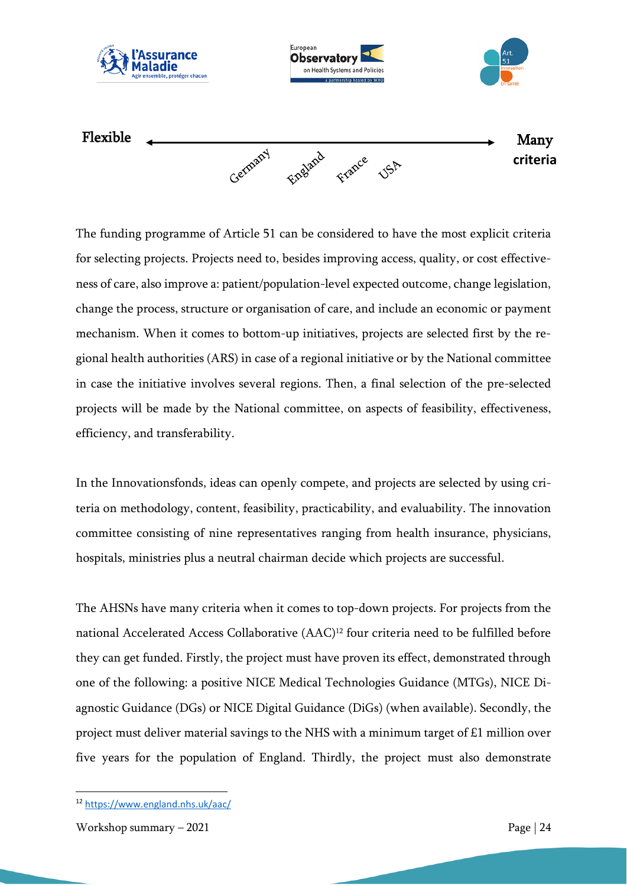Flexible ←→ Many criteria

Germany England France USA

The funding programme of Article 51 can be considered to have the most explicit criteria for selecting projects. Projects need to, besides improving access, quality, or cost effectiveness of care, also improve a: patient/population-level expected outcome, change legislation, change the process, structure or organisation of care, and include an economic or payment mechanism. When it comes to bottom-up initiatives, projects are selected first by the regional health authorities (ARS) in case of a regional initiative or by the National committee in case the initiative involves several regions. Then, a final selection of the pre-selected projects will be made by the National committee, on aspects of feasibility, effectiveness, efficiency, and transferability.

In the Innovationsfonds, ideas can openly compete, and projects are selected by using criteria on methodology, content, feasibility, practicability, and evaluability. The innovation committee consisting of nine representatives ranging from health insurance, physicians, hospitals, ministries plus a neutral chairman decide which projects are successful.

The AHSNs have many criteria when it comes to top-down projects. For projects from the national Accelerated Access Collaborative (AAC)[12] four criteria need to be fulfilled before they can get funded. Firstly, the project must have proven its effect, demonstrated through one of the following: a positive NICE Medical Technologies Guidance (MTGs), NICE Diagnostic Guidance (DGs) or NICE Digital Guidance (DiGs) (when available). Secondly, the project must deliver material savings to the NHS with a minimum target of £1 million over five years for the population of England. Thirdly, the project must also demonstrate

[12] https://www.england.nhs.uk/aac/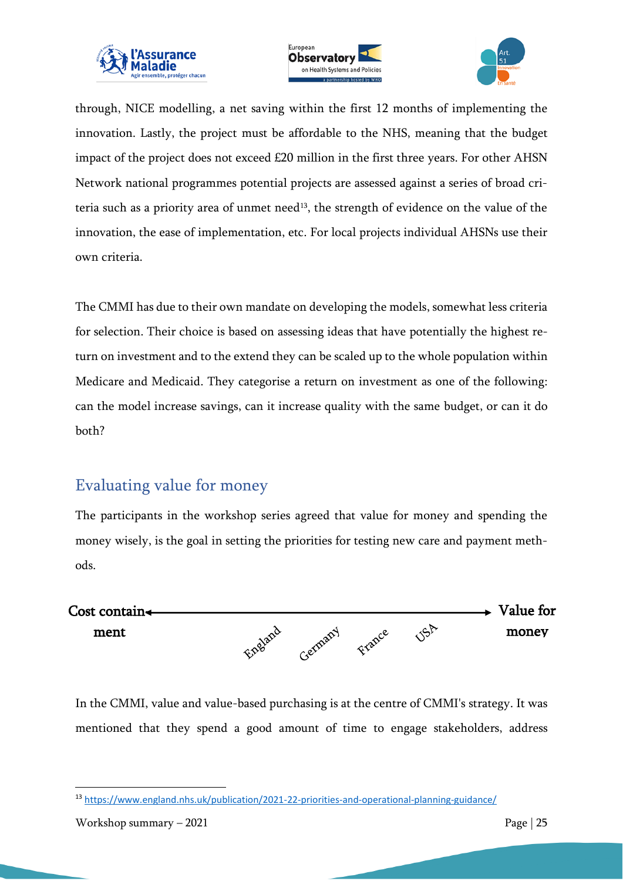through, NICE modelling, a net saving within the first 12 months of implementing the innovation. Lastly, the project must be affordable to the NHS, meaning that the budget impact of the project does not exceed £20 million in the first three years. For other AHSN Network national programmes potential projects are assessed against a series of broad criteria such as a priority area of unmet need[13], the strength of evidence on the value of the innovation, the ease of implementation, etc. For local projects individual AHSNs use their own criteria.

The CMMI has due to their own mandate on developing the models, somewhat less criteria for selection. Their choice is based on assessing ideas that have potentially the highest return on investment and to the extend they can be scaled up to the whole population within Medicare and Medicaid. They categorise a return on investment as one of the following: can the model increase savings, can it increase quality with the same budget, or can it do both?

## Evaluating value for money

The participants in the workshop series agreed that value for money and spending the money wisely, is the goal in setting the priorities for testing new care and payment methods.

**Cost containment** ⟵————————————⟶ **Value for money**

England — Germany — France — USA

In the CMMI, value and value-based purchasing is at the centre of CMMI's strategy. It was mentioned that they spend a good amount of time to engage stakeholders, address

---

[13] https://www.england.nhs.uk/publication/2021-22-priorities-and-operational-planning-guidance/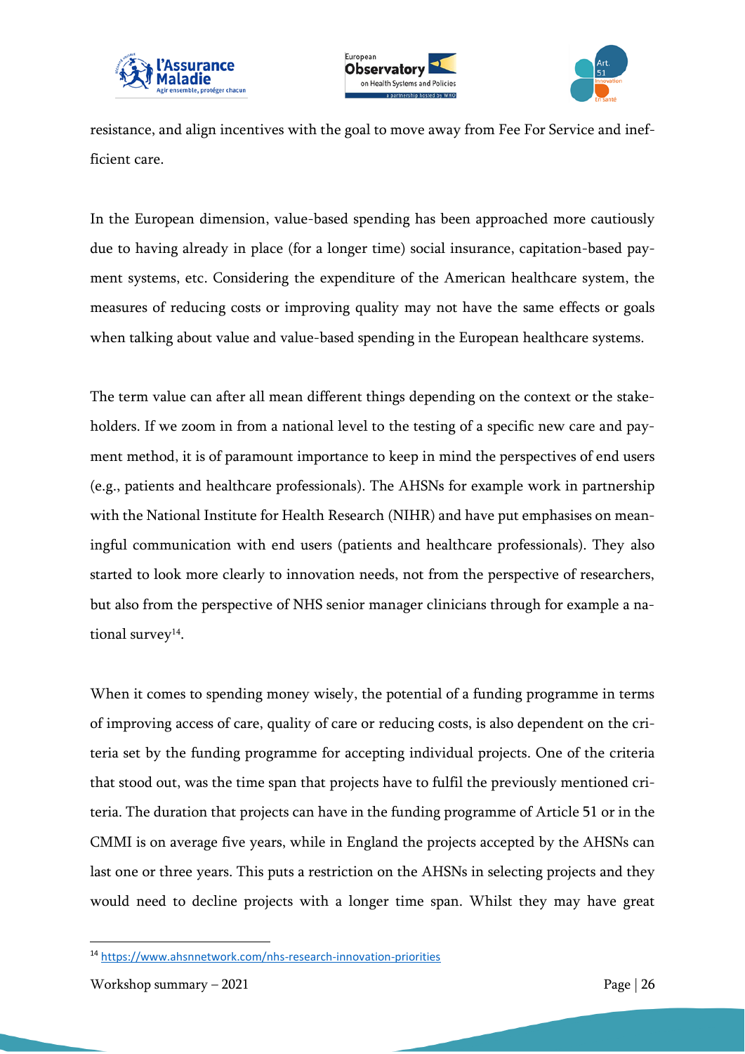resistance, and align incentives with the goal to move away from Fee For Service and inefficient care.

In the European dimension, value-based spending has been approached more cautiously due to having already in place (for a longer time) social insurance, capitation-based payment systems, etc. Considering the expenditure of the American healthcare system, the measures of reducing costs or improving quality may not have the same effects or goals when talking about value and value-based spending in the European healthcare systems.

The term value can after all mean different things depending on the context or the stakeholders. If we zoom in from a national level to the testing of a specific new care and payment method, it is of paramount importance to keep in mind the perspectives of end users (e.g., patients and healthcare professionals). The AHSNs for example work in partnership with the National Institute for Health Research (NIHR) and have put emphasises on meaningful communication with end users (patients and healthcare professionals). They also started to look more clearly to innovation needs, not from the perspective of researchers, but also from the perspective of NHS senior manager clinicians through for example a national survey[14].

When it comes to spending money wisely, the potential of a funding programme in terms of improving access of care, quality of care or reducing costs, is also dependent on the criteria set by the funding programme for accepting individual projects. One of the criteria that stood out, was the time span that projects have to fulfil the previously mentioned criteria. The duration that projects can have in the funding programme of Article 51 or in the CMMI is on average five years, while in England the projects accepted by the AHSNs can last one or three years. This puts a restriction on the AHSNs in selecting projects and they would need to decline projects with a longer time span. Whilst they may have great

[14] https://www.ahsnnetwork.com/nhs-research-innovation-priorities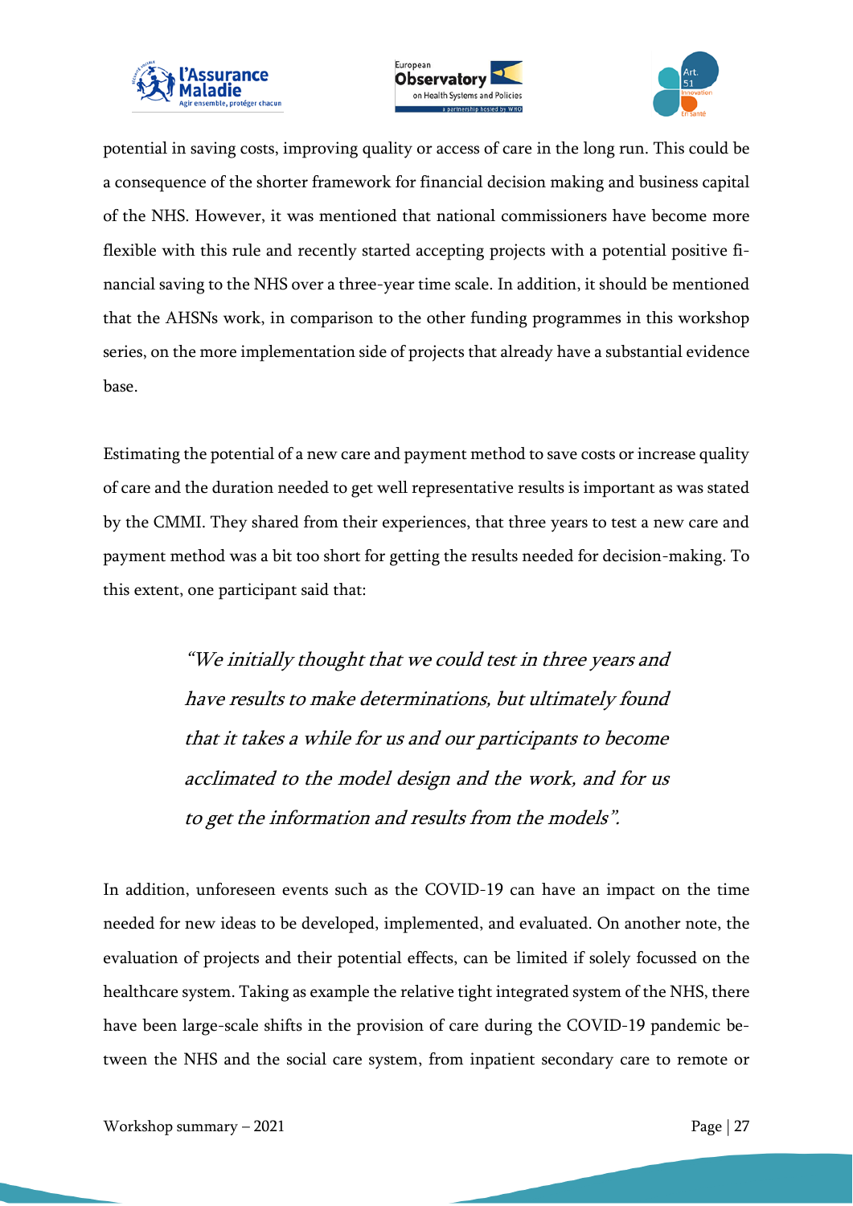potential in saving costs, improving quality or access of care in the long run. This could be a consequence of the shorter framework for financial decision making and business capital of the NHS. However, it was mentioned that national commissioners have become more flexible with this rule and recently started accepting projects with a potential positive financial saving to the NHS over a three-year time scale. In addition, it should be mentioned that the AHSNs work, in comparison to the other funding programmes in this workshop series, on the more implementation side of projects that already have a substantial evidence base.

Estimating the potential of a new care and payment method to save costs or increase quality of care and the duration needed to get well representative results is important as was stated by the CMMI. They shared from their experiences, that three years to test a new care and payment method was a bit too short for getting the results needed for decision-making. To this extent, one participant said that:

> *"We initially thought that we could test in three years and have results to make determinations, but ultimately found that it takes a while for us and our participants to become acclimated to the model design and the work, and for us to get the information and results from the models".*

In addition, unforeseen events such as the COVID-19 can have an impact on the time needed for new ideas to be developed, implemented, and evaluated. On another note, the evaluation of projects and their potential effects, can be limited if solely focussed on the healthcare system. Taking as example the relative tight integrated system of the NHS, there have been large-scale shifts in the provision of care during the COVID-19 pandemic between the NHS and the social care system, from inpatient secondary care to remote or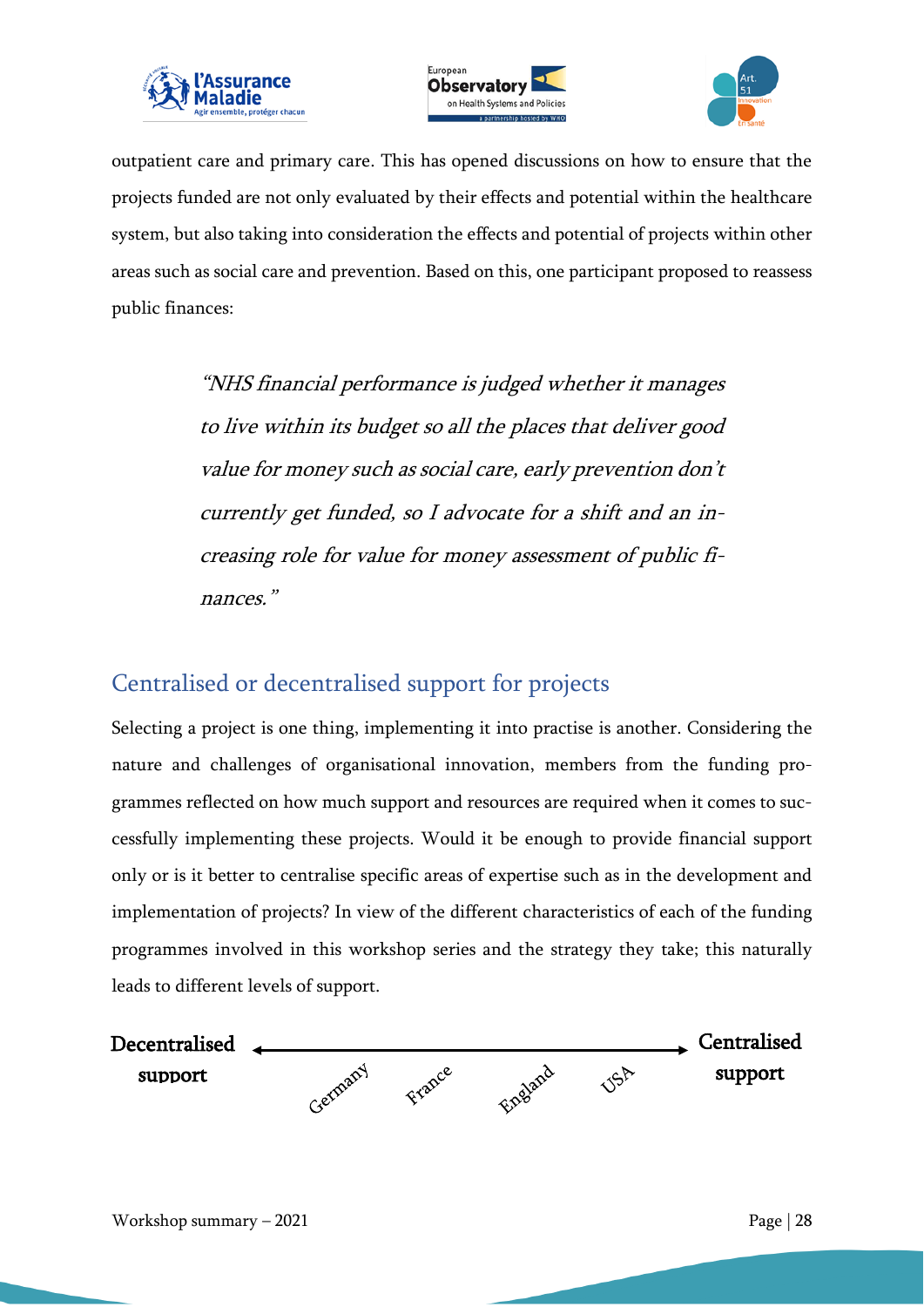outpatient care and primary care. This has opened discussions on how to ensure that the projects funded are not only evaluated by their effects and potential within the healthcare system, but also taking into consideration the effects and potential of projects within other areas such as social care and prevention. Based on this, one participant proposed to reassess public finances:

> *"NHS financial performance is judged whether it manages to live within its budget so all the places that deliver good value for money such as social care, early prevention don't currently get funded, so I advocate for a shift and an increasing role for value for money assessment of public finances."*

## Centralised or decentralised support for projects

Selecting a project is one thing, implementing it into practise is another. Considering the nature and challenges of organisational innovation, members from the funding programmes reflected on how much support and resources are required when it comes to successfully implementing these projects. Would it be enough to provide financial support only or is it better to centralise specific areas of expertise such as in the development and implementation of projects? In view of the different characteristics of each of the funding programmes involved in this workshop series and the strategy they take; this naturally leads to different levels of support.

**Decentralised support** ⟷ **Centralised support**

Germany – France – England – USA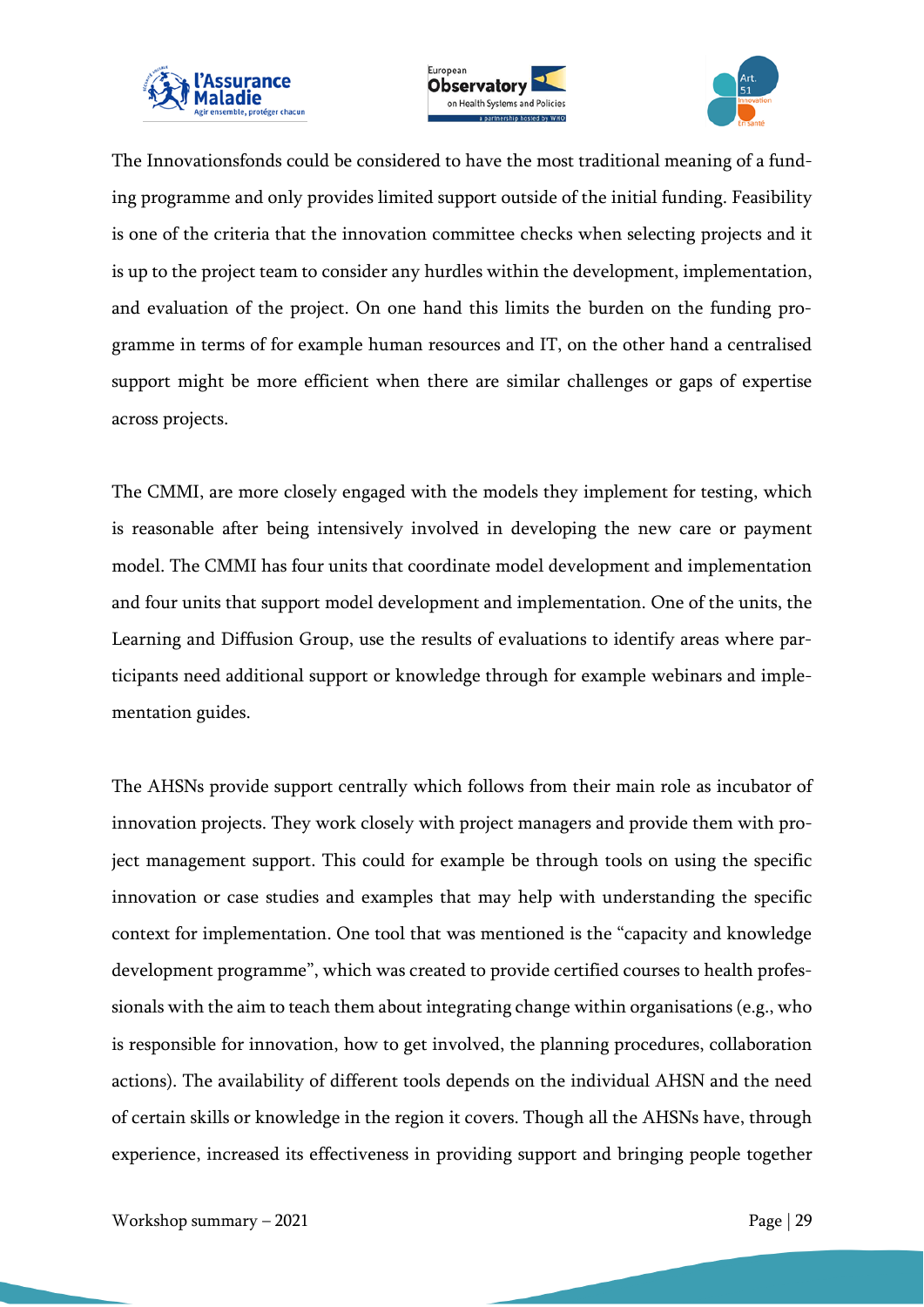The Innovationsfonds could be considered to have the most traditional meaning of a funding programme and only provides limited support outside of the initial funding. Feasibility is one of the criteria that the innovation committee checks when selecting projects and it is up to the project team to consider any hurdles within the development, implementation, and evaluation of the project. On one hand this limits the burden on the funding programme in terms of for example human resources and IT, on the other hand a centralised support might be more efficient when there are similar challenges or gaps of expertise across projects.

The CMMI, are more closely engaged with the models they implement for testing, which is reasonable after being intensively involved in developing the new care or payment model. The CMMI has four units that coordinate model development and implementation and four units that support model development and implementation. One of the units, the Learning and Diffusion Group, use the results of evaluations to identify areas where participants need additional support or knowledge through for example webinars and implementation guides.

The AHSNs provide support centrally which follows from their main role as incubator of innovation projects. They work closely with project managers and provide them with project management support. This could for example be through tools on using the specific innovation or case studies and examples that may help with understanding the specific context for implementation. One tool that was mentioned is the "capacity and knowledge development programme", which was created to provide certified courses to health professionals with the aim to teach them about integrating change within organisations (e.g., who is responsible for innovation, how to get involved, the planning procedures, collaboration actions). The availability of different tools depends on the individual AHSN and the need of certain skills or knowledge in the region it covers. Though all the AHSNs have, through experience, increased its effectiveness in providing support and bringing people together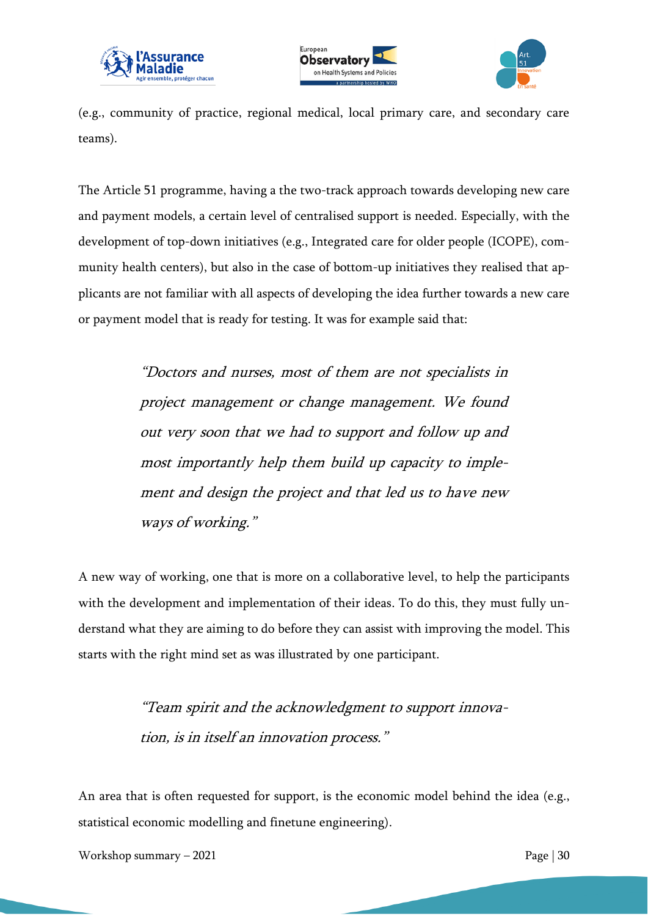(e.g., community of practice, regional medical, local primary care, and secondary care teams).

The Article 51 programme, having a the two-track approach towards developing new care and payment models, a certain level of centralised support is needed. Especially, with the development of top-down initiatives (e.g., Integrated care for older people (ICOPE), community health centers), but also in the case of bottom-up initiatives they realised that applicants are not familiar with all aspects of developing the idea further towards a new care or payment model that is ready for testing. It was for example said that:

> *"Doctors and nurses, most of them are not specialists in project management or change management. We found out very soon that we had to support and follow up and most importantly help them build up capacity to implement and design the project and that led us to have new ways of working."*

A new way of working, one that is more on a collaborative level, to help the participants with the development and implementation of their ideas. To do this, they must fully understand what they are aiming to do before they can assist with improving the model. This starts with the right mind set as was illustrated by one participant.

> *"Team spirit and the acknowledgment to support innovation, is in itself an innovation process."*

An area that is often requested for support, is the economic model behind the idea (e.g., statistical economic modelling and finetune engineering).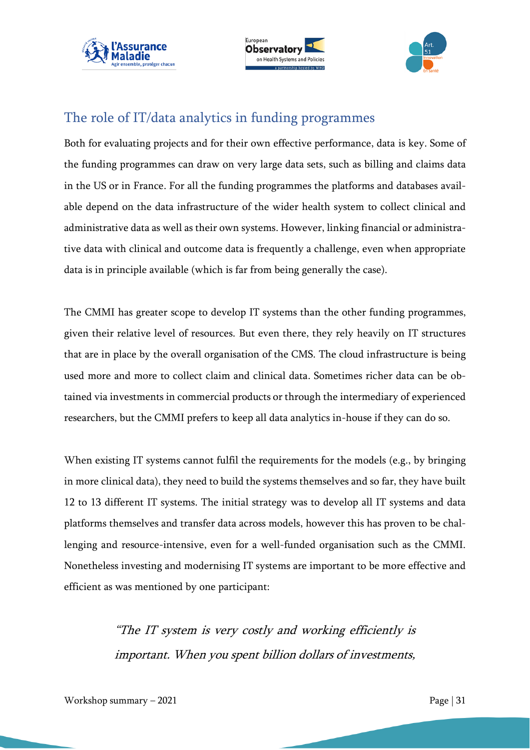## The role of IT/data analytics in funding programmes

Both for evaluating projects and for their own effective performance, data is key. Some of the funding programmes can draw on very large data sets, such as billing and claims data in the US or in France. For all the funding programmes the platforms and databases available depend on the data infrastructure of the wider health system to collect clinical and administrative data as well as their own systems. However, linking financial or administrative data with clinical and outcome data is frequently a challenge, even when appropriate data is in principle available (which is far from being generally the case).

The CMMI has greater scope to develop IT systems than the other funding programmes, given their relative level of resources. But even there, they rely heavily on IT structures that are in place by the overall organisation of the CMS. The cloud infrastructure is being used more and more to collect claim and clinical data. Sometimes richer data can be obtained via investments in commercial products or through the intermediary of experienced researchers, but the CMMI prefers to keep all data analytics in-house if they can do so.

When existing IT systems cannot fulfil the requirements for the models (e.g., by bringing in more clinical data), they need to build the systems themselves and so far, they have built 12 to 13 different IT systems. The initial strategy was to develop all IT systems and data platforms themselves and transfer data across models, however this has proven to be challenging and resource-intensive, even for a well-funded organisation such as the CMMI. Nonetheless investing and modernising IT systems are important to be more effective and efficient as was mentioned by one participant:

> *"The IT system is very costly and working efficiently is important. When you spent billion dollars of investments,*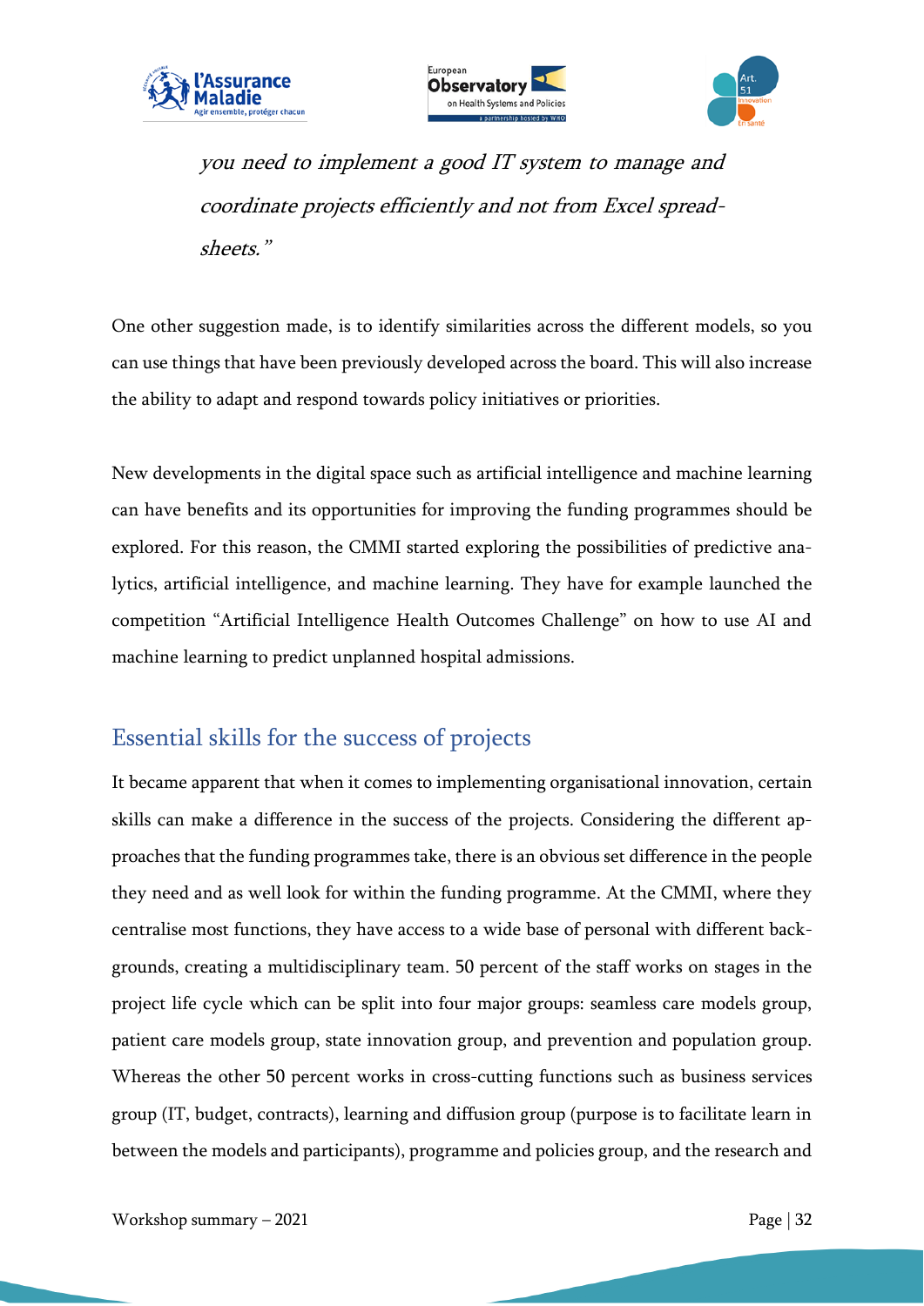*you need to implement a good IT system to manage and coordinate projects efficiently and not from Excel spread-sheets."*

One other suggestion made, is to identify similarities across the different models, so you can use things that have been previously developed across the board. This will also increase the ability to adapt and respond towards policy initiatives or priorities.

New developments in the digital space such as artificial intelligence and machine learning can have benefits and its opportunities for improving the funding programmes should be explored. For this reason, the CMMI started exploring the possibilities of predictive analytics, artificial intelligence, and machine learning. They have for example launched the competition "Artificial Intelligence Health Outcomes Challenge" on how to use AI and machine learning to predict unplanned hospital admissions.

## Essential skills for the success of projects

It became apparent that when it comes to implementing organisational innovation, certain skills can make a difference in the success of the projects. Considering the different approaches that the funding programmes take, there is an obvious set difference in the people they need and as well look for within the funding programme. At the CMMI, where they centralise most functions, they have access to a wide base of personal with different backgrounds, creating a multidisciplinary team. 50 percent of the staff works on stages in the project life cycle which can be split into four major groups: seamless care models group, patient care models group, state innovation group, and prevention and population group. Whereas the other 50 percent works in cross-cutting functions such as business services group (IT, budget, contracts), learning and diffusion group (purpose is to facilitate learn in between the models and participants), programme and policies group, and the research and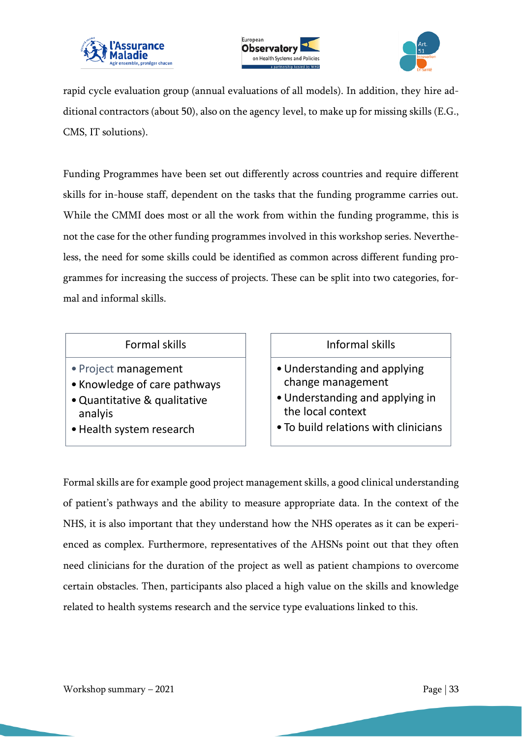rapid cycle evaluation group (annual evaluations of all models). In addition, they hire additional contractors (about 50), also on the agency level, to make up for missing skills (E.G., CMS, IT solutions).

Funding Programmes have been set out differently across countries and require different skills for in-house staff, dependent on the tasks that the funding programme carries out. While the CMMI does most or all the work from within the funding programme, this is not the case for the other funding programmes involved in this workshop series. Nevertheless, the need for some skills could be identified as common across different funding programmes for increasing the success of projects. These can be split into two categories, formal and informal skills.

| Formal skills | Informal skills |
|---|---|
| • Project management<br>• Knowledge of care pathways<br>• Quantitative & qualitative analyis<br>• Health system research | • Understanding and applying change management<br>• Understanding and applying in the local context<br>• To build relations with clinicians |

Formal skills are for example good project management skills, a good clinical understanding of patient's pathways and the ability to measure appropriate data. In the context of the NHS, it is also important that they understand how the NHS operates as it can be experienced as complex. Furthermore, representatives of the AHSNs point out that they often need clinicians for the duration of the project as well as patient champions to overcome certain obstacles. Then, participants also placed a high value on the skills and knowledge related to health systems research and the service type evaluations linked to this.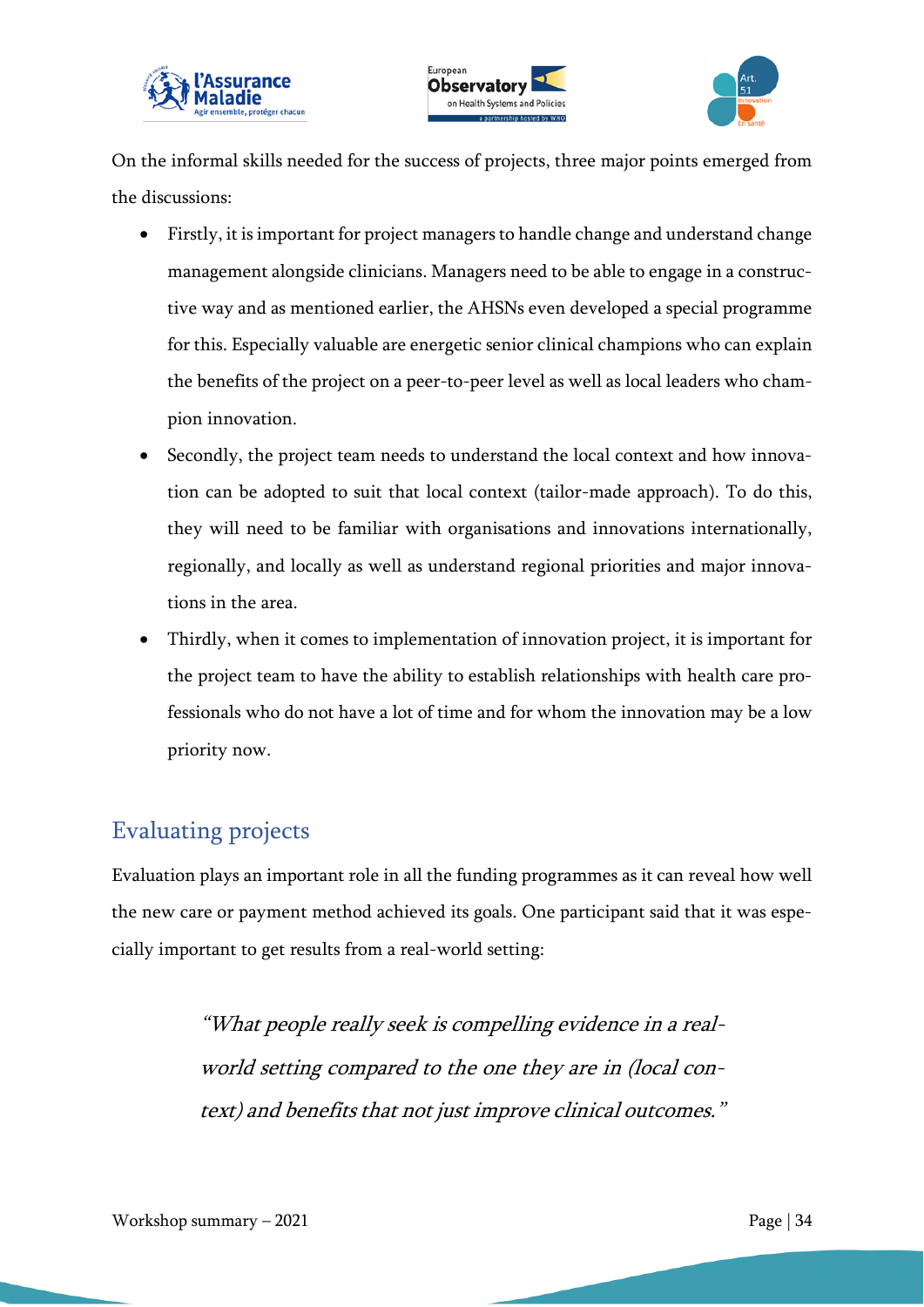On the informal skills needed for the success of projects, three major points emerged from the discussions:

- Firstly, it is important for project managers to handle change and understand change management alongside clinicians. Managers need to be able to engage in a constructive way and as mentioned earlier, the AHSNs even developed a special programme for this. Especially valuable are energetic senior clinical champions who can explain the benefits of the project on a peer-to-peer level as well as local leaders who champion innovation.
- Secondly, the project team needs to understand the local context and how innovation can be adopted to suit that local context (tailor-made approach). To do this, they will need to be familiar with organisations and innovations internationally, regionally, and locally as well as understand regional priorities and major innovations in the area.
- Thirdly, when it comes to implementation of innovation project, it is important for the project team to have the ability to establish relationships with health care professionals who do not have a lot of time and for whom the innovation may be a low priority now.

## Evaluating projects

Evaluation plays an important role in all the funding programmes as it can reveal how well the new care or payment method achieved its goals. One participant said that it was especially important to get results from a real-world setting:

> *"What people really seek is compelling evidence in a real-world setting compared to the one they are in (local context) and benefits that not just improve clinical outcomes."*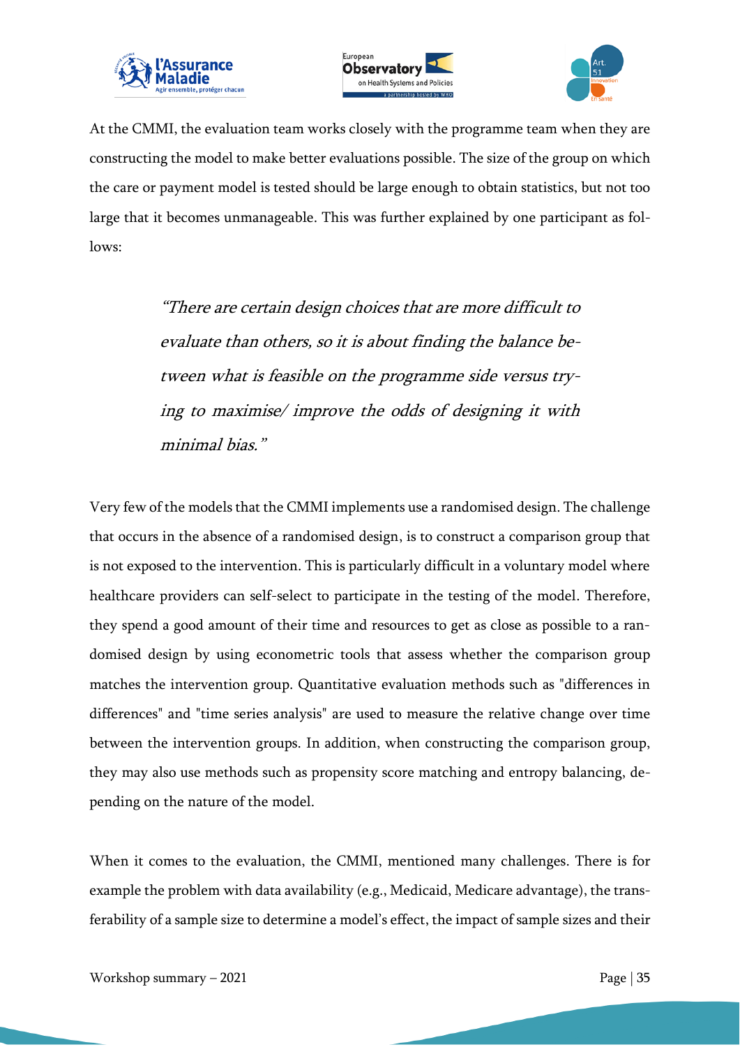At the CMMI, the evaluation team works closely with the programme team when they are constructing the model to make better evaluations possible. The size of the group on which the care or payment model is tested should be large enough to obtain statistics, but not too large that it becomes unmanageable. This was further explained by one participant as follows:

> *"There are certain design choices that are more difficult to evaluate than others, so it is about finding the balance between what is feasible on the programme side versus trying to maximise/ improve the odds of designing it with minimal bias."*

Very few of the models that the CMMI implements use a randomised design. The challenge that occurs in the absence of a randomised design, is to construct a comparison group that is not exposed to the intervention. This is particularly difficult in a voluntary model where healthcare providers can self-select to participate in the testing of the model. Therefore, they spend a good amount of their time and resources to get as close as possible to a randomised design by using econometric tools that assess whether the comparison group matches the intervention group. Quantitative evaluation methods such as "differences in differences" and "time series analysis" are used to measure the relative change over time between the intervention groups. In addition, when constructing the comparison group, they may also use methods such as propensity score matching and entropy balancing, depending on the nature of the model.

When it comes to the evaluation, the CMMI, mentioned many challenges. There is for example the problem with data availability (e.g., Medicaid, Medicare advantage), the transferability of a sample size to determine a model's effect, the impact of sample sizes and their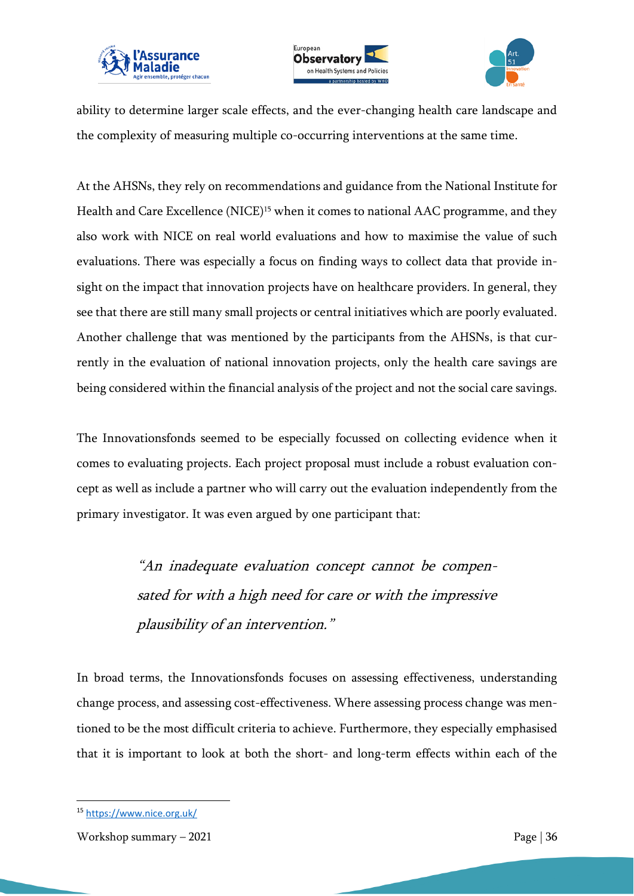ability to determine larger scale effects, and the ever-changing health care landscape and the complexity of measuring multiple co-occurring interventions at the same time.

At the AHSNs, they rely on recommendations and guidance from the National Institute for Health and Care Excellence (NICE)[15] when it comes to national AAC programme, and they also work with NICE on real world evaluations and how to maximise the value of such evaluations. There was especially a focus on finding ways to collect data that provide insight on the impact that innovation projects have on healthcare providers. In general, they see that there are still many small projects or central initiatives which are poorly evaluated. Another challenge that was mentioned by the participants from the AHSNs, is that currently in the evaluation of national innovation projects, only the health care savings are being considered within the financial analysis of the project and not the social care savings.

The Innovationsfonds seemed to be especially focussed on collecting evidence when it comes to evaluating projects. Each project proposal must include a robust evaluation concept as well as include a partner who will carry out the evaluation independently from the primary investigator. It was even argued by one participant that:

> *"An inadequate evaluation concept cannot be compensated for with a high need for care or with the impressive plausibility of an intervention."*

In broad terms, the Innovationsfonds focuses on assessing effectiveness, understanding change process, and assessing cost-effectiveness. Where assessing process change was mentioned to be the most difficult criteria to achieve. Furthermore, they especially emphasised that it is important to look at both the short- and long-term effects within each of the

[15] https://www.nice.org.uk/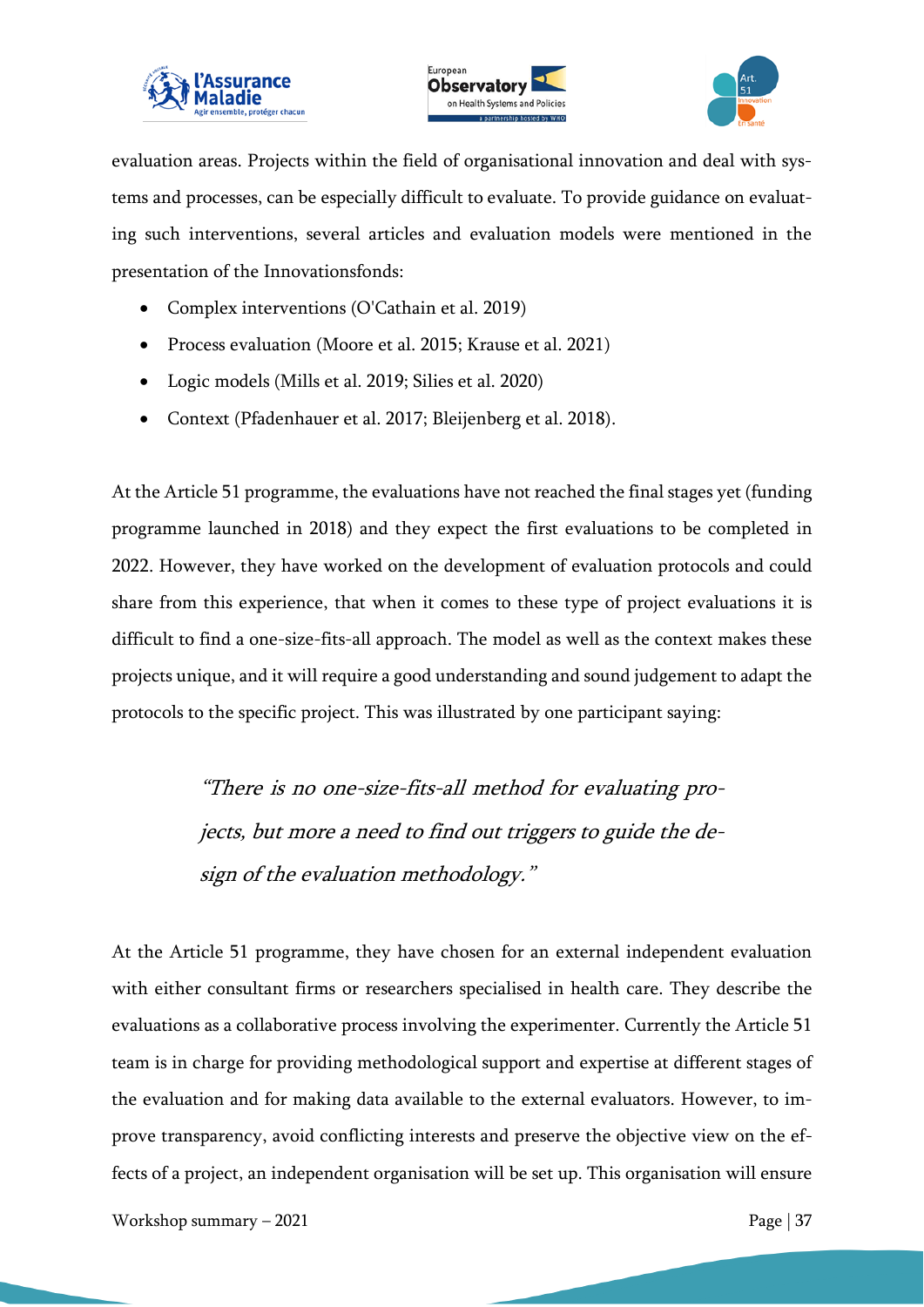evaluation areas. Projects within the field of organisational innovation and deal with systems and processes, can be especially difficult to evaluate. To provide guidance on evaluating such interventions, several articles and evaluation models were mentioned in the presentation of the Innovationsfonds:

- Complex interventions (O'Cathain et al. 2019)
- Process evaluation (Moore et al. 2015; Krause et al. 2021)
- Logic models (Mills et al. 2019; Silies et al. 2020)
- Context (Pfadenhauer et al. 2017; Bleijenberg et al. 2018).

At the Article 51 programme, the evaluations have not reached the final stages yet (funding programme launched in 2018) and they expect the first evaluations to be completed in 2022. However, they have worked on the development of evaluation protocols and could share from this experience, that when it comes to these type of project evaluations it is difficult to find a one-size-fits-all approach. The model as well as the context makes these projects unique, and it will require a good understanding and sound judgement to adapt the protocols to the specific project. This was illustrated by one participant saying:

> *"There is no one-size-fits-all method for evaluating projects, but more a need to find out triggers to guide the design of the evaluation methodology."*

At the Article 51 programme, they have chosen for an external independent evaluation with either consultant firms or researchers specialised in health care. They describe the evaluations as a collaborative process involving the experimenter. Currently the Article 51 team is in charge for providing methodological support and expertise at different stages of the evaluation and for making data available to the external evaluators. However, to improve transparency, avoid conflicting interests and preserve the objective view on the effects of a project, an independent organisation will be set up. This organisation will ensure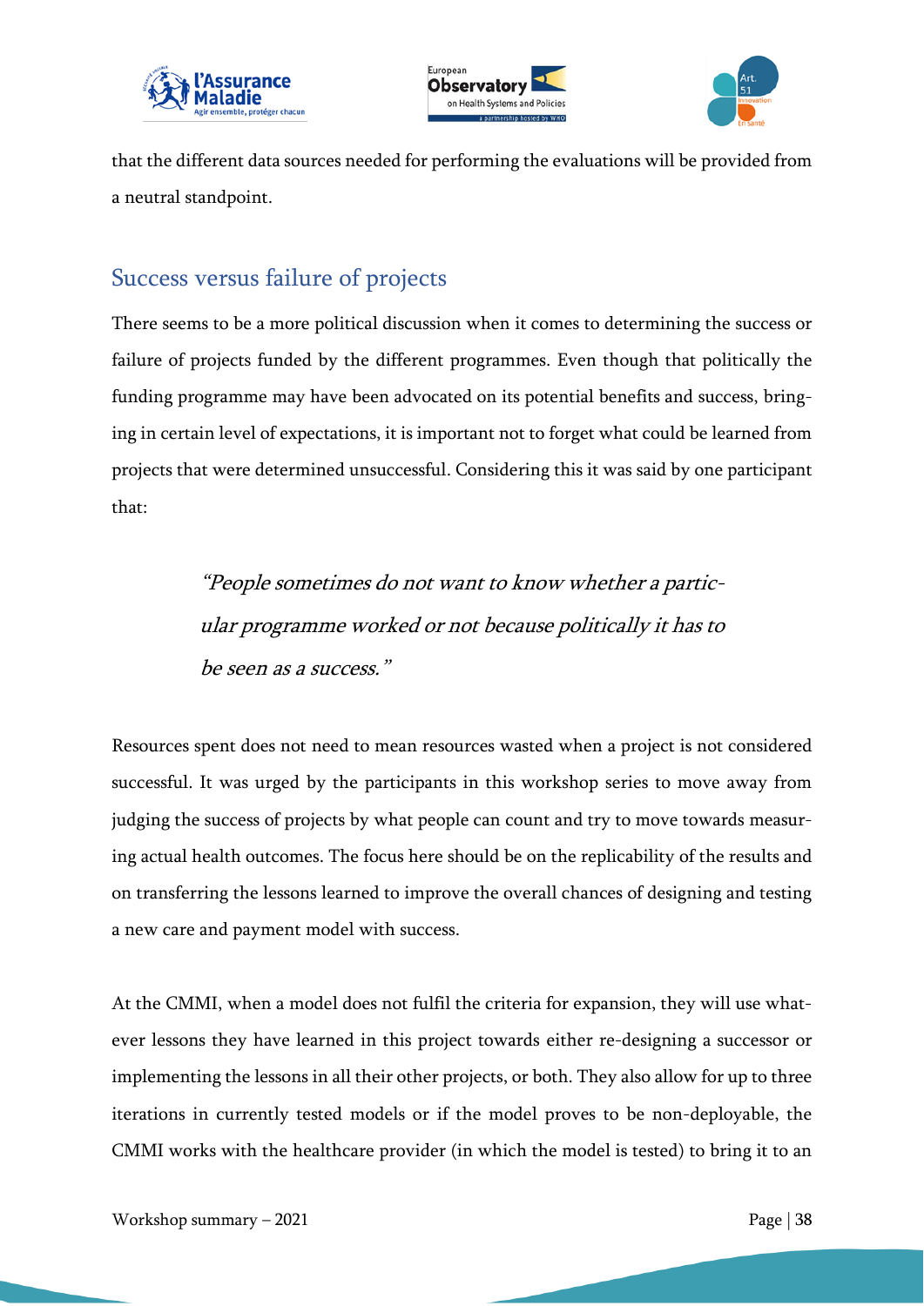that the different data sources needed for performing the evaluations will be provided from a neutral standpoint.

## Success versus failure of projects

There seems to be a more political discussion when it comes to determining the success or failure of projects funded by the different programmes. Even though that politically the funding programme may have been advocated on its potential benefits and success, bringing in certain level of expectations, it is important not to forget what could be learned from projects that were determined unsuccessful. Considering this it was said by one participant that:

> *"People sometimes do not want to know whether a particular programme worked or not because politically it has to be seen as a success."*

Resources spent does not need to mean resources wasted when a project is not considered successful. It was urged by the participants in this workshop series to move away from judging the success of projects by what people can count and try to move towards measuring actual health outcomes. The focus here should be on the replicability of the results and on transferring the lessons learned to improve the overall chances of designing and testing a new care and payment model with success.

At the CMMI, when a model does not fulfil the criteria for expansion, they will use whatever lessons they have learned in this project towards either re-designing a successor or implementing the lessons in all their other projects, or both. They also allow for up to three iterations in currently tested models or if the model proves to be non-deployable, the CMMI works with the healthcare provider (in which the model is tested) to bring it to an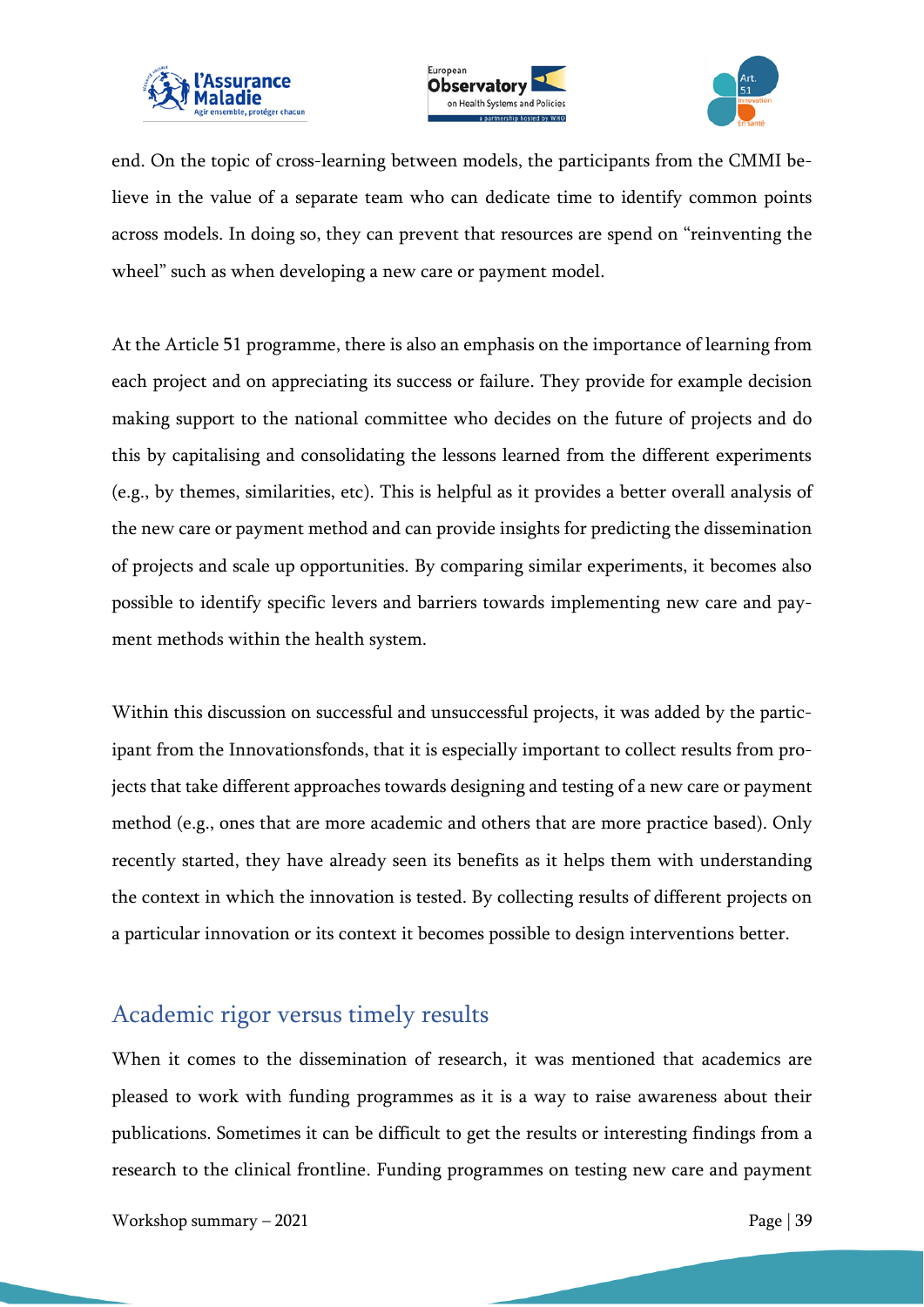end. On the topic of cross-learning between models, the participants from the CMMI believe in the value of a separate team who can dedicate time to identify common points across models. In doing so, they can prevent that resources are spend on "reinventing the wheel" such as when developing a new care or payment model.

At the Article 51 programme, there is also an emphasis on the importance of learning from each project and on appreciating its success or failure. They provide for example decision making support to the national committee who decides on the future of projects and do this by capitalising and consolidating the lessons learned from the different experiments (e.g., by themes, similarities, etc). This is helpful as it provides a better overall analysis of the new care or payment method and can provide insights for predicting the dissemination of projects and scale up opportunities. By comparing similar experiments, it becomes also possible to identify specific levers and barriers towards implementing new care and payment methods within the health system.

Within this discussion on successful and unsuccessful projects, it was added by the participant from the Innovationsfonds, that it is especially important to collect results from projects that take different approaches towards designing and testing of a new care or payment method (e.g., ones that are more academic and others that are more practice based). Only recently started, they have already seen its benefits as it helps them with understanding the context in which the innovation is tested. By collecting results of different projects on a particular innovation or its context it becomes possible to design interventions better.

## Academic rigor versus timely results

When it comes to the dissemination of research, it was mentioned that academics are pleased to work with funding programmes as it is a way to raise awareness about their publications. Sometimes it can be difficult to get the results or interesting findings from a research to the clinical frontline. Funding programmes on testing new care and payment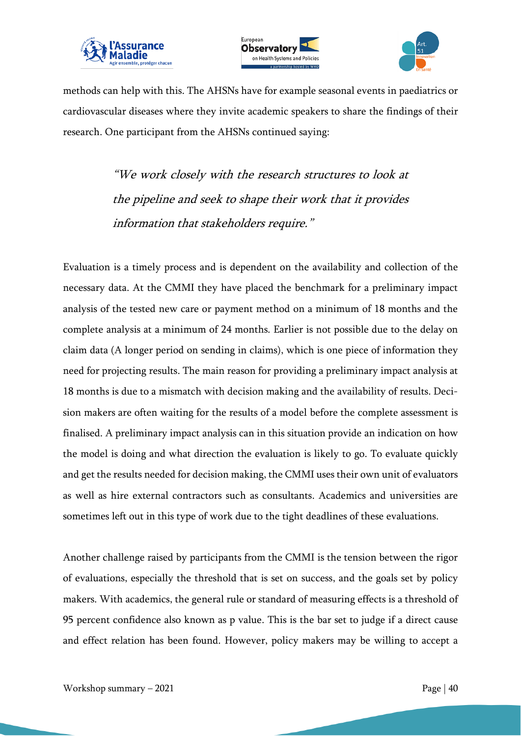methods can help with this. The AHSNs have for example seasonal events in paediatrics or cardiovascular diseases where they invite academic speakers to share the findings of their research. One participant from the AHSNs continued saying:

> *"We work closely with the research structures to look at the pipeline and seek to shape their work that it provides information that stakeholders require."*

Evaluation is a timely process and is dependent on the availability and collection of the necessary data. At the CMMI they have placed the benchmark for a preliminary impact analysis of the tested new care or payment method on a minimum of 18 months and the complete analysis at a minimum of 24 months. Earlier is not possible due to the delay on claim data (A longer period on sending in claims), which is one piece of information they need for projecting results. The main reason for providing a preliminary impact analysis at 18 months is due to a mismatch with decision making and the availability of results. Decision makers are often waiting for the results of a model before the complete assessment is finalised. A preliminary impact analysis can in this situation provide an indication on how the model is doing and what direction the evaluation is likely to go. To evaluate quickly and get the results needed for decision making, the CMMI uses their own unit of evaluators as well as hire external contractors such as consultants. Academics and universities are sometimes left out in this type of work due to the tight deadlines of these evaluations.

Another challenge raised by participants from the CMMI is the tension between the rigor of evaluations, especially the threshold that is set on success, and the goals set by policy makers. With academics, the general rule or standard of measuring effects is a threshold of 95 percent confidence also known as p value. This is the bar set to judge if a direct cause and effect relation has been found. However, policy makers may be willing to accept a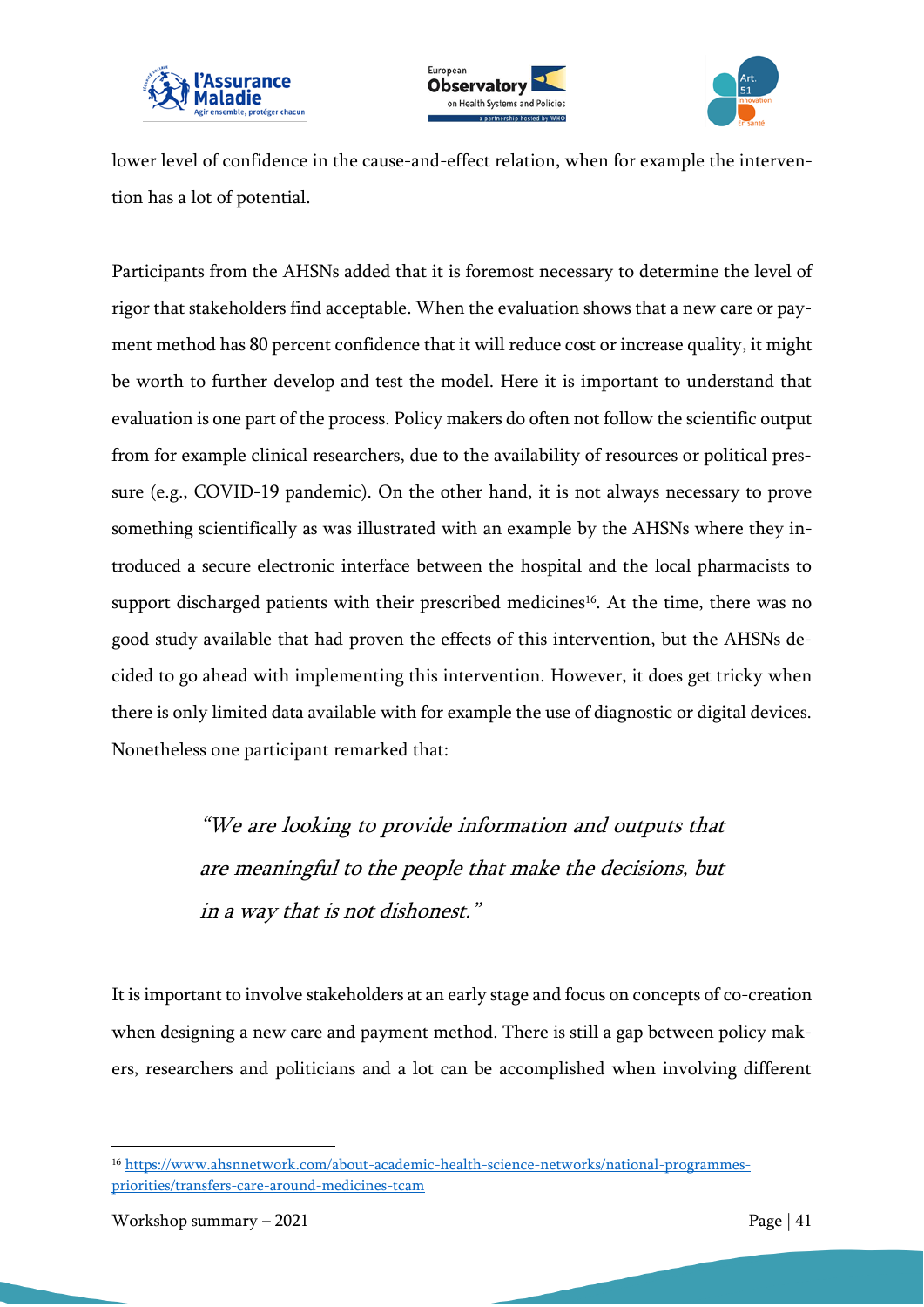lower level of confidence in the cause-and-effect relation, when for example the intervention has a lot of potential.

Participants from the AHSNs added that it is foremost necessary to determine the level of rigor that stakeholders find acceptable. When the evaluation shows that a new care or payment method has 80 percent confidence that it will reduce cost or increase quality, it might be worth to further develop and test the model. Here it is important to understand that evaluation is one part of the process. Policy makers do often not follow the scientific output from for example clinical researchers, due to the availability of resources or political pressure (e.g., COVID-19 pandemic). On the other hand, it is not always necessary to prove something scientifically as was illustrated with an example by the AHSNs where they introduced a secure electronic interface between the hospital and the local pharmacists to support discharged patients with their prescribed medicines[16]. At the time, there was no good study available that had proven the effects of this intervention, but the AHSNs decided to go ahead with implementing this intervention. However, it does get tricky when there is only limited data available with for example the use of diagnostic or digital devices. Nonetheless one participant remarked that:

> *"We are looking to provide information and outputs that are meaningful to the people that make the decisions, but in a way that is not dishonest."*

It is important to involve stakeholders at an early stage and focus on concepts of co-creation when designing a new care and payment method. There is still a gap between policy makers, researchers and politicians and a lot can be accomplished when involving different

[16] https://www.ahsnnetwork.com/about-academic-health-science-networks/national-programmes-priorities/transfers-care-around-medicines-tcam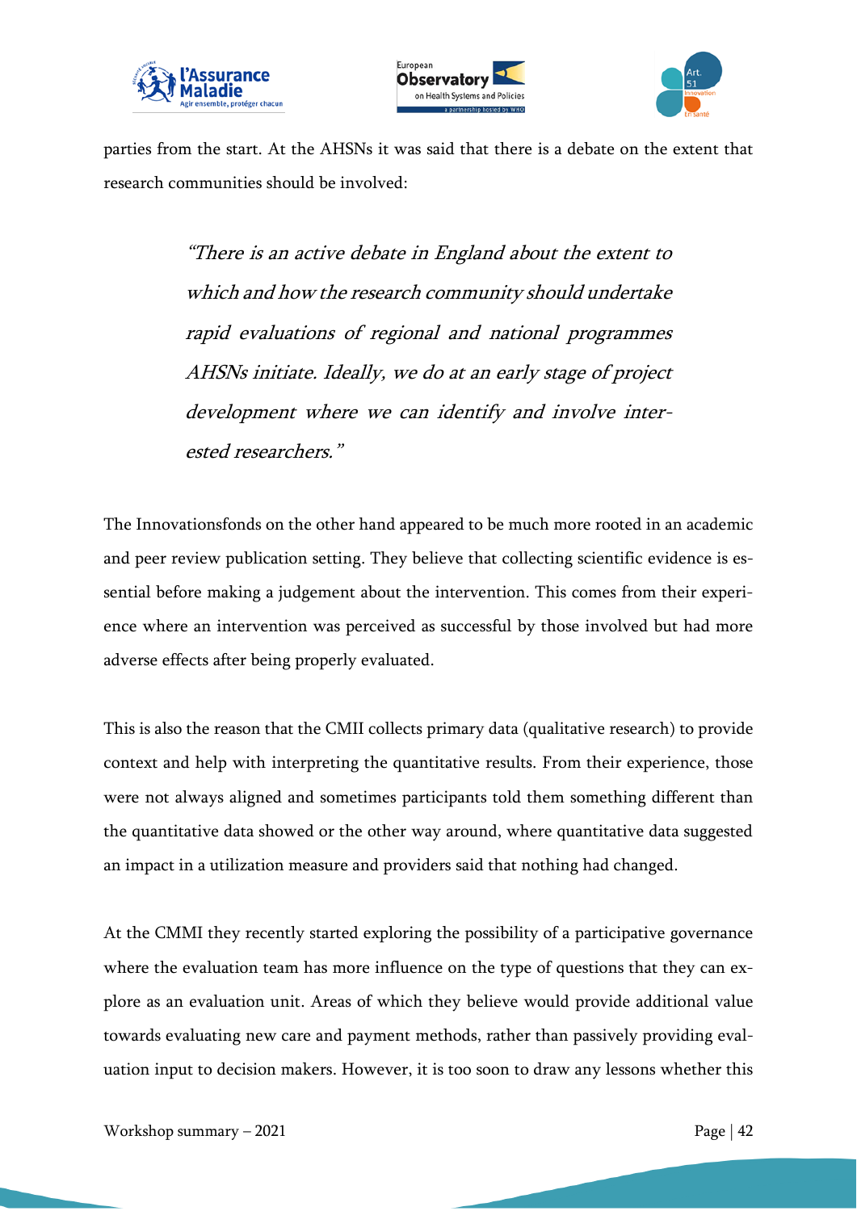parties from the start. At the AHSNs it was said that there is a debate on the extent that research communities should be involved:

> *"There is an active debate in England about the extent to which and how the research community should undertake rapid evaluations of regional and national programmes AHSNs initiate. Ideally, we do at an early stage of project development where we can identify and involve interested researchers."*

The Innovationsfonds on the other hand appeared to be much more rooted in an academic and peer review publication setting. They believe that collecting scientific evidence is essential before making a judgement about the intervention. This comes from their experience where an intervention was perceived as successful by those involved but had more adverse effects after being properly evaluated.

This is also the reason that the CMII collects primary data (qualitative research) to provide context and help with interpreting the quantitative results. From their experience, those were not always aligned and sometimes participants told them something different than the quantitative data showed or the other way around, where quantitative data suggested an impact in a utilization measure and providers said that nothing had changed.

At the CMMI they recently started exploring the possibility of a participative governance where the evaluation team has more influence on the type of questions that they can explore as an evaluation unit. Areas of which they believe would provide additional value towards evaluating new care and payment methods, rather than passively providing evaluation input to decision makers. However, it is too soon to draw any lessons whether this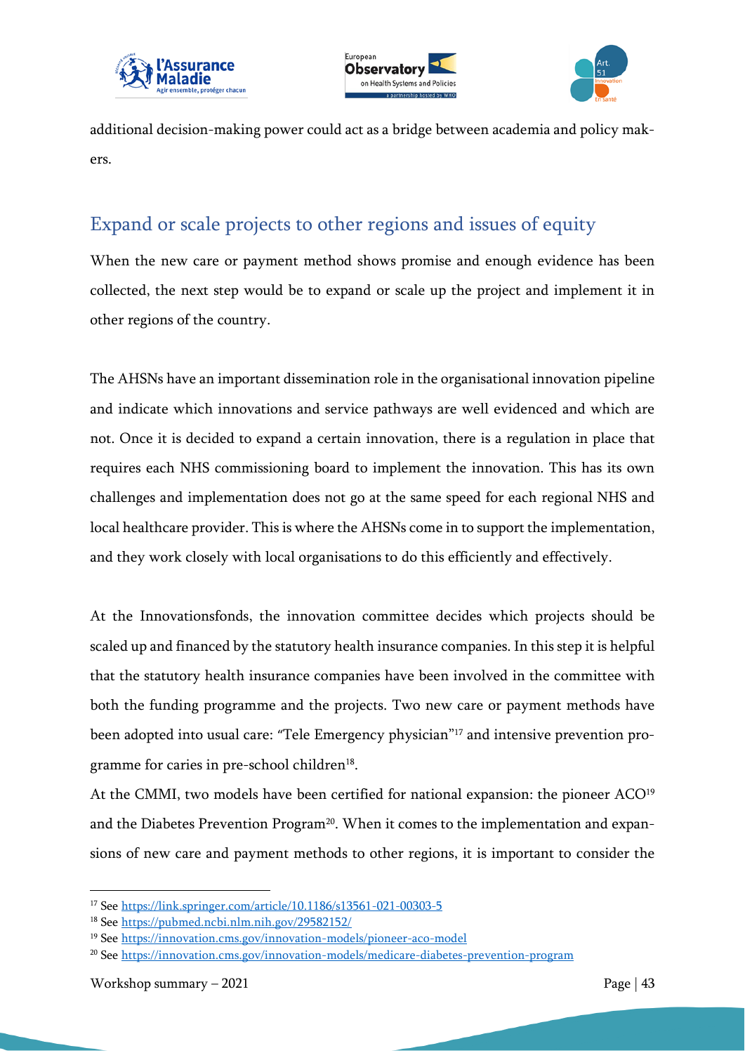additional decision-making power could act as a bridge between academia and policy makers.

## Expand or scale projects to other regions and issues of equity

When the new care or payment method shows promise and enough evidence has been collected, the next step would be to expand or scale up the project and implement it in other regions of the country.

The AHSNs have an important dissemination role in the organisational innovation pipeline and indicate which innovations and service pathways are well evidenced and which are not. Once it is decided to expand a certain innovation, there is a regulation in place that requires each NHS commissioning board to implement the innovation. This has its own challenges and implementation does not go at the same speed for each regional NHS and local healthcare provider. This is where the AHSNs come in to support the implementation, and they work closely with local organisations to do this efficiently and effectively.

At the Innovationsfonds, the innovation committee decides which projects should be scaled up and financed by the statutory health insurance companies. In this step it is helpful that the statutory health insurance companies have been involved in the committee with both the funding programme and the projects. Two new care or payment methods have been adopted into usual care: "Tele Emergency physician"[17] and intensive prevention programme for caries in pre-school children[18].

At the CMMI, two models have been certified for national expansion: the pioneer ACO[19] and the Diabetes Prevention Program[20]. When it comes to the implementation and expansions of new care and payment methods to other regions, it is important to consider the

---

[17] See https://link.springer.com/article/10.1186/s13561-021-00303-5

[18] See https://pubmed.ncbi.nlm.nih.gov/29582152/

[19] See https://innovation.cms.gov/innovation-models/pioneer-aco-model

[20] See https://innovation.cms.gov/innovation-models/medicare-diabetes-prevention-program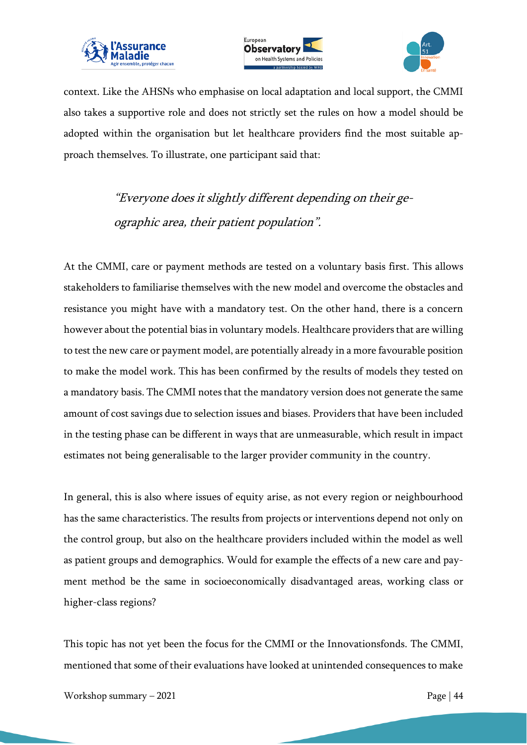context. Like the AHSNs who emphasise on local adaptation and local support, the CMMI also takes a supportive role and does not strictly set the rules on how a model should be adopted within the organisation but let healthcare providers find the most suitable approach themselves. To illustrate, one participant said that:

> *"Everyone does it slightly different depending on their geographic area, their patient population".*

At the CMMI, care or payment methods are tested on a voluntary basis first. This allows stakeholders to familiarise themselves with the new model and overcome the obstacles and resistance you might have with a mandatory test. On the other hand, there is a concern however about the potential bias in voluntary models. Healthcare providers that are willing to test the new care or payment model, are potentially already in a more favourable position to make the model work. This has been confirmed by the results of models they tested on a mandatory basis. The CMMI notes that the mandatory version does not generate the same amount of cost savings due to selection issues and biases. Providers that have been included in the testing phase can be different in ways that are unmeasurable, which result in impact estimates not being generalisable to the larger provider community in the country.

In general, this is also where issues of equity arise, as not every region or neighbourhood has the same characteristics. The results from projects or interventions depend not only on the control group, but also on the healthcare providers included within the model as well as patient groups and demographics. Would for example the effects of a new care and payment method be the same in socioeconomically disadvantaged areas, working class or higher-class regions?

This topic has not yet been the focus for the CMMI or the Innovationsfonds. The CMMI, mentioned that some of their evaluations have looked at unintended consequences to make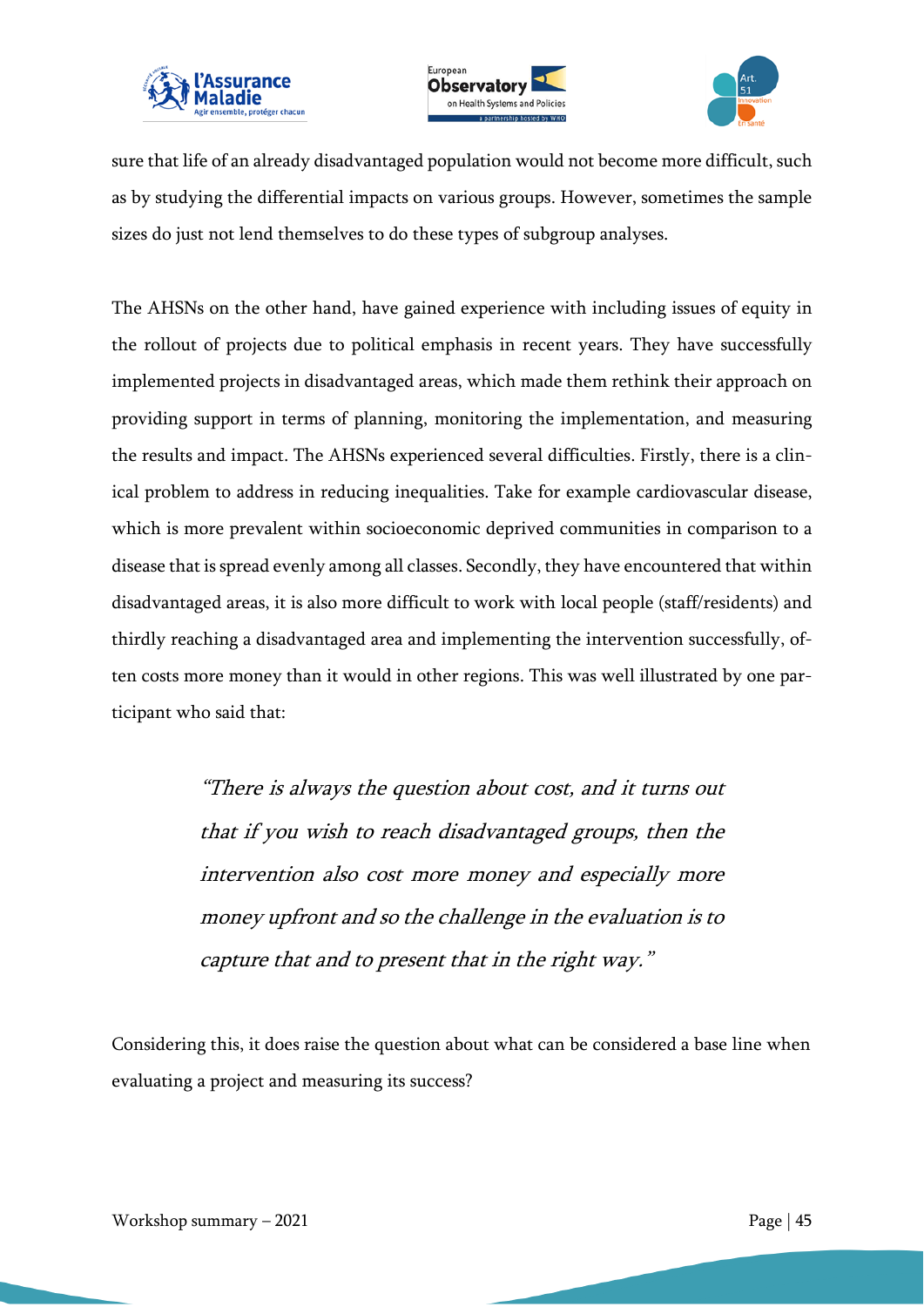sure that life of an already disadvantaged population would not become more difficult, such as by studying the differential impacts on various groups. However, sometimes the sample sizes do just not lend themselves to do these types of subgroup analyses.

The AHSNs on the other hand, have gained experience with including issues of equity in the rollout of projects due to political emphasis in recent years. They have successfully implemented projects in disadvantaged areas, which made them rethink their approach on providing support in terms of planning, monitoring the implementation, and measuring the results and impact. The AHSNs experienced several difficulties. Firstly, there is a clinical problem to address in reducing inequalities. Take for example cardiovascular disease, which is more prevalent within socioeconomic deprived communities in comparison to a disease that is spread evenly among all classes. Secondly, they have encountered that within disadvantaged areas, it is also more difficult to work with local people (staff/residents) and thirdly reaching a disadvantaged area and implementing the intervention successfully, often costs more money than it would in other regions. This was well illustrated by one participant who said that:

> *"There is always the question about cost, and it turns out that if you wish to reach disadvantaged groups, then the intervention also cost more money and especially more money upfront and so the challenge in the evaluation is to capture that and to present that in the right way."*

Considering this, it does raise the question about what can be considered a base line when evaluating a project and measuring its success?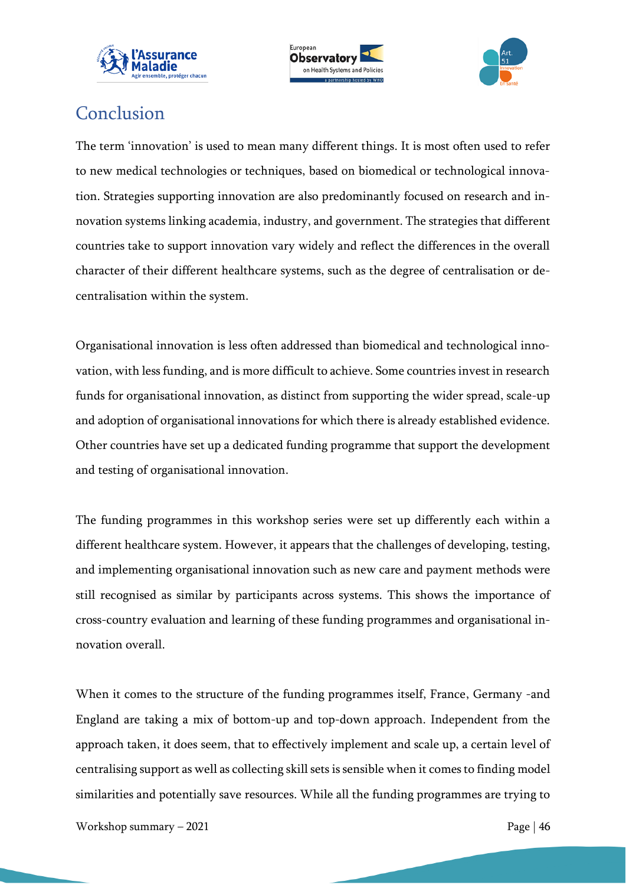# Conclusion

The term 'innovation' is used to mean many different things. It is most often used to refer to new medical technologies or techniques, based on biomedical or technological innovation. Strategies supporting innovation are also predominantly focused on research and innovation systems linking academia, industry, and government. The strategies that different countries take to support innovation vary widely and reflect the differences in the overall character of their different healthcare systems, such as the degree of centralisation or decentralisation within the system.

Organisational innovation is less often addressed than biomedical and technological innovation, with less funding, and is more difficult to achieve. Some countries invest in research funds for organisational innovation, as distinct from supporting the wider spread, scale-up and adoption of organisational innovations for which there is already established evidence. Other countries have set up a dedicated funding programme that support the development and testing of organisational innovation.

The funding programmes in this workshop series were set up differently each within a different healthcare system. However, it appears that the challenges of developing, testing, and implementing organisational innovation such as new care and payment methods were still recognised as similar by participants across systems. This shows the importance of cross-country evaluation and learning of these funding programmes and organisational innovation overall.

When it comes to the structure of the funding programmes itself, France, Germany -and England are taking a mix of bottom-up and top-down approach. Independent from the approach taken, it does seem, that to effectively implement and scale up, a certain level of centralising support as well as collecting skill sets is sensible when it comes to finding model similarities and potentially save resources. While all the funding programmes are trying to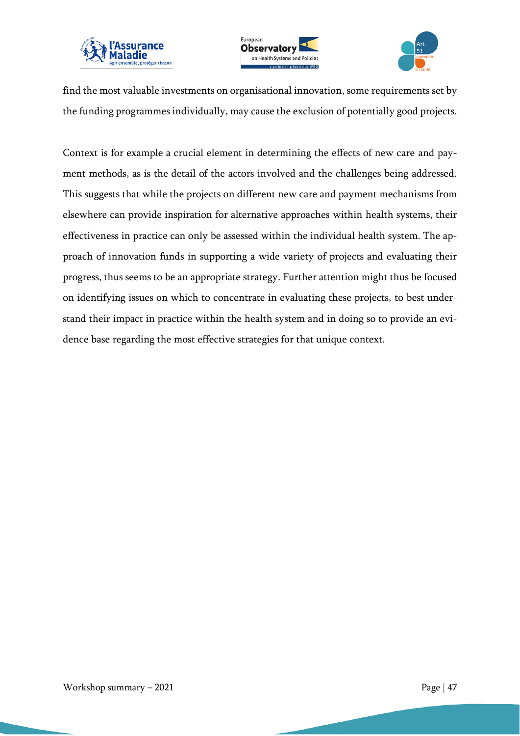find the most valuable investments on organisational innovation, some requirements set by the funding programmes individually, may cause the exclusion of potentially good projects.

Context is for example a crucial element in determining the effects of new care and payment methods, as is the detail of the actors involved and the challenges being addressed. This suggests that while the projects on different new care and payment mechanisms from elsewhere can provide inspiration for alternative approaches within health systems, their effectiveness in practice can only be assessed within the individual health system. The approach of innovation funds in supporting a wide variety of projects and evaluating their progress, thus seems to be an appropriate strategy. Further attention might thus be focused on identifying issues on which to concentrate in evaluating these projects, to best understand their impact in practice within the health system and in doing so to provide an evidence base regarding the most effective strategies for that unique context.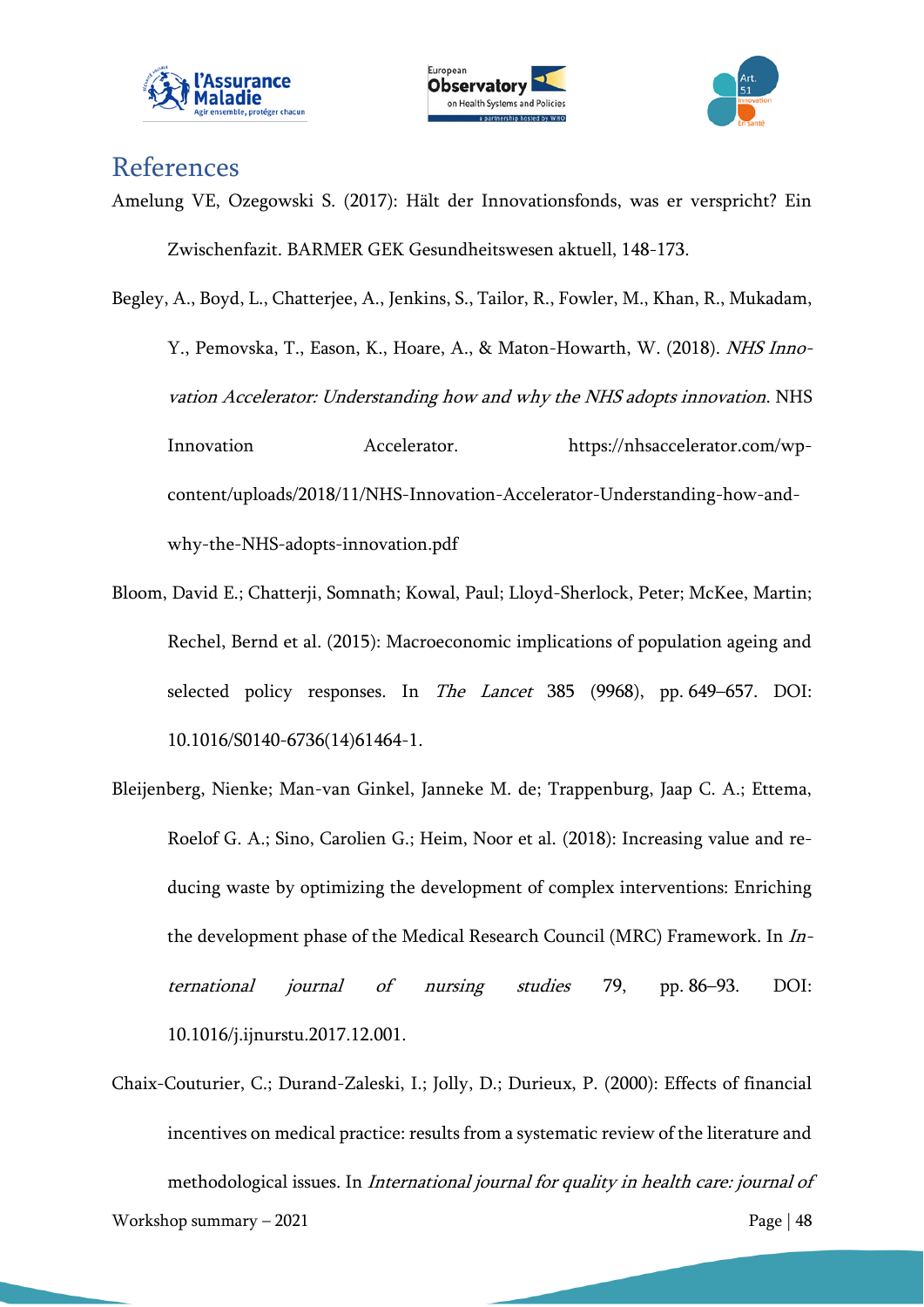# References

Amelung VE, Ozegowski S. (2017): Hält der Innovationsfonds, was er verspricht? Ein Zwischenfazit. BARMER GEK Gesundheitswesen aktuell, 148-173.

Begley, A., Boyd, L., Chatterjee, A., Jenkins, S., Tailor, R., Fowler, M., Khan, R., Mukadam, Y., Pemovska, T., Eason, K., Hoare, A., & Maton-Howarth, W. (2018). *NHS Innovation Accelerator: Understanding how and why the NHS adopts innovation*. NHS Innovation Accelerator. https://nhsaccelerator.com/wp-content/uploads/2018/11/NHS-Innovation-Accelerator-Understanding-how-and-why-the-NHS-adopts-innovation.pdf

Bloom, David E.; Chatterji, Somnath; Kowal, Paul; Lloyd-Sherlock, Peter; McKee, Martin; Rechel, Bernd et al. (2015): Macroeconomic implications of population ageing and selected policy responses. In *The Lancet* 385 (9968), pp. 649–657. DOI: 10.1016/S0140-6736(14)61464-1.

Bleijenberg, Nienke; Man-van Ginkel, Janneke M. de; Trappenburg, Jaap C. A.; Ettema, Roelof G. A.; Sino, Carolien G.; Heim, Noor et al. (2018): Increasing value and reducing waste by optimizing the development of complex interventions: Enriching the development phase of the Medical Research Council (MRC) Framework. In *International journal of nursing studies* 79, pp. 86–93. DOI: 10.1016/j.ijnurstu.2017.12.001.

Chaix-Couturier, C.; Durand-Zaleski, I.; Jolly, D.; Durieux, P. (2000): Effects of financial incentives on medical practice: results from a systematic review of the literature and methodological issues. In *International journal for quality in health care: journal of*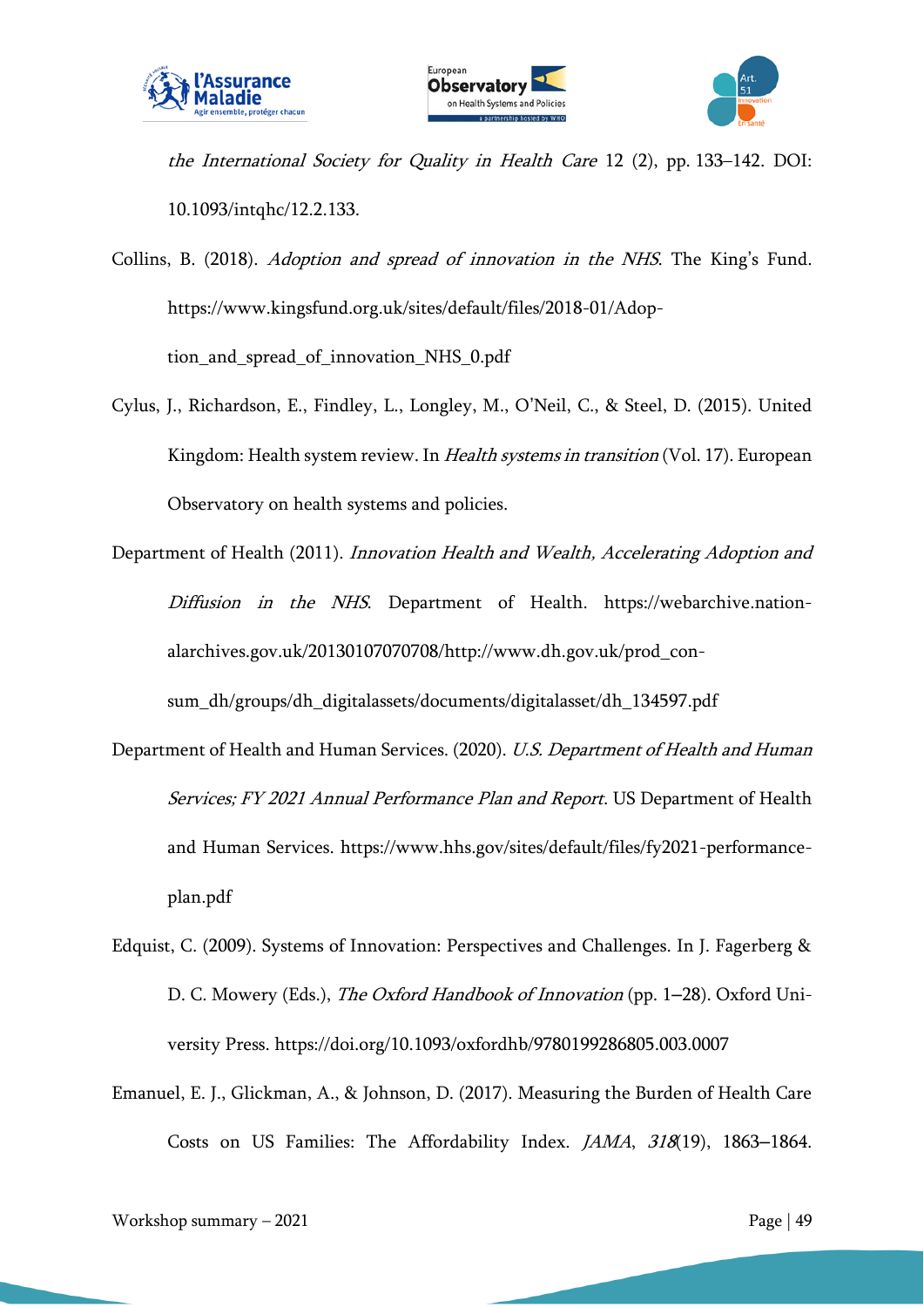*the International Society for Quality in Health Care* 12 (2), pp. 133–142. DOI: 10.1093/intqhc/12.2.133.

Collins, B. (2018). *Adoption and spread of innovation in the NHS*. The King's Fund. https://www.kingsfund.org.uk/sites/default/files/2018-01/Adoption_and_spread_of_innovation_NHS_0.pdf

Cylus, J., Richardson, E., Findley, L., Longley, M., O'Neil, C., & Steel, D. (2015). United Kingdom: Health system review. In *Health systems in transition* (Vol. 17). European Observatory on health systems and policies.

Department of Health (2011). *Innovation Health and Wealth, Accelerating Adoption and Diffusion in the NHS*. Department of Health. https://webarchive.nationalarchives.gov.uk/20130107070708/http://www.dh.gov.uk/prod_consum_dh/groups/dh_digitalassets/documents/digitalasset/dh_134597.pdf

Department of Health and Human Services. (2020). *U.S. Department of Health and Human Services; FY 2021 Annual Performance Plan and Report*. US Department of Health and Human Services. https://www.hhs.gov/sites/default/files/fy2021-performance-plan.pdf

Edquist, C. (2009). Systems of Innovation: Perspectives and Challenges. In J. Fagerberg & D. C. Mowery (Eds.), *The Oxford Handbook of Innovation* (pp. 1–28). Oxford University Press. https://doi.org/10.1093/oxfordhb/9780199286805.003.0007

Emanuel, E. J., Glickman, A., & Johnson, D. (2017). Measuring the Burden of Health Care Costs on US Families: The Affordability Index. *JAMA*, *318*(19), 1863–1864.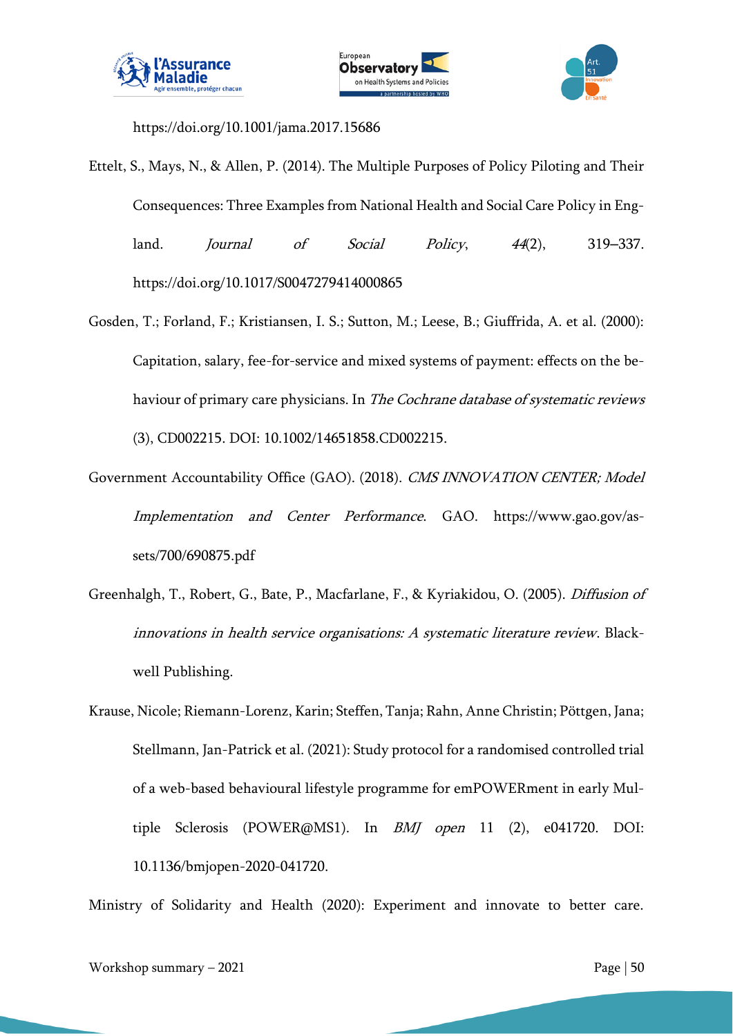https://doi.org/10.1001/jama.2017.15686

Ettelt, S., Mays, N., & Allen, P. (2014). The Multiple Purposes of Policy Piloting and Their Consequences: Three Examples from National Health and Social Care Policy in England. *Journal of Social Policy*, *44*(2), 319–337. https://doi.org/10.1017/S0047279414000865

Gosden, T.; Forland, F.; Kristiansen, I. S.; Sutton, M.; Leese, B.; Giuffrida, A. et al. (2000): Capitation, salary, fee-for-service and mixed systems of payment: effects on the behaviour of primary care physicians. In *The Cochrane database of systematic reviews* (3), CD002215. DOI: 10.1002/14651858.CD002215.

Government Accountability Office (GAO). (2018). *CMS INNOVATION CENTER; Model Implementation and Center Performance*. GAO. https://www.gao.gov/assets/700/690875.pdf

Greenhalgh, T., Robert, G., Bate, P., Macfarlane, F., & Kyriakidou, O. (2005). *Diffusion of innovations in health service organisations: A systematic literature review*. Blackwell Publishing.

Krause, Nicole; Riemann-Lorenz, Karin; Steffen, Tanja; Rahn, Anne Christin; Pöttgen, Jana; Stellmann, Jan-Patrick et al. (2021): Study protocol for a randomised controlled trial of a web-based behavioural lifestyle programme for emPOWERment in early Multiple Sclerosis (POWER@MS1). In *BMJ open* 11 (2), e041720. DOI: 10.1136/bmjopen-2020-041720.

Ministry of Solidarity and Health (2020): Experiment and innovate to better care.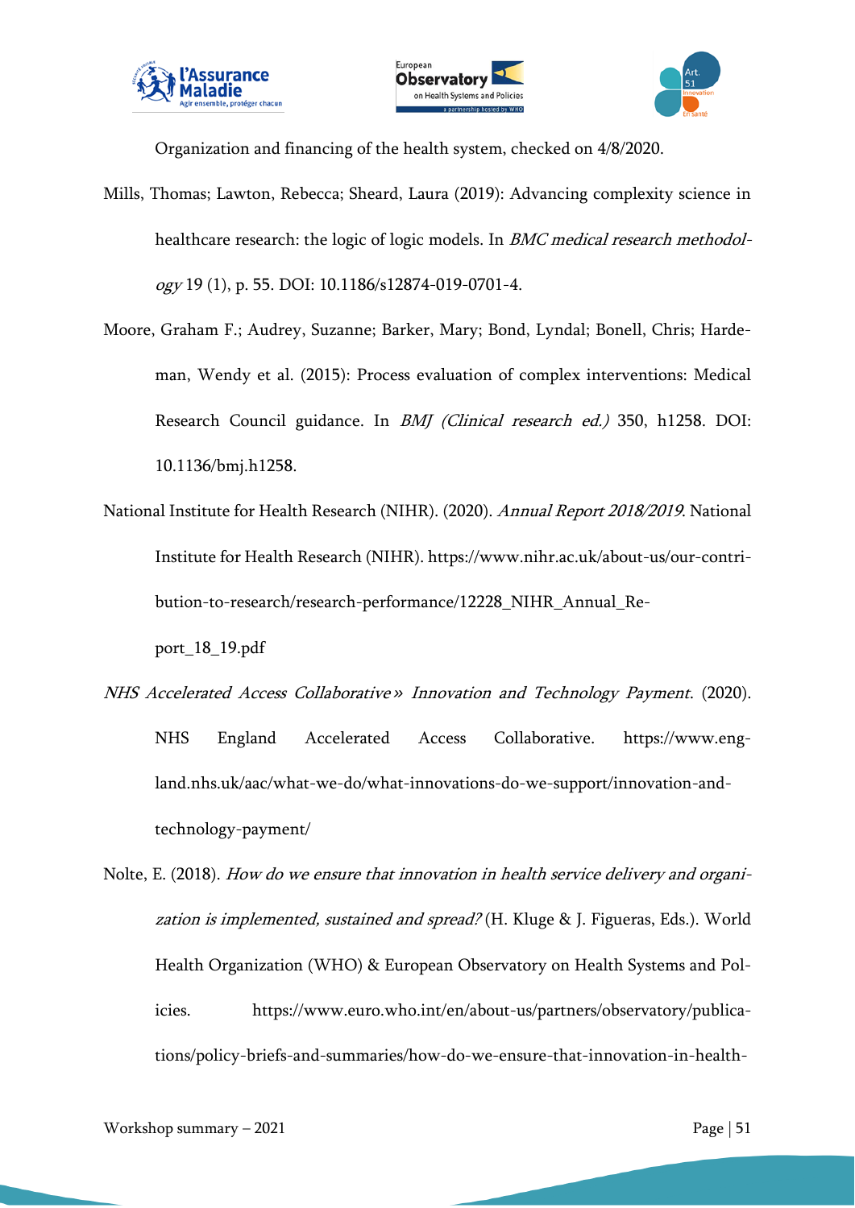Organization and financing of the health system, checked on 4/8/2020.

Mills, Thomas; Lawton, Rebecca; Sheard, Laura (2019): Advancing complexity science in healthcare research: the logic of logic models. In *BMC medical research methodology* 19 (1), p. 55. DOI: 10.1186/s12874-019-0701-4.

Moore, Graham F.; Audrey, Suzanne; Barker, Mary; Bond, Lyndal; Bonell, Chris; Hardeman, Wendy et al. (2015): Process evaluation of complex interventions: Medical Research Council guidance. In *BMJ (Clinical research ed.)* 350, h1258. DOI: 10.1136/bmj.h1258.

National Institute for Health Research (NIHR). (2020). *Annual Report 2018/2019*. National Institute for Health Research (NIHR). https://www.nihr.ac.uk/about-us/our-contribution-to-research/research-performance/12228_NIHR_Annual_Report_18_19.pdf

*NHS Accelerated Access Collaborative » Innovation and Technology Payment*. (2020). NHS England Accelerated Access Collaborative. https://www.england.nhs.uk/aac/what-we-do/what-innovations-do-we-support/innovation-and-technology-payment/

Nolte, E. (2018). *How do we ensure that innovation in health service delivery and organization is implemented, sustained and spread?* (H. Kluge & J. Figueras, Eds.). World Health Organization (WHO) & European Observatory on Health Systems and Policies. https://www.euro.who.int/en/about-us/partners/observatory/publications/policy-briefs-and-summaries/how-do-we-ensure-that-innovation-in-health-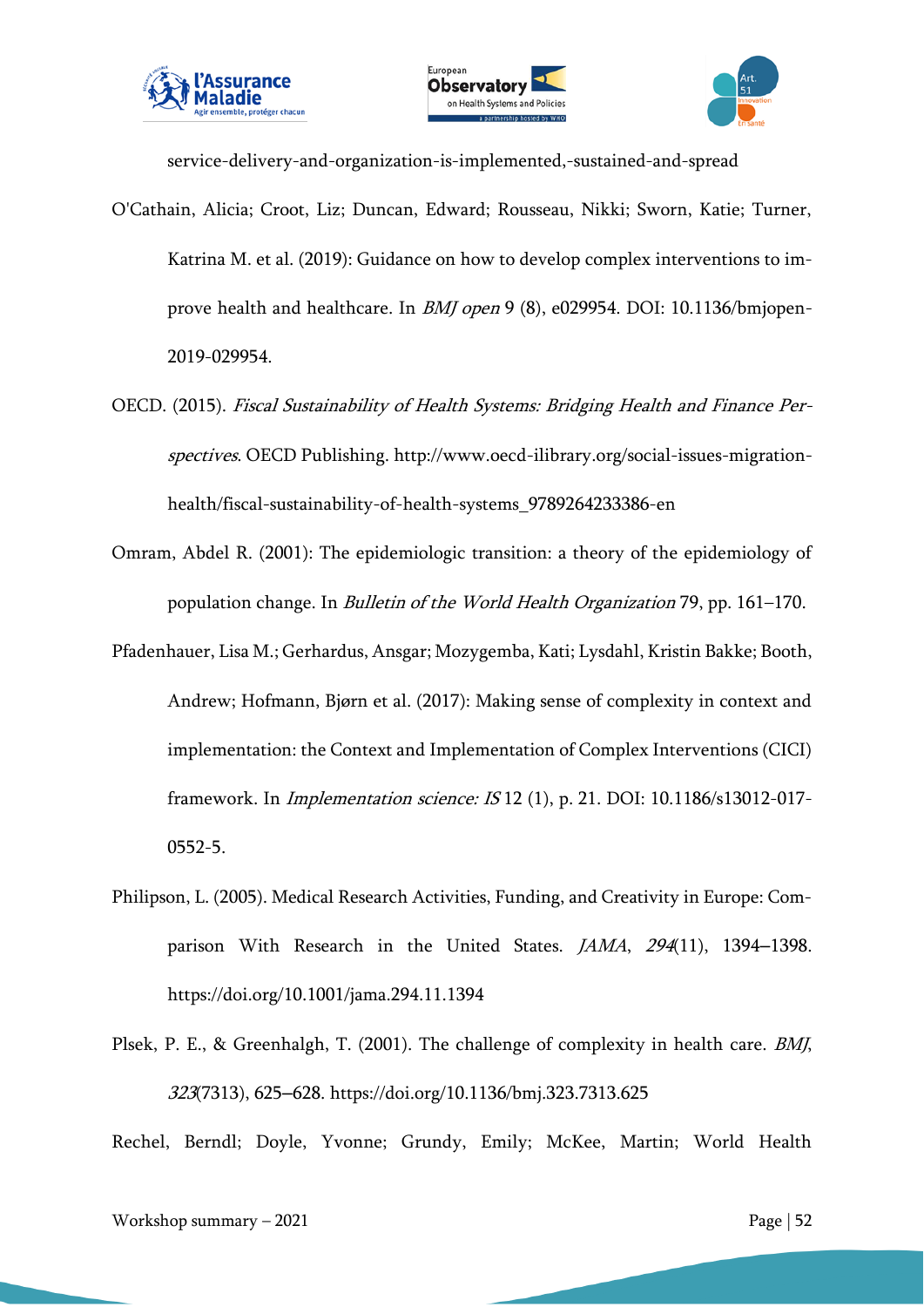service-delivery-and-organization-is-implemented,-sustained-and-spread

O'Cathain, Alicia; Croot, Liz; Duncan, Edward; Rousseau, Nikki; Sworn, Katie; Turner, Katrina M. et al. (2019): Guidance on how to develop complex interventions to improve health and healthcare. In *BMJ open* 9 (8), e029954. DOI: 10.1136/bmjopen-2019-029954.

OECD. (2015). *Fiscal Sustainability of Health Systems: Bridging Health and Finance Perspectives*. OECD Publishing. http://www.oecd-ilibrary.org/social-issues-migration-health/fiscal-sustainability-of-health-systems_9789264233386-en

Omram, Abdel R. (2001): The epidemiologic transition: a theory of the epidemiology of population change. In *Bulletin of the World Health Organization* 79, pp. 161–170.

Pfadenhauer, Lisa M.; Gerhardus, Ansgar; Mozygemba, Kati; Lysdahl, Kristin Bakke; Booth, Andrew; Hofmann, Bjørn et al. (2017): Making sense of complexity in context and implementation: the Context and Implementation of Complex Interventions (CICI) framework. In *Implementation science: IS* 12 (1), p. 21. DOI: 10.1186/s13012-017-0552-5.

Philipson, L. (2005). Medical Research Activities, Funding, and Creativity in Europe: Comparison With Research in the United States. *JAMA*, *294*(11), 1394–1398. https://doi.org/10.1001/jama.294.11.1394

Plsek, P. E., & Greenhalgh, T. (2001). The challenge of complexity in health care. *BMJ*, *323*(7313), 625–628. https://doi.org/10.1136/bmj.323.7313.625

Rechel, Berndl; Doyle, Yvonne; Grundy, Emily; McKee, Martin; World Health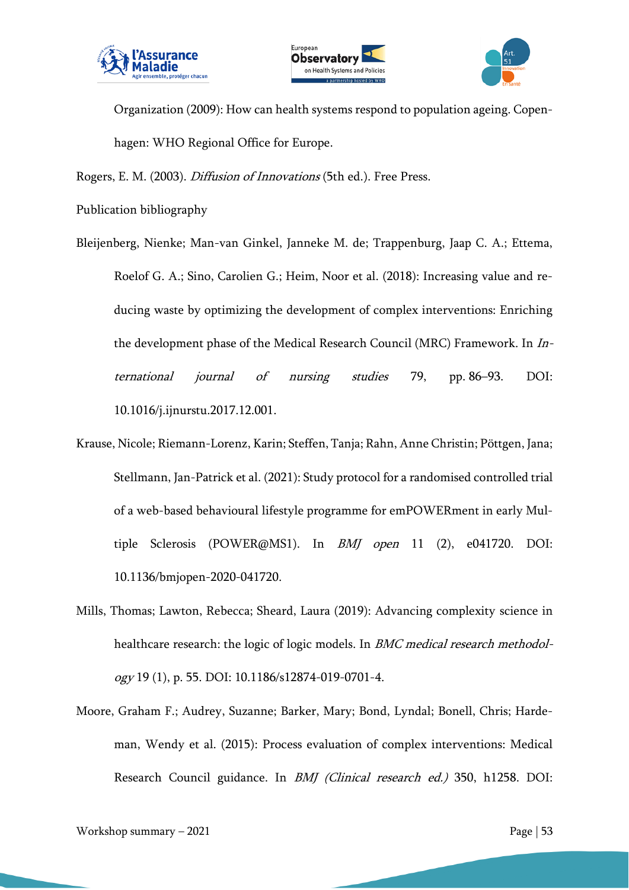Organization (2009): How can health systems respond to population ageing. Copenhagen: WHO Regional Office for Europe.

Rogers, E. M. (2003). *Diffusion of Innovations* (5th ed.). Free Press.

Publication bibliography

Bleijenberg, Nienke; Man-van Ginkel, Janneke M. de; Trappenburg, Jaap C. A.; Ettema, Roelof G. A.; Sino, Carolien G.; Heim, Noor et al. (2018): Increasing value and reducing waste by optimizing the development of complex interventions: Enriching the development phase of the Medical Research Council (MRC) Framework. In *International journal of nursing studies* 79, pp. 86–93. DOI: 10.1016/j.ijnurstu.2017.12.001.

Krause, Nicole; Riemann-Lorenz, Karin; Steffen, Tanja; Rahn, Anne Christin; Pöttgen, Jana; Stellmann, Jan-Patrick et al. (2021): Study protocol for a randomised controlled trial of a web-based behavioural lifestyle programme for emPOWERment in early Multiple Sclerosis (POWER@MS1). In *BMJ open* 11 (2), e041720. DOI: 10.1136/bmjopen-2020-041720.

Mills, Thomas; Lawton, Rebecca; Sheard, Laura (2019): Advancing complexity science in healthcare research: the logic of logic models. In *BMC medical research methodology* 19 (1), p. 55. DOI: 10.1186/s12874-019-0701-4.

Moore, Graham F.; Audrey, Suzanne; Barker, Mary; Bond, Lyndal; Bonell, Chris; Hardeman, Wendy et al. (2015): Process evaluation of complex interventions: Medical Research Council guidance. In *BMJ (Clinical research ed.)* 350, h1258. DOI: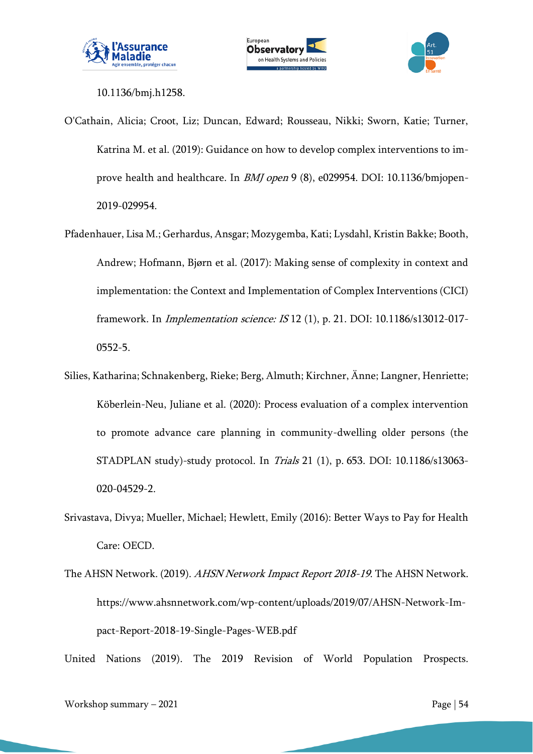10.1136/bmj.h1258.

O'Cathain, Alicia; Croot, Liz; Duncan, Edward; Rousseau, Nikki; Sworn, Katie; Turner, Katrina M. et al. (2019): Guidance on how to develop complex interventions to improve health and healthcare. In *BMJ open* 9 (8), e029954. DOI: 10.1136/bmjopen-2019-029954.

Pfadenhauer, Lisa M.; Gerhardus, Ansgar; Mozygemba, Kati; Lysdahl, Kristin Bakke; Booth, Andrew; Hofmann, Bjørn et al. (2017): Making sense of complexity in context and implementation: the Context and Implementation of Complex Interventions (CICI) framework. In *Implementation science: IS* 12 (1), p. 21. DOI: 10.1186/s13012-017-0552-5.

Silies, Katharina; Schnakenberg, Rieke; Berg, Almuth; Kirchner, Änne; Langner, Henriette; Köberlein-Neu, Juliane et al. (2020): Process evaluation of a complex intervention to promote advance care planning in community-dwelling older persons (the STADPLAN study)-study protocol. In *Trials* 21 (1), p. 653. DOI: 10.1186/s13063-020-04529-2.

Srivastava, Divya; Mueller, Michael; Hewlett, Emily (2016): Better Ways to Pay for Health Care: OECD.

The AHSN Network. (2019). *AHSN Network Impact Report 2018-19*. The AHSN Network. https://www.ahsnnetwork.com/wp-content/uploads/2019/07/AHSN-Network-Impact-Report-2018-19-Single-Pages-WEB.pdf

United Nations (2019). The 2019 Revision of World Population Prospects.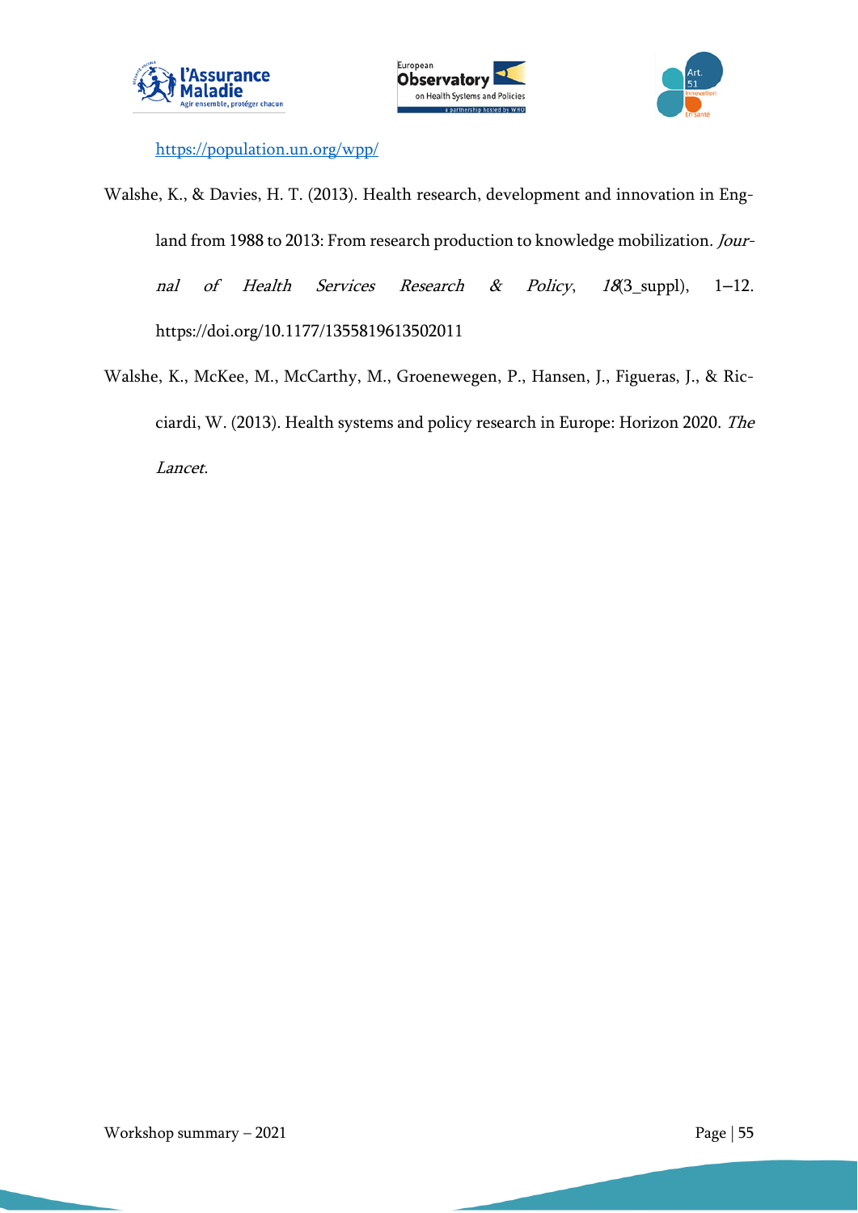https://population.un.org/wpp/

Walshe, K., & Davies, H. T. (2013). Health research, development and innovation in England from 1988 to 2013: From research production to knowledge mobilization. *Journal of Health Services Research & Policy*, *18*(3_suppl), 1–12. https://doi.org/10.1177/1355819613502011

Walshe, K., McKee, M., McCarthy, M., Groenewegen, P., Hansen, J., Figueras, J., & Ricciardi, W. (2013). Health systems and policy research in Europe: Horizon 2020. *The Lancet*.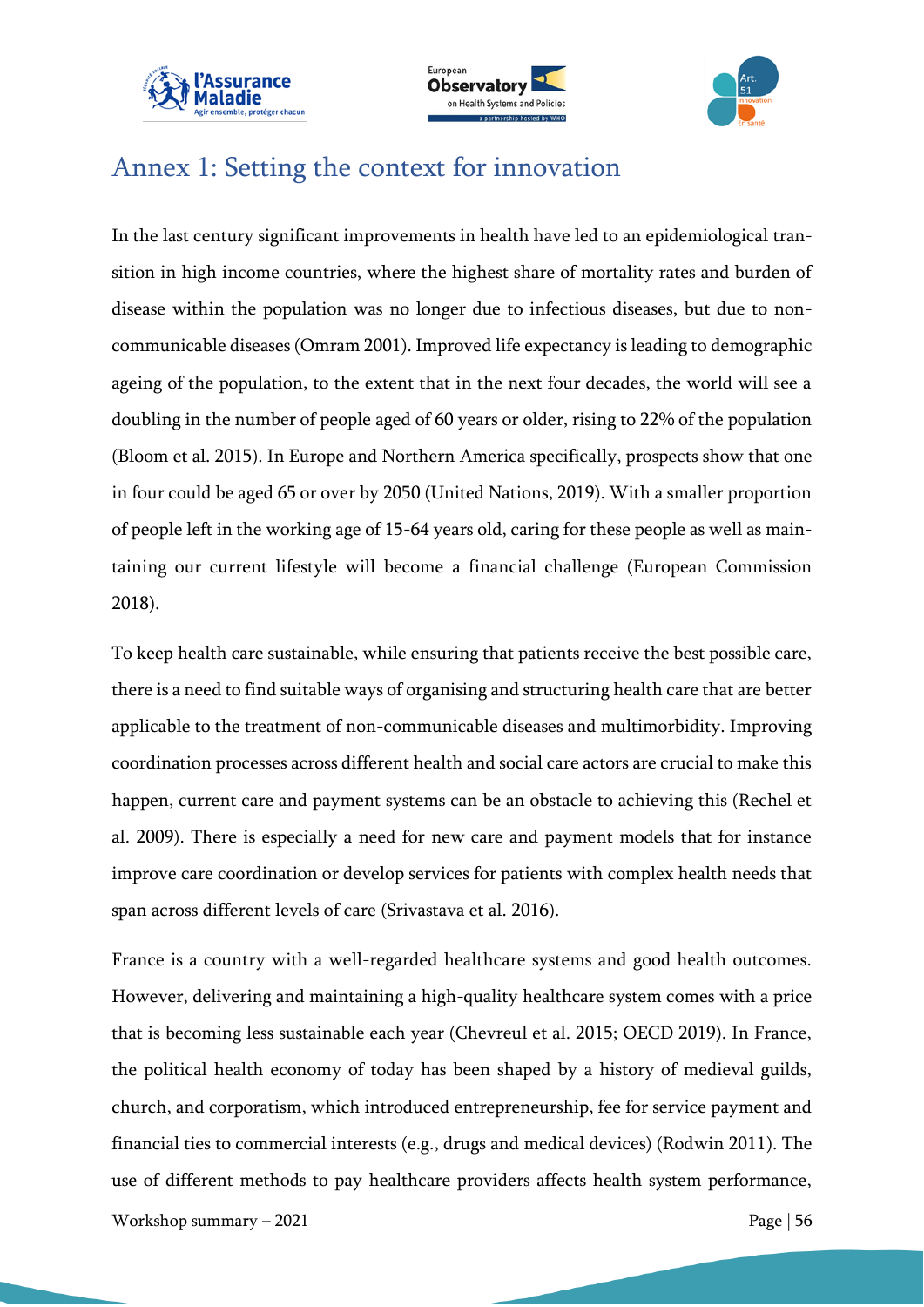# Annex 1: Setting the context for innovation

In the last century significant improvements in health have led to an epidemiological transition in high income countries, where the highest share of mortality rates and burden of disease within the population was no longer due to infectious diseases, but due to non-communicable diseases (Omram 2001). Improved life expectancy is leading to demographic ageing of the population, to the extent that in the next four decades, the world will see a doubling in the number of people aged of 60 years or older, rising to 22% of the population (Bloom et al. 2015). In Europe and Northern America specifically, prospects show that one in four could be aged 65 or over by 2050 (United Nations, 2019). With a smaller proportion of people left in the working age of 15-64 years old, caring for these people as well as maintaining our current lifestyle will become a financial challenge (European Commission 2018).

To keep health care sustainable, while ensuring that patients receive the best possible care, there is a need to find suitable ways of organising and structuring health care that are better applicable to the treatment of non-communicable diseases and multimorbidity. Improving coordination processes across different health and social care actors are crucial to make this happen, current care and payment systems can be an obstacle to achieving this (Rechel et al. 2009). There is especially a need for new care and payment models that for instance improve care coordination or develop services for patients with complex health needs that span across different levels of care (Srivastava et al. 2016).

France is a country with a well-regarded healthcare systems and good health outcomes. However, delivering and maintaining a high-quality healthcare system comes with a price that is becoming less sustainable each year (Chevreul et al. 2015; OECD 2019). In France, the political health economy of today has been shaped by a history of medieval guilds, church, and corporatism, which introduced entrepreneurship, fee for service payment and financial ties to commercial interests (e.g., drugs and medical devices) (Rodwin 2011). The use of different methods to pay healthcare providers affects health system performance,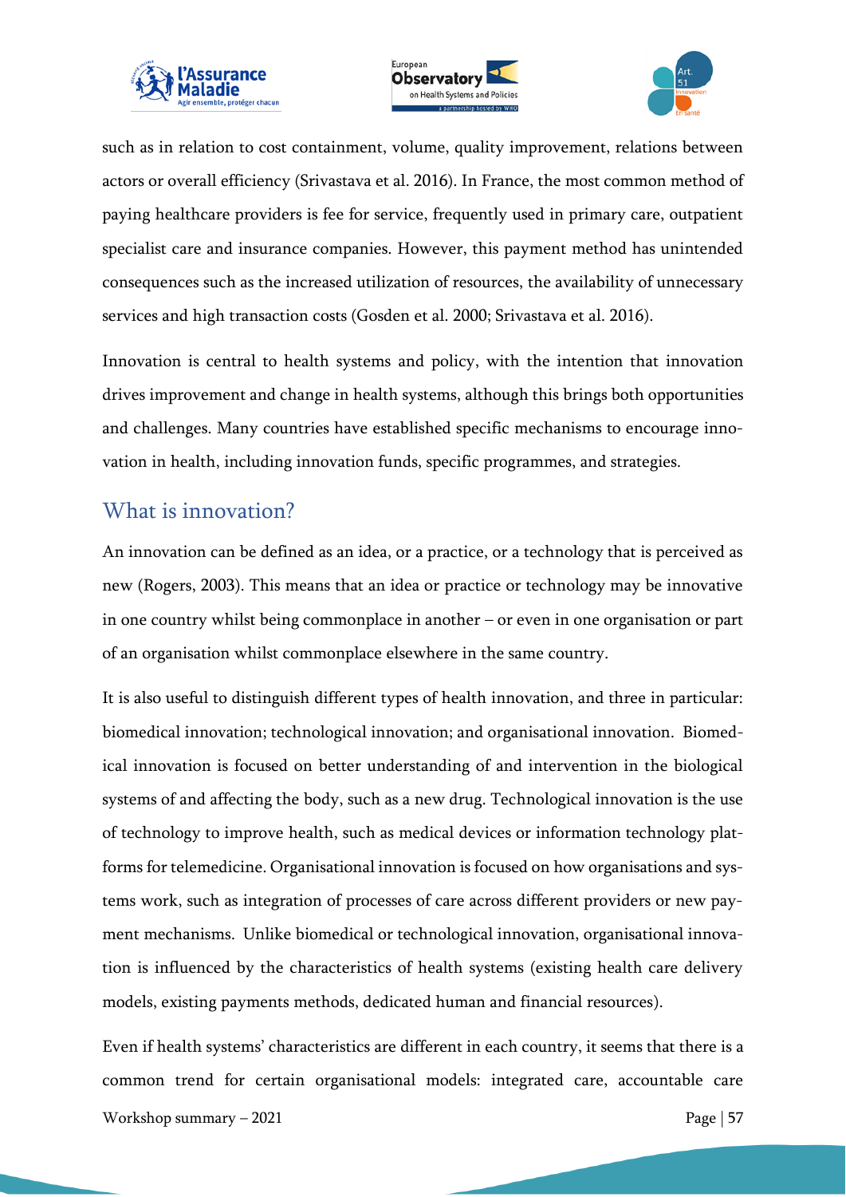such as in relation to cost containment, volume, quality improvement, relations between actors or overall efficiency (Srivastava et al. 2016). In France, the most common method of paying healthcare providers is fee for service, frequently used in primary care, outpatient specialist care and insurance companies. However, this payment method has unintended consequences such as the increased utilization of resources, the availability of unnecessary services and high transaction costs (Gosden et al. 2000; Srivastava et al. 2016).

Innovation is central to health systems and policy, with the intention that innovation drives improvement and change in health systems, although this brings both opportunities and challenges. Many countries have established specific mechanisms to encourage innovation in health, including innovation funds, specific programmes, and strategies.

## What is innovation?

An innovation can be defined as an idea, or a practice, or a technology that is perceived as new (Rogers, 2003). This means that an idea or practice or technology may be innovative in one country whilst being commonplace in another – or even in one organisation or part of an organisation whilst commonplace elsewhere in the same country.

It is also useful to distinguish different types of health innovation, and three in particular: biomedical innovation; technological innovation; and organisational innovation. Biomedical innovation is focused on better understanding of and intervention in the biological systems of and affecting the body, such as a new drug. Technological innovation is the use of technology to improve health, such as medical devices or information technology platforms for telemedicine. Organisational innovation is focused on how organisations and systems work, such as integration of processes of care across different providers or new payment mechanisms. Unlike biomedical or technological innovation, organisational innovation is influenced by the characteristics of health systems (existing health care delivery models, existing payments methods, dedicated human and financial resources).

Even if health systems' characteristics are different in each country, it seems that there is a common trend for certain organisational models: integrated care, accountable care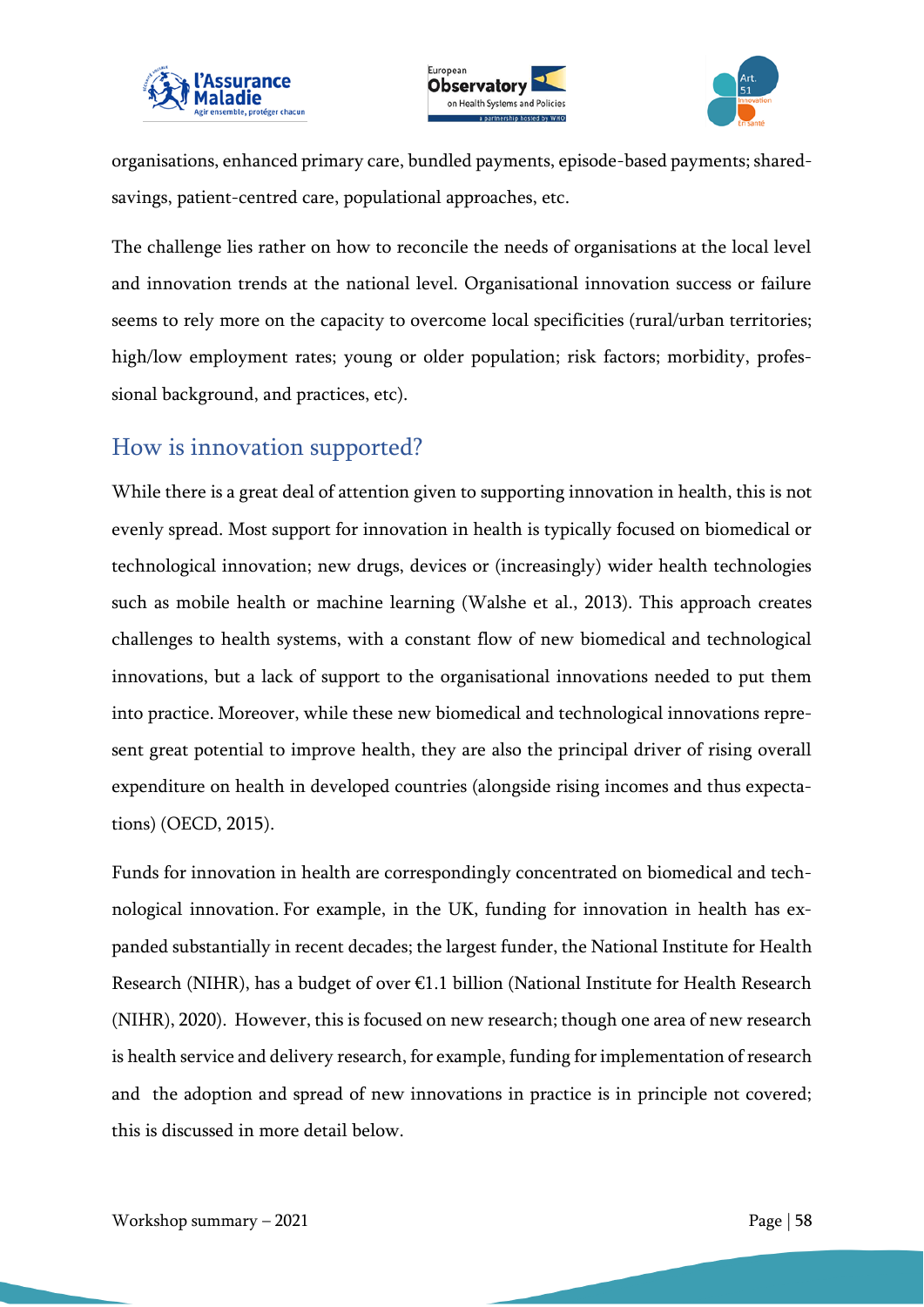organisations, enhanced primary care, bundled payments, episode-based payments; shared-savings, patient-centred care, populational approaches, etc.

The challenge lies rather on how to reconcile the needs of organisations at the local level and innovation trends at the national level. Organisational innovation success or failure seems to rely more on the capacity to overcome local specificities (rural/urban territories; high/low employment rates; young or older population; risk factors; morbidity, professional background, and practices, etc).

## How is innovation supported?

While there is a great deal of attention given to supporting innovation in health, this is not evenly spread. Most support for innovation in health is typically focused on biomedical or technological innovation; new drugs, devices or (increasingly) wider health technologies such as mobile health or machine learning (Walshe et al., 2013). This approach creates challenges to health systems, with a constant flow of new biomedical and technological innovations, but a lack of support to the organisational innovations needed to put them into practice. Moreover, while these new biomedical and technological innovations represent great potential to improve health, they are also the principal driver of rising overall expenditure on health in developed countries (alongside rising incomes and thus expectations) (OECD, 2015).

Funds for innovation in health are correspondingly concentrated on biomedical and technological innovation. For example, in the UK, funding for innovation in health has expanded substantially in recent decades; the largest funder, the National Institute for Health Research (NIHR), has a budget of over €1.1 billion (National Institute for Health Research (NIHR), 2020). However, this is focused on new research; though one area of new research is health service and delivery research, for example, funding for implementation of research and the adoption and spread of new innovations in practice is in principle not covered; this is discussed in more detail below.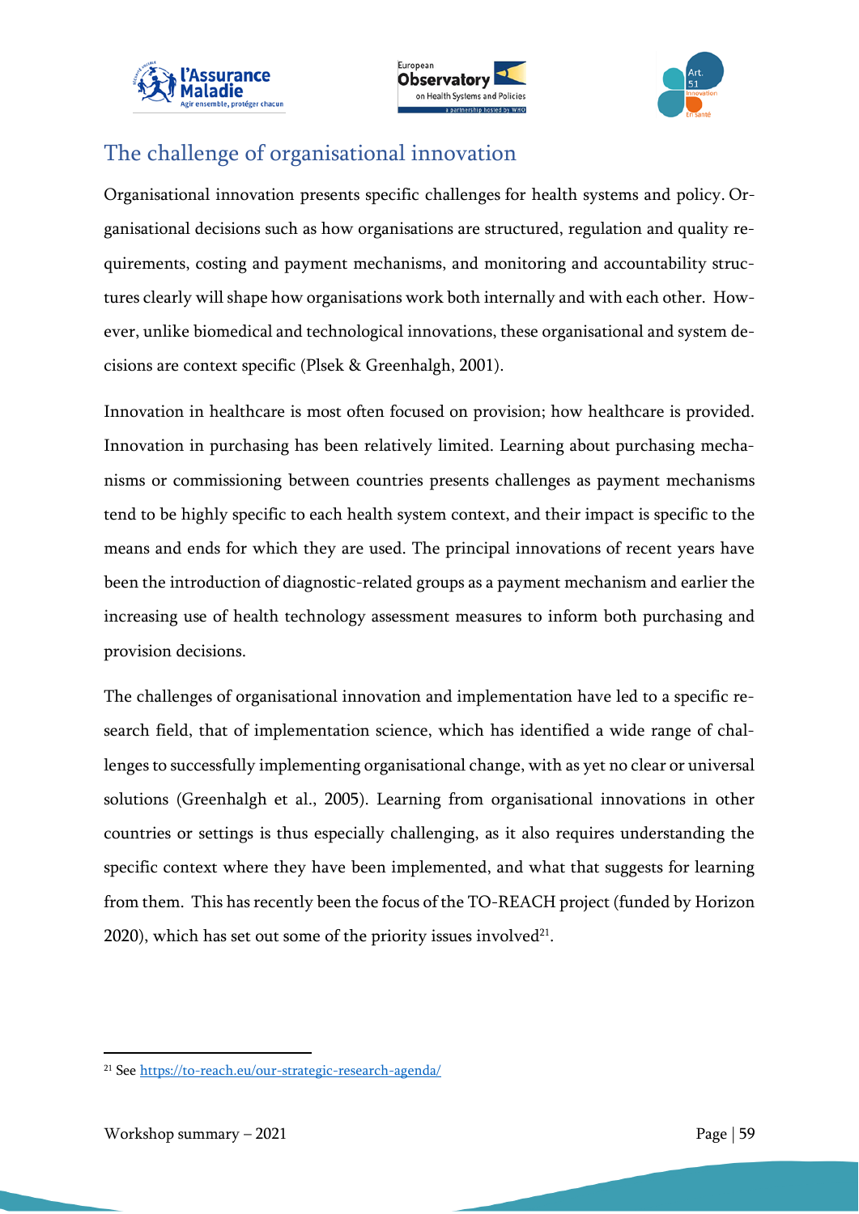## The challenge of organisational innovation

Organisational innovation presents specific challenges for health systems and policy. Organisational decisions such as how organisations are structured, regulation and quality requirements, costing and payment mechanisms, and monitoring and accountability structures clearly will shape how organisations work both internally and with each other. However, unlike biomedical and technological innovations, these organisational and system decisions are context specific (Plsek & Greenhalgh, 2001).

Innovation in healthcare is most often focused on provision; how healthcare is provided. Innovation in purchasing has been relatively limited. Learning about purchasing mechanisms or commissioning between countries presents challenges as payment mechanisms tend to be highly specific to each health system context, and their impact is specific to the means and ends for which they are used. The principal innovations of recent years have been the introduction of diagnostic-related groups as a payment mechanism and earlier the increasing use of health technology assessment measures to inform both purchasing and provision decisions.

The challenges of organisational innovation and implementation have led to a specific research field, that of implementation science, which has identified a wide range of challenges to successfully implementing organisational change, with as yet no clear or universal solutions (Greenhalgh et al., 2005). Learning from organisational innovations in other countries or settings is thus especially challenging, as it also requires understanding the specific context where they have been implemented, and what that suggests for learning from them. This has recently been the focus of the TO-REACH project (funded by Horizon 2020), which has set out some of the priority issues involved[21].

[21] See https://to-reach.eu/our-strategic-research-agenda/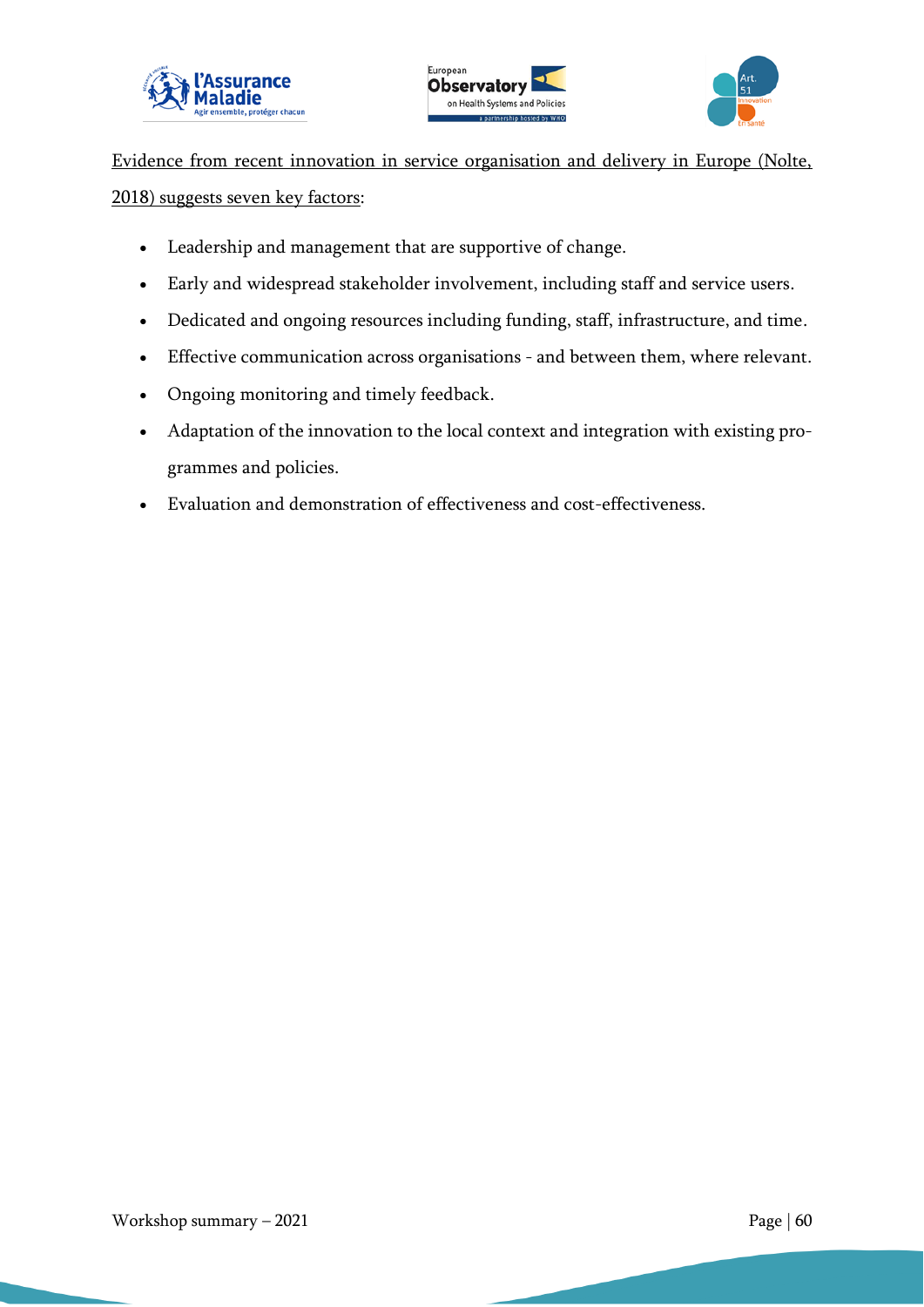Evidence from recent innovation in service organisation and delivery in Europe (Nolte, 2018) suggests seven key factors:

- Leadership and management that are supportive of change.
- Early and widespread stakeholder involvement, including staff and service users.
- Dedicated and ongoing resources including funding, staff, infrastructure, and time.
- Effective communication across organisations - and between them, where relevant.
- Ongoing monitoring and timely feedback.
- Adaptation of the innovation to the local context and integration with existing programmes and policies.
- Evaluation and demonstration of effectiveness and cost-effectiveness.